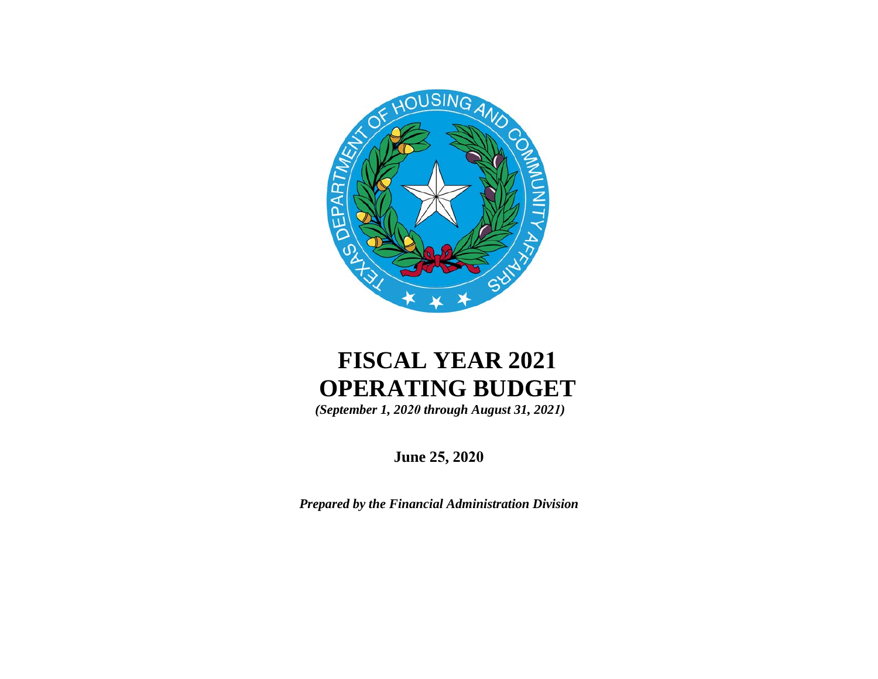# FISCAL YEAR 2021
# OPERATING BUDGET

***(September 1, 2020 through August 31, 2021)***

**June 25, 2020**

***Prepared by the Financial Administration Division***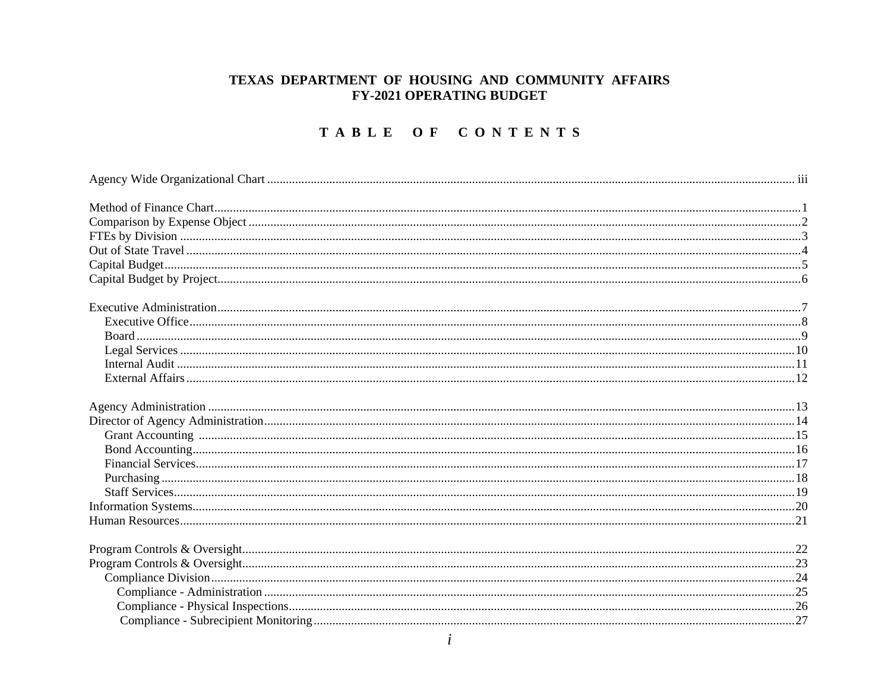# TEXAS DEPARTMENT OF HOUSING AND COMMUNITY AFFAIRS
## FY-2021 OPERATING BUDGET

### TABLE OF CONTENTS

Agency Wide Organizational Chart ........ iii

Method of Finance Chart ........ 1
Comparison by Expense Object ........ 2
FTEs by Division ........ 3
Out of State Travel ........ 4
Capital Budget ........ 5
Capital Budget by Project ........ 6

Executive Administration ........ 7
- Executive Office ........ 8
- Board ........ 9
- Legal Services ........ 10
- Internal Audit ........ 11
- External Affairs ........ 12

Agency Administration ........ 13
Director of Agency Administration ........ 14
- Grant Accounting ........ 15
- Bond Accounting ........ 16
- Financial Services ........ 17
- Purchasing ........ 18
- Staff Services ........ 19

Information Systems ........ 20
Human Resources ........ 21

Program Controls & Oversight ........ 22
Program Controls & Oversight ........ 23
- Compliance Division ........ 24
  - Compliance - Administration ........ 25
  - Compliance - Physical Inspections ........ 26
  - Compliance - Subrecipient Monitoring ........ 27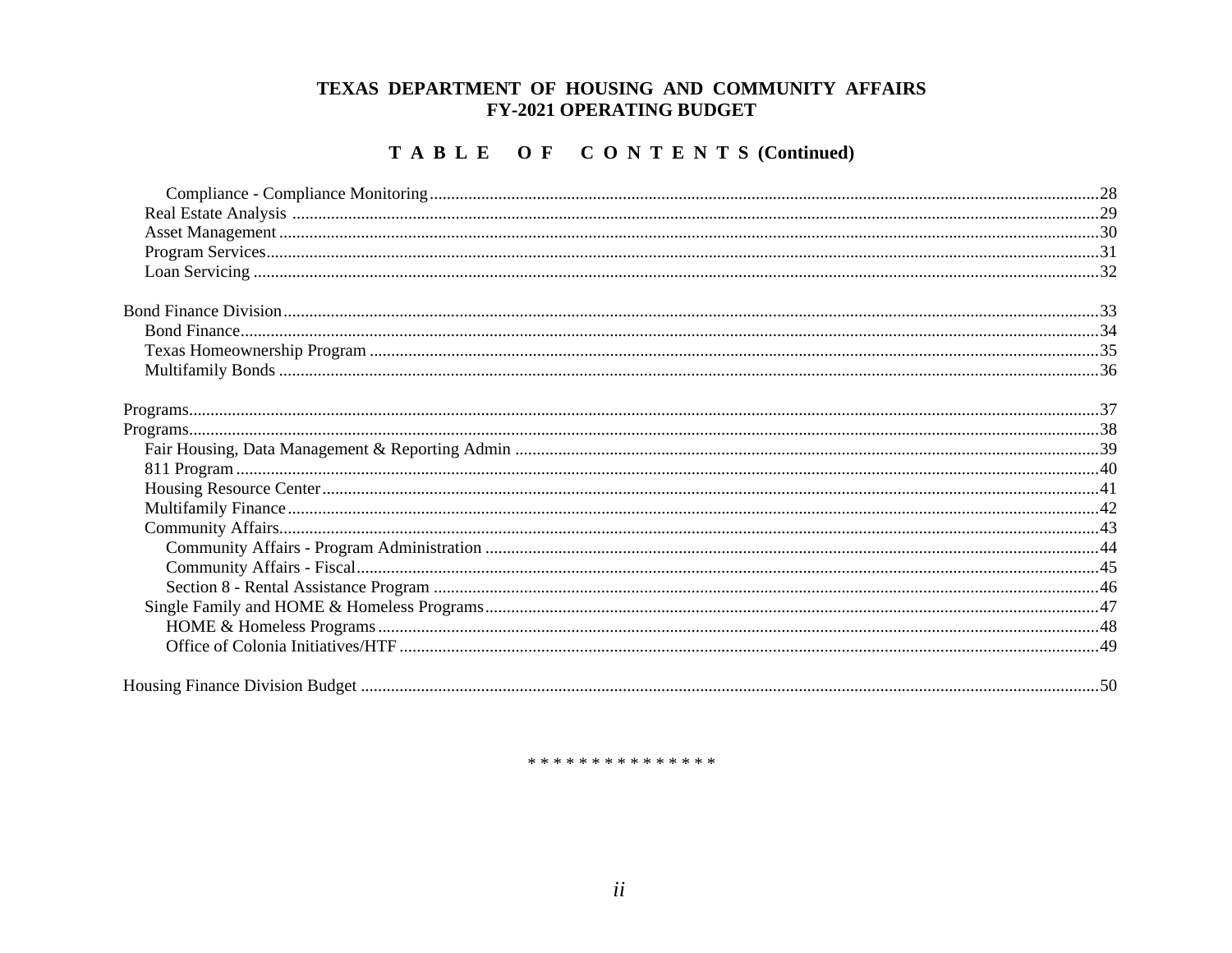# TEXAS DEPARTMENT OF HOUSING AND COMMUNITY AFFAIRS
## FY-2021 OPERATING BUDGET

### T A B L E O F C O N T E N T S (Continued)

| | |
|---|---|
| Compliance - Compliance Monitoring | 28 |
| Real Estate Analysis | 29 |
| Asset Management | 30 |
| Program Services | 31 |
| Loan Servicing | 32 |
| | |
| Bond Finance Division | 33 |
| Bond Finance | 34 |
| Texas Homeownership Program | 35 |
| Multifamily Bonds | 36 |
| | |
| Programs | 37 |
| Programs | 38 |
| Fair Housing, Data Management & Reporting Admin | 39 |
| 811 Program | 40 |
| Housing Resource Center | 41 |
| Multifamily Finance | 42 |
| Community Affairs | 43 |
| Community Affairs - Program Administration | 44 |
| Community Affairs - Fiscal | 45 |
| Section 8 - Rental Assistance Program | 46 |
| Single Family and HOME & Homeless Programs | 47 |
| HOME & Homeless Programs | 48 |
| Office of Colonia Initiatives/HTF | 49 |
| | |
| Housing Finance Division Budget | 50 |

\* \* \* \* \* \* \* \* \* \* \* \* \* \* \*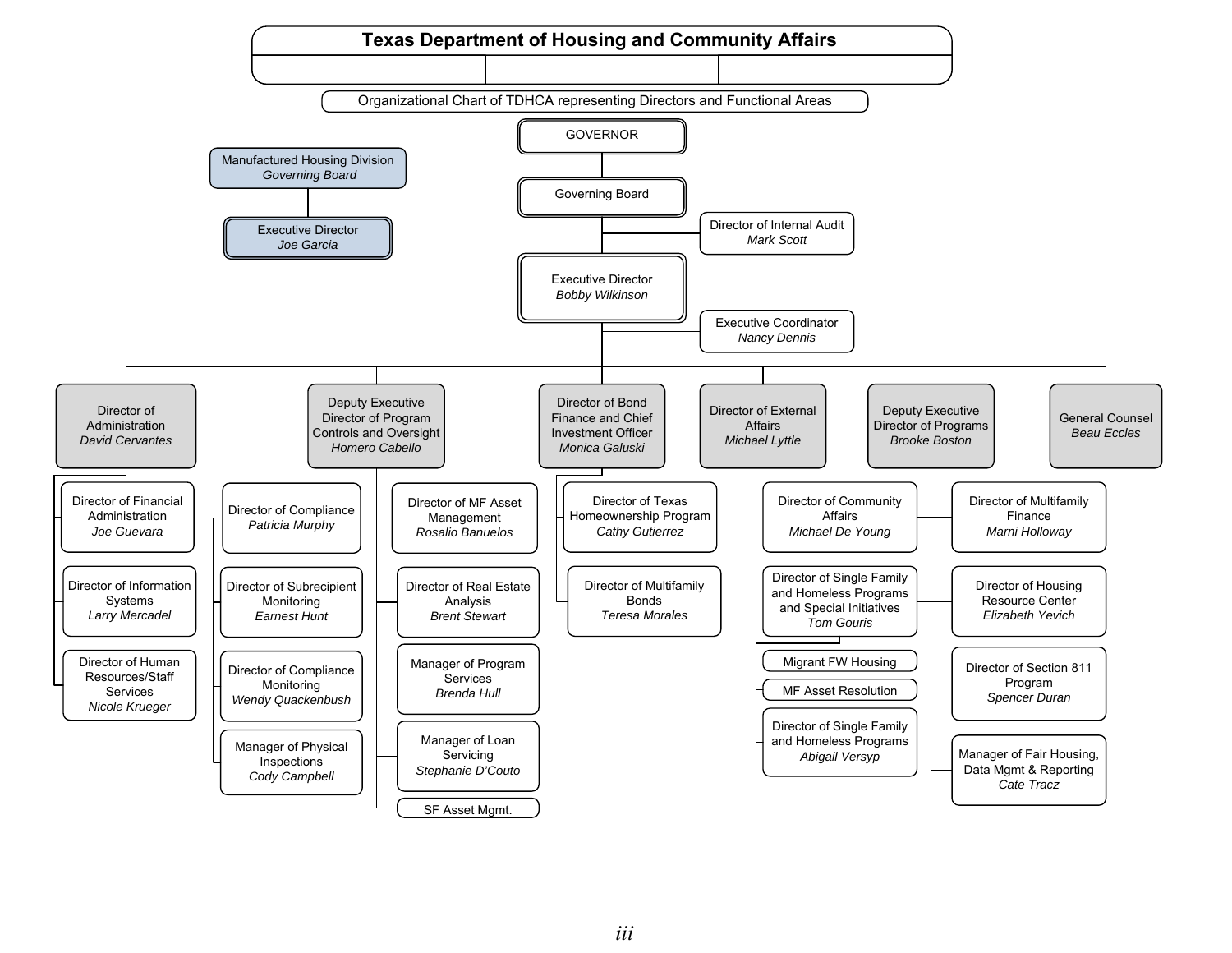# Texas Department of Housing and Community Affairs

Organizational Chart of TDHCA representing Directors and Functional Areas

GOVERNOR

Manufactured Housing Division *Governing Board*

Executive Director *Joe Garcia*

Governing Board

Director of Internal Audit *Mark Scott*

Executive Director *Bobby Wilkinson*

Executive Coordinator *Nancy Dennis*

Director of Administration *David Cervantes*

- Director of Financial Administration *Joe Guevara*
- Director of Information Systems *Larry Mercadel*
- Director of Human Resources/Staff Services *Nicole Krueger*

Deputy Executive Director of Program Controls and Oversight *Homero Cabello*

- Director of Compliance *Patricia Murphy*
  - Director of Subrecipient Monitoring *Earnest Hunt*
  - Director of Compliance Monitoring *Wendy Quackenbush*
  - Manager of Physical Inspections *Cody Campbell*
- Director of MF Asset Management *Rosalio Banuelos*
- Director of Real Estate Analysis *Brent Stewart*
- Manager of Program Services *Brenda Hull*
- Manager of Loan Servicing *Stephanie D'Couto*
- SF Asset Mgmt.

Director of Bond Finance and Chief Investment Officer *Monica Galuski*

- Director of Texas Homeownership Program *Cathy Gutierrez*
- Director of Multifamily Bonds *Teresa Morales*

Director of External Affairs *Michael Lyttle*

Deputy Executive Director of Programs *Brooke Boston*

- Director of Community Affairs *Michael De Young*
- Director of Single Family and Homeless Programs and Special Initiatives *Tom Gouris*
  - Migrant FW Housing
  - MF Asset Resolution
  - Director of Single Family and Homeless Programs *Abigail Versyp*
- Director of Multifamily Finance *Marni Holloway*
- Director of Housing Resource Center *Elizabeth Yevich*
- Director of Section 811 Program *Spencer Duran*
- Manager of Fair Housing, Data Mgmt & Reporting *Cate Tracz*

General Counsel *Beau Eccles*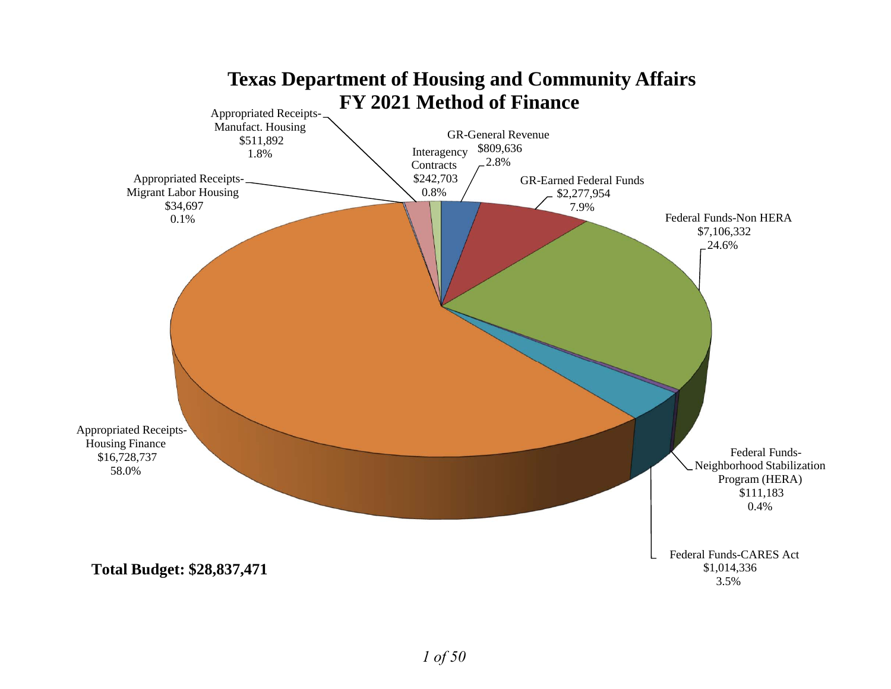# Texas Department of Housing and Community Affairs
# FY 2021 Method of Finance

Appropriated Receipts-Manufact. Housing
$511,892
1.8%

Appropriated Receipts-Migrant Labor Housing
$34,697
0.1%

Interagency Contracts
$242,703
0.8%

GR-General Revenue
$809,636
2.8%

GR-Earned Federal Funds
$2,277,954
7.9%

Federal Funds-Non HERA
$7,106,332
24.6%

Appropriated Receipts-Housing Finance
$16,728,737
58.0%

Federal Funds-Neighborhood Stabilization Program (HERA)
$111,183
0.4%

Federal Funds-CARES Act
$1,014,336
3.5%

**Total Budget: $28,837,471**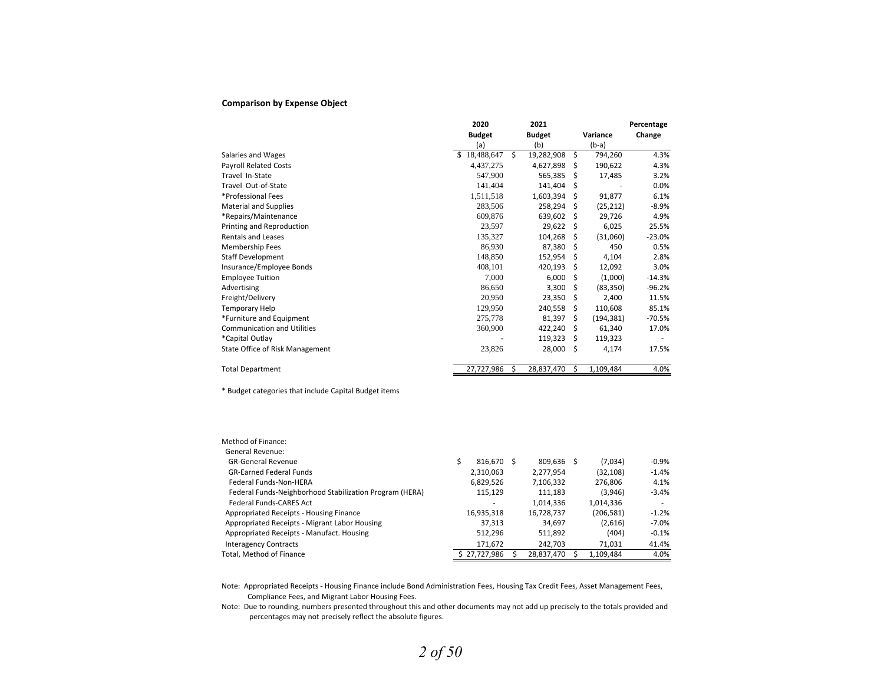**Comparison by Expense Object**

| | 2020 Budget (a) | 2021 Budget (b) | Variance (b-a) | Percentage Change |
|---|---|---|---|---|
| Salaries and Wages | $ 18,488,647 | $ 19,282,908 | $ 794,260 | 4.3% |
| Payroll Related Costs | 4,437,275 | 4,627,898 | $ 190,622 | 4.3% |
| Travel In-State | 547,900 | 565,385 | $ 17,485 | 3.2% |
| Travel Out-of-State | 141,404 | 141,404 | $ - | 0.0% |
| *Professional Fees | 1,511,518 | 1,603,394 | $ 91,877 | 6.1% |
| Material and Supplies | 283,506 | 258,294 | $ (25,212) | -8.9% |
| *Repairs/Maintenance | 609,876 | 639,602 | $ 29,726 | 4.9% |
| Printing and Reproduction | 23,597 | 29,622 | $ 6,025 | 25.5% |
| Rentals and Leases | 135,327 | 104,268 | $ (31,060) | -23.0% |
| Membership Fees | 86,930 | 87,380 | $ 450 | 0.5% |
| Staff Development | 148,850 | 152,954 | $ 4,104 | 2.8% |
| Insurance/Employee Bonds | 408,101 | 420,193 | $ 12,092 | 3.0% |
| Employee Tuition | 7,000 | 6,000 | $ (1,000) | -14.3% |
| Advertising | 86,650 | 3,300 | $ (83,350) | -96.2% |
| Freight/Delivery | 20,950 | 23,350 | $ 2,400 | 11.5% |
| Temporary Help | 129,950 | 240,558 | $ 110,608 | 85.1% |
| *Furniture and Equipment | 275,778 | 81,397 | $ (194,381) | -70.5% |
| Communication and Utilities | 360,900 | 422,240 | $ 61,340 | 17.0% |
| *Capital Outlay | - | 119,323 | $ 119,323 | - |
| State Office of Risk Management | 23,826 | 28,000 | $ 4,174 | 17.5% |
| Total Department | 27,727,986 | $ 28,837,470 | $ 1,109,484 | 4.0% |

* Budget categories that include Capital Budget items

| Method of Finance: | | | | |
|---|---|---|---|---|
| General Revenue: | | | | |
| GR-General Revenue | $ 816,670 | $ 809,636 | $ (7,034) | -0.9% |
| GR-Earned Federal Funds | 2,310,063 | 2,277,954 | (32,108) | -1.4% |
| Federal Funds-Non-HERA | 6,829,526 | 7,106,332 | 276,806 | 4.1% |
| Federal Funds-Neighborhood Stabilization Program (HERA) | 115,129 | 111,183 | (3,946) | -3.4% |
| Federal Funds-CARES Act | - | 1,014,336 | 1,014,336 | - |
| Appropriated Receipts - Housing Finance | 16,935,318 | 16,728,737 | (206,581) | -1.2% |
| Appropriated Receipts - Migrant Labor Housing | 37,313 | 34,697 | (2,616) | -7.0% |
| Appropriated Receipts - Manufact. Housing | 512,296 | 511,892 | (404) | -0.1% |
| Interagency Contracts | 171,672 | 242,703 | 71,031 | 41.4% |
| Total, Method of Finance | $ 27,727,986 | $ 28,837,470 | $ 1,109,484 | 4.0% |

Note: Appropriated Receipts - Housing Finance include Bond Administration Fees, Housing Tax Credit Fees, Asset Management Fees, Compliance Fees, and Migrant Labor Housing Fees.

Note: Due to rounding, numbers presented throughout this and other documents may not add up precisely to the totals provided and percentages may not precisely reflect the absolute figures.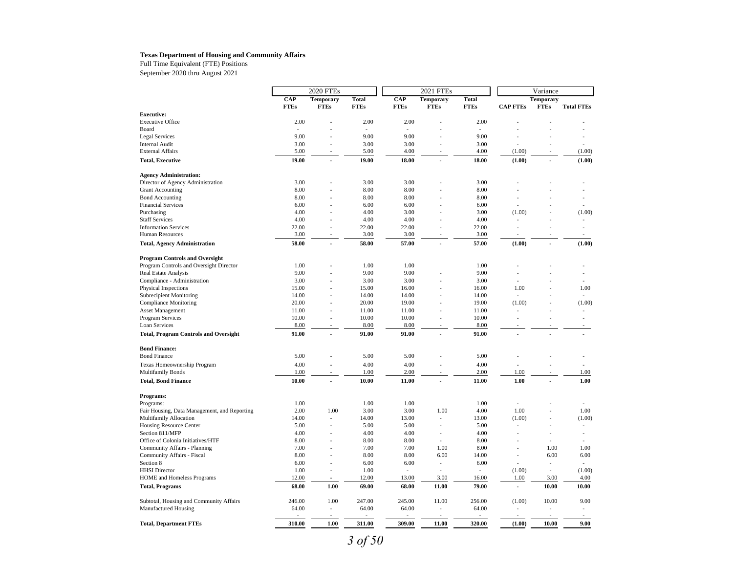**Texas Department of Housing and Community Affairs**

Full Time Equivalent (FTE) Positions

September 2020 thru August 2021

| | 2020 FTEs | | | 2021 FTEs | | | Variance | | |
|---|---|---|---|---|---|---|---|---|---|
| | CAP FTEs | Temporary FTEs | Total FTEs | CAP FTEs | Temporary FTEs | Total FTEs | CAP FTEs | Temporary FTEs | Total FTEs |
| **Executive:** | | | | | | | | | |
| Executive Office | 2.00 | - | 2.00 | 2.00 | - | 2.00 | - | - | - |
| Board | - | - | - | - | - | - | - | - | - |
| Legal Services | 9.00 | - | 9.00 | 9.00 | - | 9.00 | - | - | - |
| Internal Audit | 3.00 | - | 3.00 | 3.00 | - | 3.00 | - | - | - |
| External Affairs | 5.00 | - | 5.00 | 4.00 | - | 4.00 | (1.00) | - | (1.00) |
| **Total, Executive** | **19.00** | **-** | **19.00** | **18.00** | **-** | **18.00** | **(1.00)** | **-** | **(1.00)** |
| **Agency Administration:** | | | | | | | | | |
| Director of Agency Administration | 3.00 | - | 3.00 | 3.00 | - | 3.00 | - | - | - |
| Grant Accounting | 8.00 | - | 8.00 | 8.00 | - | 8.00 | - | - | - |
| Bond Accounting | 8.00 | - | 8.00 | 8.00 | - | 8.00 | - | - | - |
| Financial Services | 6.00 | - | 6.00 | 6.00 | - | 6.00 | - | - | - |
| Purchasing | 4.00 | - | 4.00 | 3.00 | - | 3.00 | (1.00) | - | (1.00) |
| Staff Services | 4.00 | - | 4.00 | 4.00 | - | 4.00 | - | - | - |
| Information Services | 22.00 | - | 22.00 | 22.00 | - | 22.00 | - | - | - |
| Human Resources | 3.00 | - | 3.00 | 3.00 | - | 3.00 | - | - | - |
| **Total, Agency Administration** | **58.00** | **-** | **58.00** | **57.00** | **-** | **57.00** | **(1.00)** | **-** | **(1.00)** |
| **Program Controls and Oversight** | | | | | | | | | |
| Program Controls and Oversight Director | 1.00 | - | 1.00 | 1.00 | | 1.00 | - | - | - |
| Real Estate Analysis | 9.00 | - | 9.00 | 9.00 | - | 9.00 | - | - | - |
| Compliance - Administration | 3.00 | - | 3.00 | 3.00 | - | 3.00 | - | - | - |
| Physical Inspections | 15.00 | - | 15.00 | 16.00 | - | 16.00 | 1.00 | - | 1.00 |
| Subrecipient Monitoring | 14.00 | - | 14.00 | 14.00 | - | 14.00 | - | - | - |
| Compliance Monitoring | 20.00 | - | 20.00 | 19.00 | - | 19.00 | (1.00) | - | (1.00) |
| Asset Management | 11.00 | - | 11.00 | 11.00 | - | 11.00 | - | - | - |
| Program Services | 10.00 | - | 10.00 | 10.00 | - | 10.00 | - | - | - |
| Loan Services | 8.00 | - | 8.00 | 8.00 | - | 8.00 | - | - | - |
| **Total, Program Controls and Oversight** | **91.00** | **-** | **91.00** | **91.00** | **-** | **91.00** | **-** | **-** | **-** |
| **Bond Finance:** | | | | | | | | | |
| Bond Finance | 5.00 | - | 5.00 | 5.00 | - | 5.00 | - | - | - |
| Texas Homeownership Program | 4.00 | - | 4.00 | 4.00 | - | 4.00 | - | - | - |
| Multifamily Bonds | 1.00 | - | 1.00 | 2.00 | - | 2.00 | 1.00 | - | 1.00 |
| **Total, Bond Finance** | **10.00** | **-** | **10.00** | **11.00** | **-** | **11.00** | **1.00** | **-** | **1.00** |
| **Programs:** | | | | | | | | | |
| Programs: | 1.00 | | 1.00 | 1.00 | | 1.00 | - | - | - |
| Fair Housing, Data Management, and Reporting | 2.00 | 1.00 | 3.00 | 3.00 | 1.00 | 4.00 | 1.00 | - | 1.00 |
| Multifamily Allocation | 14.00 | - | 14.00 | 13.00 | - | 13.00 | (1.00) | - | (1.00) |
| Housing Resource Center | 5.00 | - | 5.00 | 5.00 | - | 5.00 | - | - | - |
| Section 811/MFP | 4.00 | - | 4.00 | 4.00 | - | 4.00 | - | - | - |
| Office of Colonia Initiatives/HTF | 8.00 | - | 8.00 | 8.00 | - | 8.00 | - | - | - |
| Community Affairs - Planning | 7.00 | - | 7.00 | 7.00 | 1.00 | 8.00 | - | 1.00 | 1.00 |
| Community Affairs - Fiscal | 8.00 | - | 8.00 | 8.00 | 6.00 | 14.00 | - | 6.00 | 6.00 |
| Section 8 | 6.00 | - | 6.00 | 6.00 | - | 6.00 | - | - | - |
| HHSI Director | 1.00 | - | 1.00 | - | - | - | (1.00) | - | (1.00) |
| HOME and Homeless Programs | 12.00 | - | 12.00 | 13.00 | 3.00 | 16.00 | 1.00 | 3.00 | 4.00 |
| **Total, Programs** | **68.00** | **1.00** | **69.00** | **68.00** | **11.00** | **79.00** | **-** | **10.00** | **10.00** |
| Subtotal, Housing and Community Affairs | 246.00 | 1.00 | 247.00 | 245.00 | 11.00 | 256.00 | (1.00) | 10.00 | 9.00 |
| Manufactured Housing | 64.00 | - | 64.00 | 64.00 | - | 64.00 | - | - | - |
| | - | - | - | - | - | - | - | - | - |
| **Total, Department FTEs** | **310.00** | **1.00** | **311.00** | **309.00** | **11.00** | **320.00** | **(1.00)** | **10.00** | **9.00** |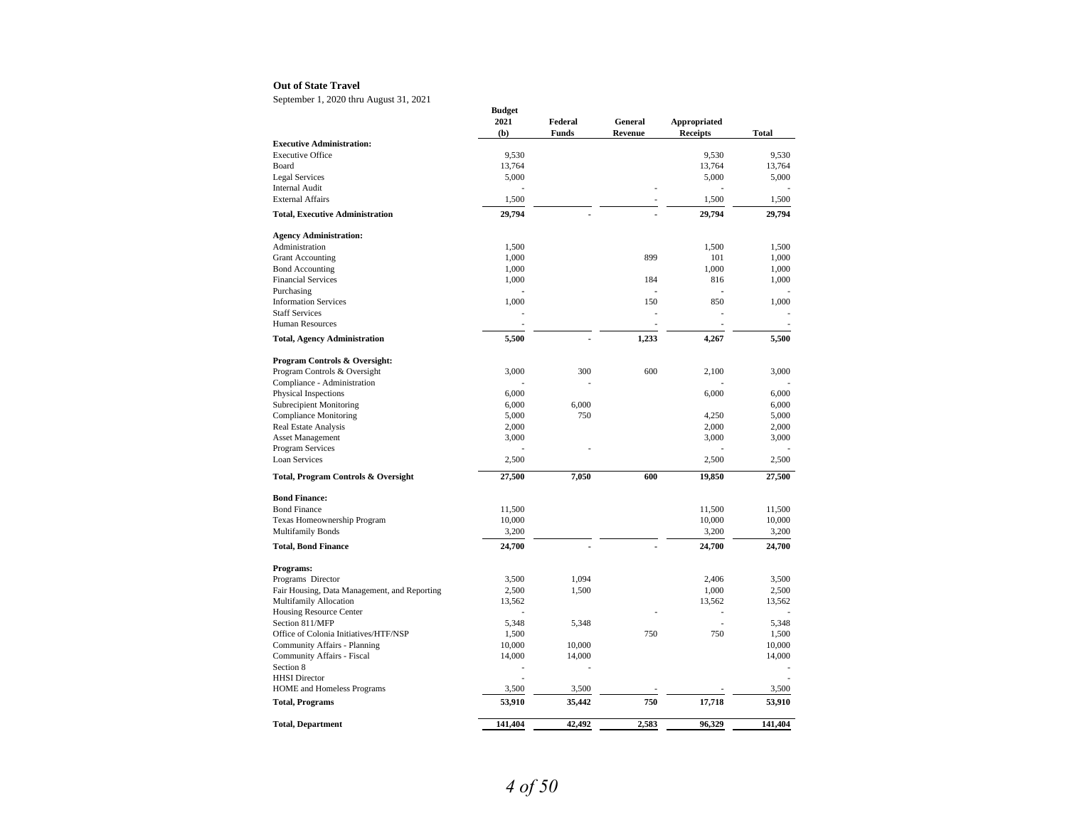**Out of State Travel**

September 1, 2020 thru August 31, 2021

| | Budget 2021 (b) | Federal Funds | General Revenue | Appropriated Receipts | Total |
|---|---|---|---|---|---|
| **Executive Administration:** | | | | | |
| Executive Office | 9,530 | | | 9,530 | 9,530 |
| Board | 13,764 | | | 13,764 | 13,764 |
| Legal Services | 5,000 | | | 5,000 | 5,000 |
| Internal Audit | - | | - | - | - |
| External Affairs | 1,500 | | - | 1,500 | 1,500 |
| **Total, Executive Administration** | **29,794** | **-** | **-** | **29,794** | **29,794** |
| **Agency Administration:** | | | | | |
| Administration | 1,500 | | | 1,500 | 1,500 |
| Grant Accounting | 1,000 | | 899 | 101 | 1,000 |
| Bond Accounting | 1,000 | | | 1,000 | 1,000 |
| Financial Services | 1,000 | | 184 | 816 | 1,000 |
| Purchasing | - | | - | - | - |
| Information Services | 1,000 | | 150 | 850 | 1,000 |
| Staff Services | - | | - | - | - |
| Human Resources | - | | - | - | - |
| **Total, Agency Administration** | **5,500** | **-** | **1,233** | **4,267** | **5,500** |
| **Program Controls & Oversight:** | | | | | |
| Program Controls & Oversight | 3,000 | 300 | 600 | 2,100 | 3,000 |
| Compliance - Administration | - | - | | - | - |
| Physical Inspections | 6,000 | | | 6,000 | 6,000 |
| Subrecipient Monitoring | 6,000 | 6,000 | | | 6,000 |
| Compliance Monitoring | 5,000 | 750 | | 4,250 | 5,000 |
| Real Estate Analysis | 2,000 | | | 2,000 | 2,000 |
| Asset Management | 3,000 | | | 3,000 | 3,000 |
| Program Services | - | - | | - | - |
| Loan Services | 2,500 | | | 2,500 | 2,500 |
| **Total, Program Controls & Oversight** | **27,500** | **7,050** | **600** | **19,850** | **27,500** |
| **Bond Finance:** | | | | | |
| Bond Finance | 11,500 | | | 11,500 | 11,500 |
| Texas Homeownership Program | 10,000 | | | 10,000 | 10,000 |
| Multifamily Bonds | 3,200 | | | 3,200 | 3,200 |
| **Total, Bond Finance** | **24,700** | **-** | **-** | **24,700** | **24,700** |
| **Programs:** | | | | | |
| Programs Director | 3,500 | 1,094 | | 2,406 | 3,500 |
| Fair Housing, Data Management, and Reporting | 2,500 | 1,500 | | 1,000 | 2,500 |
| Multifamily Allocation | 13,562 | | | 13,562 | 13,562 |
| Housing Resource Center | - | | - | - | - |
| Section 811/MFP | 5,348 | 5,348 | | - | 5,348 |
| Office of Colonia Initiatives/HTF/NSP | 1,500 | | 750 | 750 | 1,500 |
| Community Affairs - Planning | 10,000 | 10,000 | | | 10,000 |
| Community Affairs - Fiscal | 14,000 | 14,000 | | | 14,000 |
| Section 8 | - | - | | | - |
| HHSI Director | - | | | | - |
| HOME and Homeless Programs | 3,500 | 3,500 | - | - | 3,500 |
| **Total, Programs** | **53,910** | **35,442** | **750** | **17,718** | **53,910** |
| **Total, Department** | **141,404** | **42,492** | **2,583** | **96,329** | **141,404** |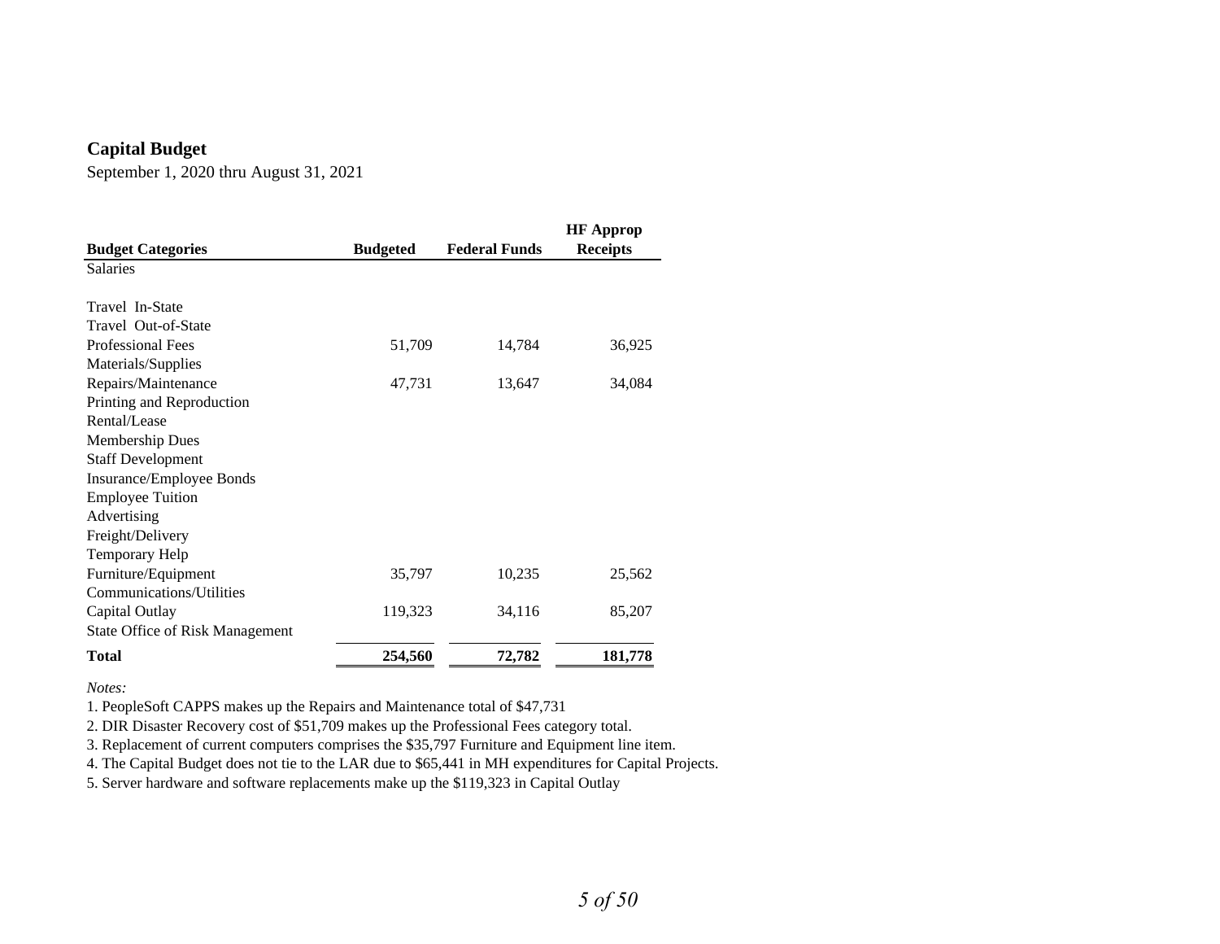## Capital Budget

September 1, 2020 thru August 31, 2021

| Budget Categories | Budgeted | Federal Funds | HF Approp Receipts |
|---|---|---|---|
| Salaries | | | |
| Travel In-State | | | |
| Travel Out-of-State | | | |
| Professional Fees | 51,709 | 14,784 | 36,925 |
| Materials/Supplies | | | |
| Repairs/Maintenance | 47,731 | 13,647 | 34,084 |
| Printing and Reproduction | | | |
| Rental/Lease | | | |
| Membership Dues | | | |
| Staff Development | | | |
| Insurance/Employee Bonds | | | |
| Employee Tuition | | | |
| Advertising | | | |
| Freight/Delivery | | | |
| Temporary Help | | | |
| Furniture/Equipment | 35,797 | 10,235 | 25,562 |
| Communications/Utilities | | | |
| Capital Outlay | 119,323 | 34,116 | 85,207 |
| State Office of Risk Management | | | |
| **Total** | **254,560** | **72,782** | **181,778** |

*Notes:*

1. PeopleSoft CAPPS makes up the Repairs and Maintenance total of $47,731
2. DIR Disaster Recovery cost of $51,709 makes up the Professional Fees category total.
3. Replacement of current computers comprises the $35,797 Furniture and Equipment line item.
4. The Capital Budget does not tie to the LAR due to $65,441 in MH expenditures for Capital Projects.
5. Server hardware and software replacements make up the $119,323 in Capital Outlay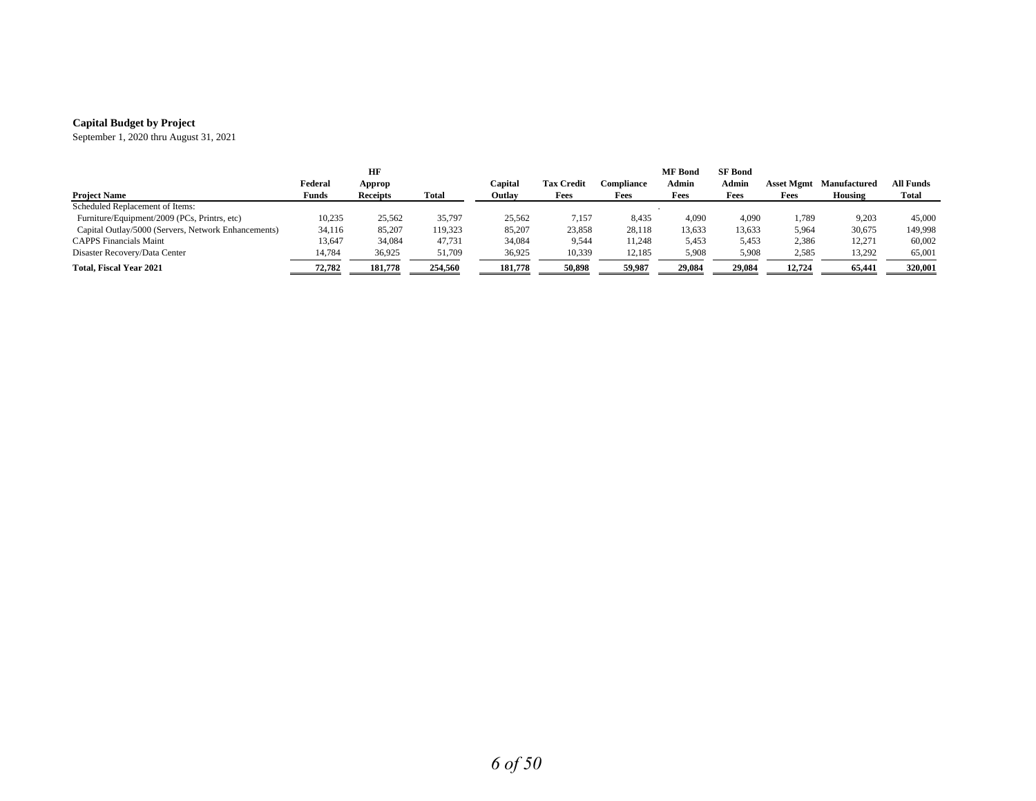**Capital Budget by Project**

September 1, 2020 thru August 31, 2021

| Project Name | Federal Funds | HF Approp Receipts | Total | Capital Outlay | Tax Credit Fees | Compliance Fees | MF Bond Admin Fees | SF Bond Admin Fees | Asset Mgmt Fees | Manufactured Housing | All Funds Total |
|---|---|---|---|---|---|---|---|---|---|---|---|
| Scheduled Replacement of Items: | | | | | | | | | | | |
| Furniture/Equipment/2009 (PCs, Printrs, etc) | 10,235 | 25,562 | 35,797 | 25,562 | 7,157 | 8,435 | 4,090 | 4,090 | 1,789 | 9,203 | 45,000 |
| Capital Outlay/5000 (Servers, Network Enhancements) | 34,116 | 85,207 | 119,323 | 85,207 | 23,858 | 28,118 | 13,633 | 13,633 | 5,964 | 30,675 | 149,998 |
| CAPPS Financials Maint | 13,647 | 34,084 | 47,731 | 34,084 | 9,544 | 11,248 | 5,453 | 5,453 | 2,386 | 12,271 | 60,002 |
| Disaster Recovery/Data Center | 14,784 | 36,925 | 51,709 | 36,925 | 10,339 | 12,185 | 5,908 | 5,908 | 2,585 | 13,292 | 65,001 |
| **Total, Fiscal Year 2021** | **72,782** | **181,778** | **254,560** | **181,778** | **50,898** | **59,987** | **29,084** | **29,084** | **12,724** | **65,441** | **320,001** |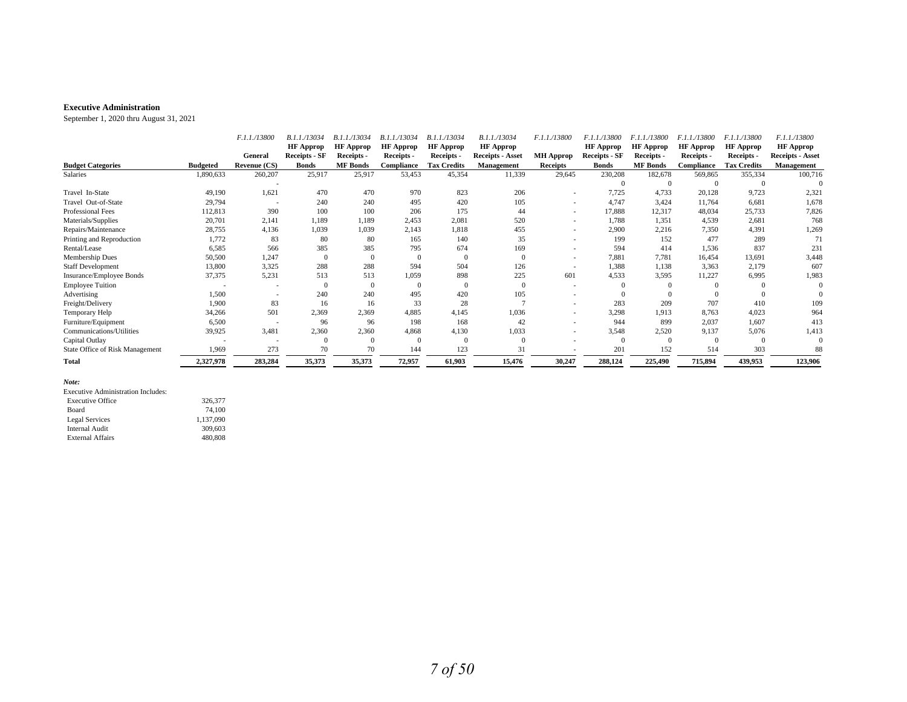**Executive Administration**

September 1, 2020 thru August 31, 2021

| Budget Categories | Budgeted | *F.1.1./13800* General Revenue (CS) | *B.1.1./13034* HF Approp Receipts - SF Bonds | *B.1.1./13034* HF Approp Receipts - MF Bonds | *B.1.1./13034* HF Approp Receipts - Compliance | *B.1.1./13034* HF Approp Receipts - Tax Credits | *B.1.1./13034* HF Approp Receipts - Asset Management | *F.1.1./13800* MH Approp Receipts | *F.1.1./13800* HF Approp Receipts - SF Bonds | *F.1.1./13800* HF Approp Receipts - MF Bonds | *F.1.1./13800* HF Approp Receipts - Compliance | *F.1.1./13800* HF Approp Receipts - Tax Credits | *F.1.1./13800* HF Approp Receipts - Asset Management |
|---|---|---|---|---|---|---|---|---|---|---|---|---|---|
| Salaries | 1,890,633 | 260,207 | 25,917 | 25,917 | 53,453 | 45,354 | 11,339 | 29,645 | 230,208 | 182,678 | 569,865 | 355,334 | 100,716 |
| | | - | | | | | | | 0 | 0 | 0 | 0 | 0 |
| Travel In-State | 49,190 | 1,621 | 470 | 470 | 970 | 823 | 206 | - | 7,725 | 4,733 | 20,128 | 9,723 | 2,321 |
| Travel Out-of-State | 29,794 | - | 240 | 240 | 495 | 420 | 105 | - | 4,747 | 3,424 | 11,764 | 6,681 | 1,678 |
| Professional Fees | 112,813 | 390 | 100 | 100 | 206 | 175 | 44 | - | 17,888 | 12,317 | 48,034 | 25,733 | 7,826 |
| Materials/Supplies | 20,701 | 2,141 | 1,189 | 1,189 | 2,453 | 2,081 | 520 | - | 1,788 | 1,351 | 4,539 | 2,681 | 768 |
| Repairs/Maintenance | 28,755 | 4,136 | 1,039 | 1,039 | 2,143 | 1,818 | 455 | - | 2,900 | 2,216 | 7,350 | 4,391 | 1,269 |
| Printing and Reproduction | 1,772 | 83 | 80 | 80 | 165 | 140 | 35 | - | 199 | 152 | 477 | 289 | 71 |
| Rental/Lease | 6,585 | 566 | 385 | 385 | 795 | 674 | 169 | - | 594 | 414 | 1,536 | 837 | 231 |
| Membership Dues | 50,500 | 1,247 | 0 | 0 | 0 | 0 | 0 | - | 7,881 | 7,781 | 16,454 | 13,691 | 3,448 |
| Staff Development | 13,800 | 3,325 | 288 | 288 | 594 | 504 | 126 | - | 1,388 | 1,138 | 3,363 | 2,179 | 607 |
| Insurance/Employee Bonds | 37,375 | 5,231 | 513 | 513 | 1,059 | 898 | 225 | 601 | 4,533 | 3,595 | 11,227 | 6,995 | 1,983 |
| Employee Tuition | - | - | 0 | 0 | 0 | 0 | 0 | - | 0 | 0 | 0 | 0 | 0 |
| Advertising | 1,500 | - | 240 | 240 | 495 | 420 | 105 | - | 0 | 0 | 0 | 0 | 0 |
| Freight/Delivery | 1,900 | 83 | 16 | 16 | 33 | 28 | 7 | - | 283 | 209 | 707 | 410 | 109 |
| Temporary Help | 34,266 | 501 | 2,369 | 2,369 | 4,885 | 4,145 | 1,036 | - | 3,298 | 1,913 | 8,763 | 4,023 | 964 |
| Furniture/Equipment | 6,500 | - | 96 | 96 | 198 | 168 | 42 | - | 944 | 899 | 2,037 | 1,607 | 413 |
| Communications/Utilities | 39,925 | 3,481 | 2,360 | 2,360 | 4,868 | 4,130 | 1,033 | - | 3,548 | 2,520 | 9,137 | 5,076 | 1,413 |
| Capital Outlay | - | - | 0 | 0 | 0 | 0 | 0 | - | 0 | 0 | 0 | 0 | 0 |
| State Office of Risk Management | 1,969 | 273 | 70 | 70 | 144 | 123 | 31 | - | 201 | 152 | 514 | 303 | 88 |
| **Total** | **2,327,978** | **283,284** | **35,373** | **35,373** | **72,957** | **61,903** | **15,476** | **30,247** | **288,124** | **225,490** | **715,894** | **439,953** | **123,906** |

***Note:***

Executive Administration Includes:

| | |
|---|---|
| Executive Office | 326,377 |
| Board | 74,100 |
| Legal Services | 1,137,090 |
| Internal Audit | 309,603 |
| External Affairs | 480,808 |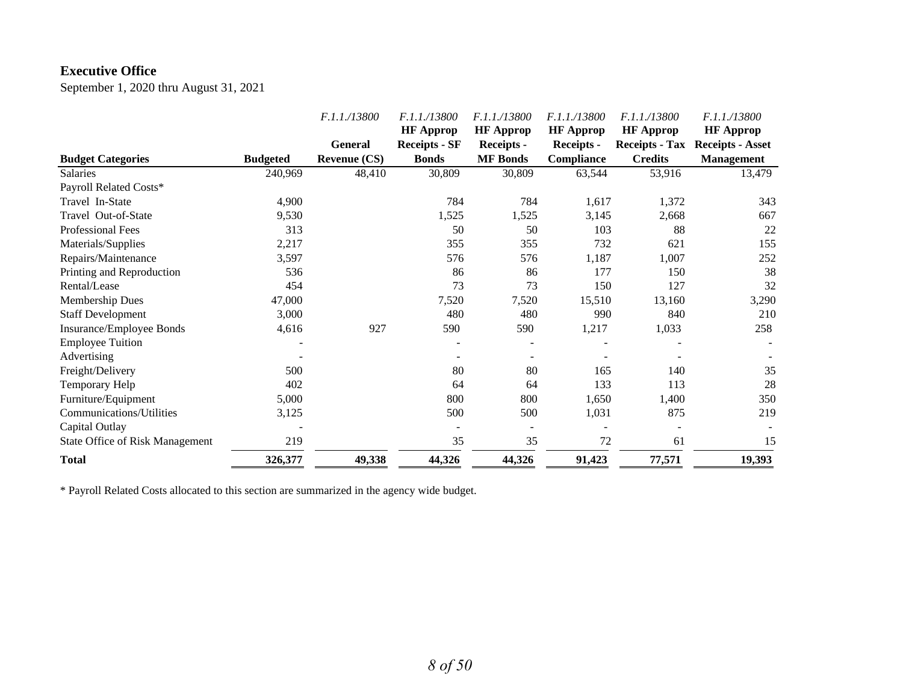**Executive Office**

September 1, 2020 thru August 31, 2021

| Budget Categories | Budgeted | *F.1.1./13800* General Revenue (CS) | *F.1.1./13800* HF Approp Receipts - SF Bonds | *F.1.1./13800* HF Approp Receipts - MF Bonds | *F.1.1./13800* HF Approp Receipts - Compliance | *F.1.1./13800* HF Approp Receipts - Tax Credits | *F.1.1./13800* HF Approp Receipts - Asset Management |
|---|---|---|---|---|---|---|---|
| Salaries | 240,969 | 48,410 | 30,809 | 30,809 | 63,544 | 53,916 | 13,479 |
| Payroll Related Costs* | | | | | | | |
| Travel In-State | 4,900 | | 784 | 784 | 1,617 | 1,372 | 343 |
| Travel Out-of-State | 9,530 | | 1,525 | 1,525 | 3,145 | 2,668 | 667 |
| Professional Fees | 313 | | 50 | 50 | 103 | 88 | 22 |
| Materials/Supplies | 2,217 | | 355 | 355 | 732 | 621 | 155 |
| Repairs/Maintenance | 3,597 | | 576 | 576 | 1,187 | 1,007 | 252 |
| Printing and Reproduction | 536 | | 86 | 86 | 177 | 150 | 38 |
| Rental/Lease | 454 | | 73 | 73 | 150 | 127 | 32 |
| Membership Dues | 47,000 | | 7,520 | 7,520 | 15,510 | 13,160 | 3,290 |
| Staff Development | 3,000 | | 480 | 480 | 990 | 840 | 210 |
| Insurance/Employee Bonds | 4,616 | 927 | 590 | 590 | 1,217 | 1,033 | 258 |
| Employee Tuition | - | | - | - | - | - | - |
| Advertising | - | | - | - | - | - | - |
| Freight/Delivery | 500 | | 80 | 80 | 165 | 140 | 35 |
| Temporary Help | 402 | | 64 | 64 | 133 | 113 | 28 |
| Furniture/Equipment | 5,000 | | 800 | 800 | 1,650 | 1,400 | 350 |
| Communications/Utilities | 3,125 | | 500 | 500 | 1,031 | 875 | 219 |
| Capital Outlay | - | | - | - | - | - | - |
| State Office of Risk Management | 219 | | 35 | 35 | 72 | 61 | 15 |
| **Total** | **326,377** | **49,338** | **44,326** | **44,326** | **91,423** | **77,571** | **19,393** |

* Payroll Related Costs allocated to this section are summarized in the agency wide budget.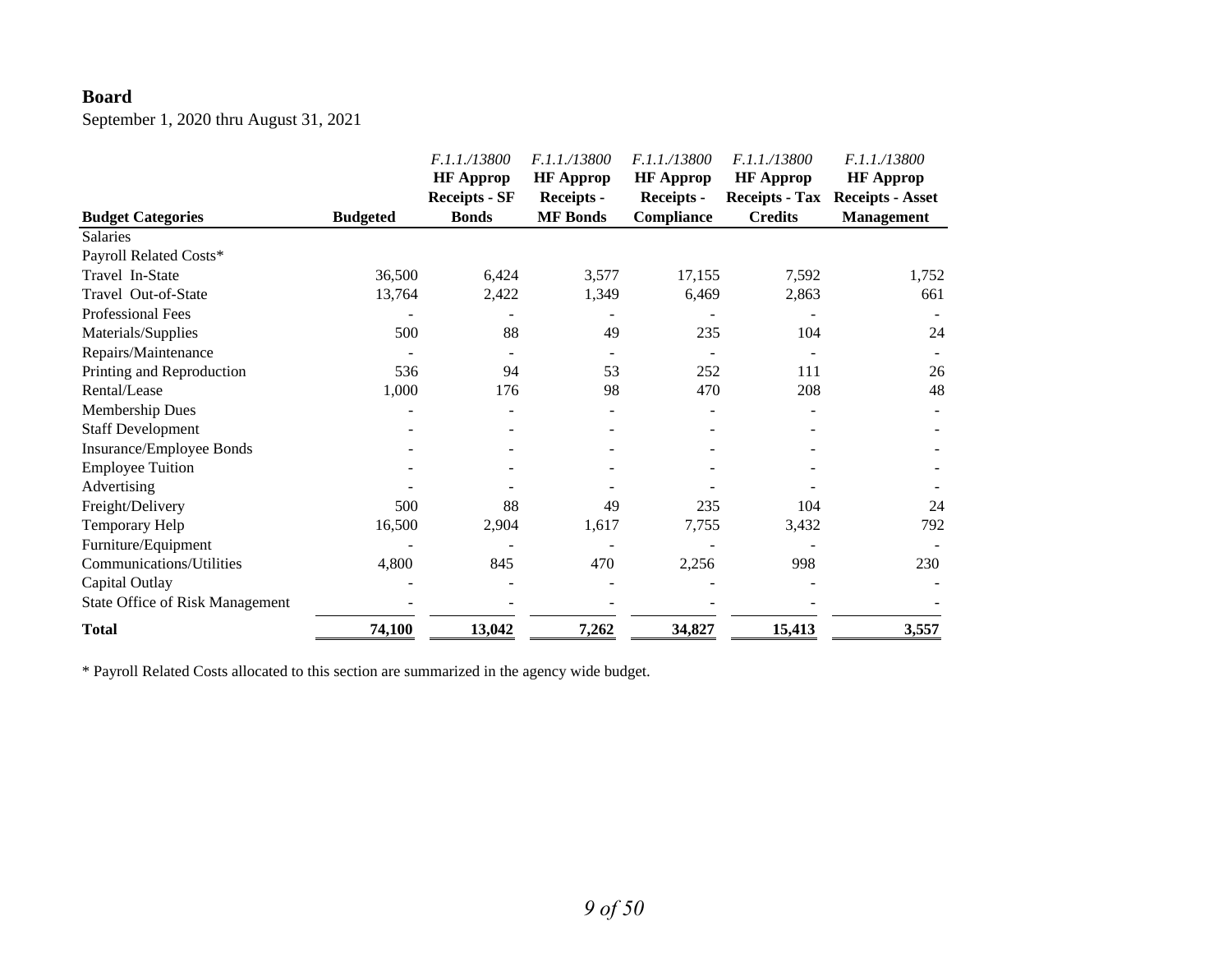## Board

September 1, 2020 thru August 31, 2021

| Budget Categories | Budgeted | *F.1.1./13800* **HF Approp Receipts - SF Bonds** | *F.1.1./13800* **HF Approp Receipts - MF Bonds** | *F.1.1./13800* **HF Approp Receipts - Compliance** | *F.1.1./13800* **HF Approp Receipts - Tax Credits** | *F.1.1./13800* **HF Approp Receipts - Asset Management** |
|---|---|---|---|---|---|---|
| Salaries | | | | | | |
| Payroll Related Costs* | | | | | | |
| Travel In-State | 36,500 | 6,424 | 3,577 | 17,155 | 7,592 | 1,752 |
| Travel Out-of-State | 13,764 | 2,422 | 1,349 | 6,469 | 2,863 | 661 |
| Professional Fees | - | - | - | - | - | - |
| Materials/Supplies | 500 | 88 | 49 | 235 | 104 | 24 |
| Repairs/Maintenance | - | - | - | - | - | - |
| Printing and Reproduction | 536 | 94 | 53 | 252 | 111 | 26 |
| Rental/Lease | 1,000 | 176 | 98 | 470 | 208 | 48 |
| Membership Dues | - | - | - | - | - | - |
| Staff Development | - | - | - | - | - | - |
| Insurance/Employee Bonds | - | - | - | - | - | - |
| Employee Tuition | - | - | - | - | - | - |
| Advertising | - | - | - | - | - | - |
| Freight/Delivery | 500 | 88 | 49 | 235 | 104 | 24 |
| Temporary Help | 16,500 | 2,904 | 1,617 | 7,755 | 3,432 | 792 |
| Furniture/Equipment | - | - | - | - | - | - |
| Communications/Utilities | 4,800 | 845 | 470 | 2,256 | 998 | 230 |
| Capital Outlay | - | - | - | - | - | - |
| State Office of Risk Management | - | - | - | - | - | - |
| **Total** | **74,100** | **13,042** | **7,262** | **34,827** | **15,413** | **3,557** |

* Payroll Related Costs allocated to this section are summarized in the agency wide budget.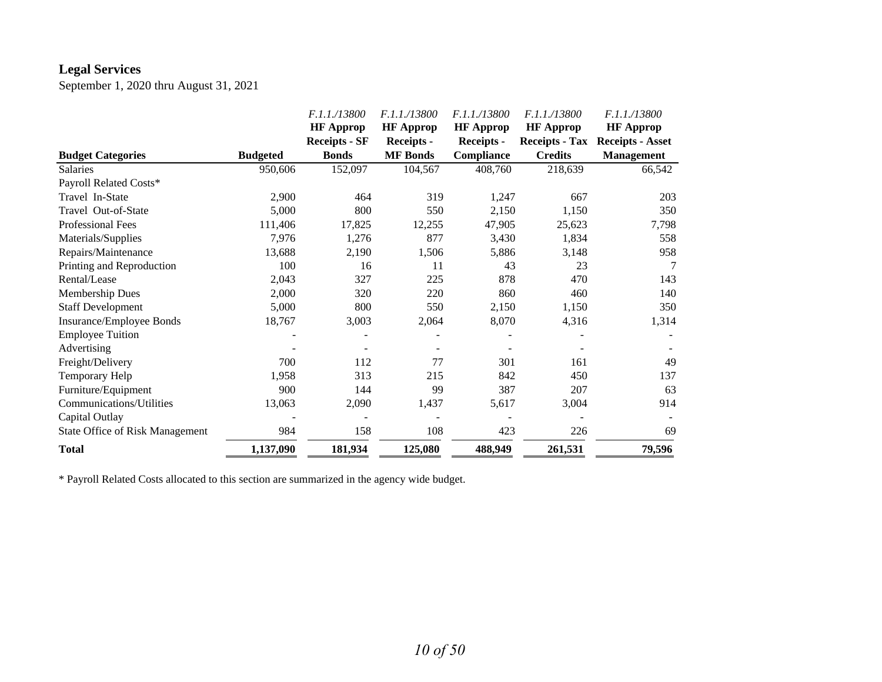**Legal Services**

September 1, 2020 thru August 31, 2021

| Budget Categories | Budgeted | *F.1.1./13800* **HF Approp Receipts - SF Bonds** | *F.1.1./13800* **HF Approp Receipts - MF Bonds** | *F.1.1./13800* **HF Approp Receipts - Compliance** | *F.1.1./13800* **HF Approp Receipts - Tax Credits** | *F.1.1./13800* **HF Approp Receipts - Asset Management** |
|---|---|---|---|---|---|---|
| Salaries | 950,606 | 152,097 | 104,567 | 408,760 | 218,639 | 66,542 |
| Payroll Related Costs* | | | | | | |
| Travel In-State | 2,900 | 464 | 319 | 1,247 | 667 | 203 |
| Travel Out-of-State | 5,000 | 800 | 550 | 2,150 | 1,150 | 350 |
| Professional Fees | 111,406 | 17,825 | 12,255 | 47,905 | 25,623 | 7,798 |
| Materials/Supplies | 7,976 | 1,276 | 877 | 3,430 | 1,834 | 558 |
| Repairs/Maintenance | 13,688 | 2,190 | 1,506 | 5,886 | 3,148 | 958 |
| Printing and Reproduction | 100 | 16 | 11 | 43 | 23 | 7 |
| Rental/Lease | 2,043 | 327 | 225 | 878 | 470 | 143 |
| Membership Dues | 2,000 | 320 | 220 | 860 | 460 | 140 |
| Staff Development | 5,000 | 800 | 550 | 2,150 | 1,150 | 350 |
| Insurance/Employee Bonds | 18,767 | 3,003 | 2,064 | 8,070 | 4,316 | 1,314 |
| Employee Tuition | - | - | - | - | - | - |
| Advertising | - | - | - | - | - | - |
| Freight/Delivery | 700 | 112 | 77 | 301 | 161 | 49 |
| Temporary Help | 1,958 | 313 | 215 | 842 | 450 | 137 |
| Furniture/Equipment | 900 | 144 | 99 | 387 | 207 | 63 |
| Communications/Utilities | 13,063 | 2,090 | 1,437 | 5,617 | 3,004 | 914 |
| Capital Outlay | - | - | - | - | - | - |
| State Office of Risk Management | 984 | 158 | 108 | 423 | 226 | 69 |
| **Total** | **1,137,090** | **181,934** | **125,080** | **488,949** | **261,531** | **79,596** |

* Payroll Related Costs allocated to this section are summarized in the agency wide budget.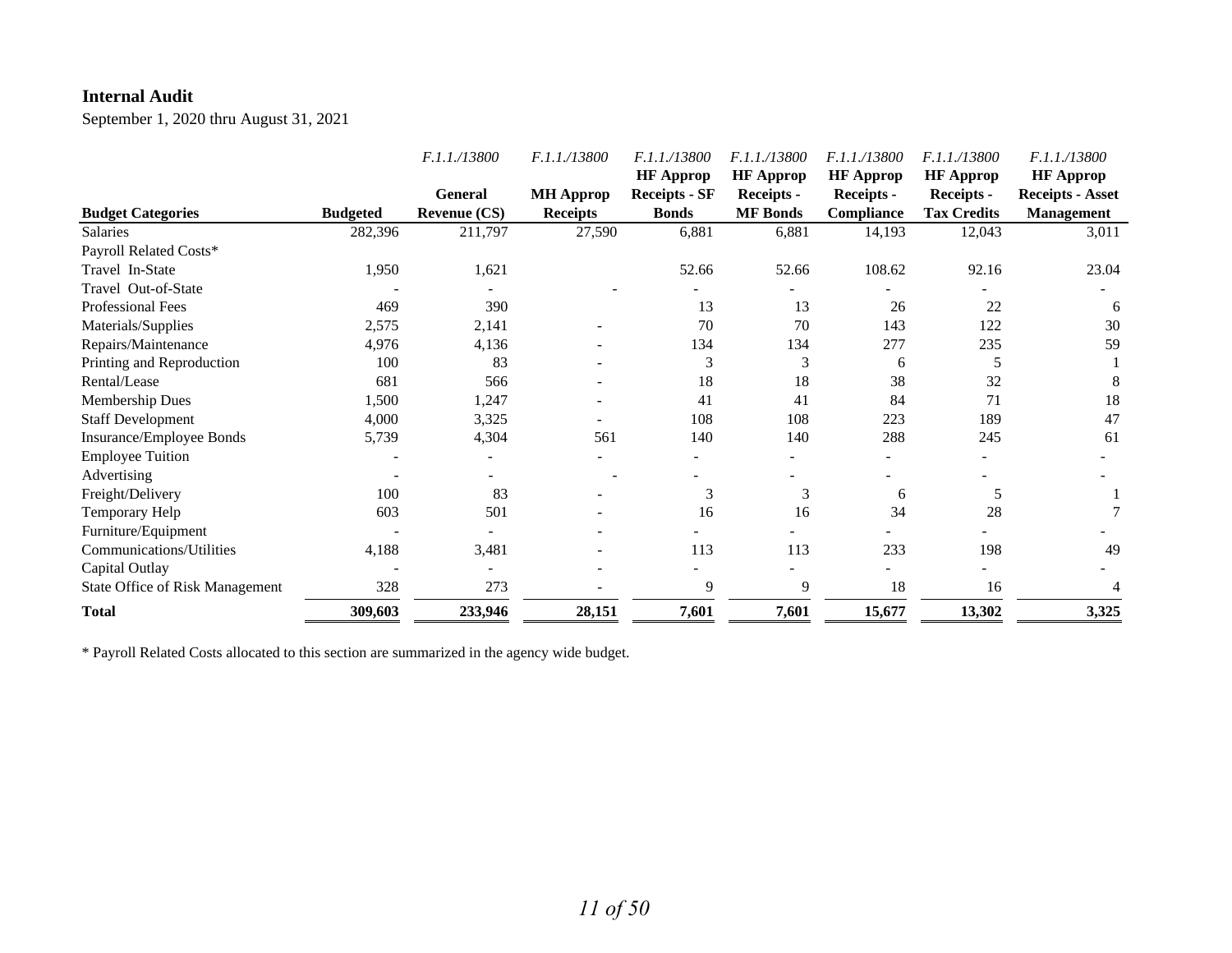**Internal Audit**

September 1, 2020 thru August 31, 2021

| Budget Categories | Budgeted | *F.1.1./13800* General Revenue (CS) | *F.1.1./13800* MH Approp Receipts | *F.1.1./13800* HF Approp Receipts - SF Bonds | *F.1.1./13800* HF Approp Receipts - MF Bonds | *F.1.1./13800* HF Approp Receipts - Compliance | *F.1.1./13800* HF Approp Receipts - Tax Credits | *F.1.1./13800* HF Approp Receipts - Asset Management |
|---|---|---|---|---|---|---|---|---|
| Salaries | 282,396 | 211,797 | 27,590 | 6,881 | 6,881 | 14,193 | 12,043 | 3,011 |
| Payroll Related Costs* | | | | | | | | |
| Travel In-State | 1,950 | 1,621 | | 52.66 | 52.66 | 108.62 | 92.16 | 23.04 |
| Travel Out-of-State | - | - | - | - | - | - | - | - |
| Professional Fees | 469 | 390 | | 13 | 13 | 26 | 22 | 6 |
| Materials/Supplies | 2,575 | 2,141 | - | 70 | 70 | 143 | 122 | 30 |
| Repairs/Maintenance | 4,976 | 4,136 | - | 134 | 134 | 277 | 235 | 59 |
| Printing and Reproduction | 100 | 83 | - | 3 | 3 | 6 | 5 | 1 |
| Rental/Lease | 681 | 566 | - | 18 | 18 | 38 | 32 | 8 |
| Membership Dues | 1,500 | 1,247 | - | 41 | 41 | 84 | 71 | 18 |
| Staff Development | 4,000 | 3,325 | - | 108 | 108 | 223 | 189 | 47 |
| Insurance/Employee Bonds | 5,739 | 4,304 | 561 | 140 | 140 | 288 | 245 | 61 |
| Employee Tuition | - | - | - | - | - | - | - | - |
| Advertising | - | - | - | - | - | - | - | - |
| Freight/Delivery | 100 | 83 | - | 3 | 3 | 6 | 5 | 1 |
| Temporary Help | 603 | 501 | - | 16 | 16 | 34 | 28 | 7 |
| Furniture/Equipment | - | - | - | - | - | - | - | - |
| Communications/Utilities | 4,188 | 3,481 | - | 113 | 113 | 233 | 198 | 49 |
| Capital Outlay | - | - | - | - | - | - | - | - |
| State Office of Risk Management | 328 | 273 | - | 9 | 9 | 18 | 16 | 4 |
| **Total** | **309,603** | **233,946** | **28,151** | **7,601** | **7,601** | **15,677** | **13,302** | **3,325** |

* Payroll Related Costs allocated to this section are summarized in the agency wide budget.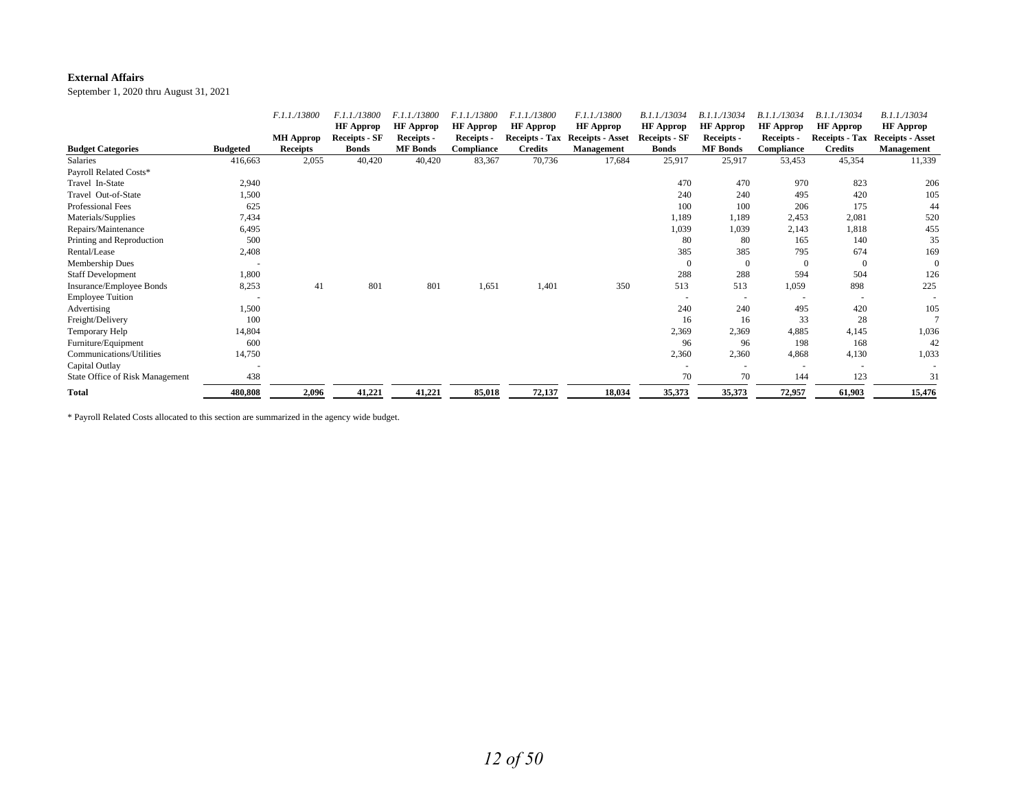**External Affairs**

September 1, 2020 thru August 31, 2021

| Budget Categories | Budgeted | F.1.1./13800 MH Approp Receipts | F.1.1./13800 HF Approp Receipts - SF Bonds | F.1.1./13800 HF Approp Receipts - MF Bonds | F.1.1./13800 HF Approp Receipts - Compliance | F.1.1./13800 HF Approp Receipts - Tax Credits | F.1.1./13800 HF Approp Receipts - Asset Management | B.1.1./13034 HF Approp Receipts - SF Bonds | B.1.1./13034 HF Approp Receipts - MF Bonds | B.1.1./13034 HF Approp Receipts - Compliance | B.1.1./13034 HF Approp Receipts - Tax Credits | B.1.1./13034 HF Approp Receipts - Asset Management |
|---|---|---|---|---|---|---|---|---|---|---|---|---|
| Salaries | 416,663 | 2,055 | 40,420 | 40,420 | 83,367 | 70,736 | 17,684 | 25,917 | 25,917 | 53,453 | 45,354 | 11,339 |
| Payroll Related Costs* | | | | | | | | | | | | |
| Travel In-State | 2,940 | | | | | | | 470 | 470 | 970 | 823 | 206 |
| Travel Out-of-State | 1,500 | | | | | | | 240 | 240 | 495 | 420 | 105 |
| Professional Fees | 625 | | | | | | | 100 | 100 | 206 | 175 | 44 |
| Materials/Supplies | 7,434 | | | | | | | 1,189 | 1,189 | 2,453 | 2,081 | 520 |
| Repairs/Maintenance | 6,495 | | | | | | | 1,039 | 1,039 | 2,143 | 1,818 | 455 |
| Printing and Reproduction | 500 | | | | | | | 80 | 80 | 165 | 140 | 35 |
| Rental/Lease | 2,408 | | | | | | | 385 | 385 | 795 | 674 | 169 |
| Membership Dues | - | | | | | | | 0 | 0 | 0 | 0 | 0 |
| Staff Development | 1,800 | | | | | | | 288 | 288 | 594 | 504 | 126 |
| Insurance/Employee Bonds | 8,253 | 41 | 801 | 801 | 1,651 | 1,401 | 350 | 513 | 513 | 1,059 | 898 | 225 |
| Employee Tuition | - | | | | | | | - | - | - | - | - |
| Advertising | 1,500 | | | | | | | 240 | 240 | 495 | 420 | 105 |
| Freight/Delivery | 100 | | | | | | | 16 | 16 | 33 | 28 | 7 |
| Temporary Help | 14,804 | | | | | | | 2,369 | 2,369 | 4,885 | 4,145 | 1,036 |
| Furniture/Equipment | 600 | | | | | | | 96 | 96 | 198 | 168 | 42 |
| Communications/Utilities | 14,750 | | | | | | | 2,360 | 2,360 | 4,868 | 4,130 | 1,033 |
| Capital Outlay | - | | | | | | | - | - | - | - | - |
| State Office of Risk Management | 438 | | | | | | | 70 | 70 | 144 | 123 | 31 |
| **Total** | **480,808** | **2,096** | **41,221** | **41,221** | **85,018** | **72,137** | **18,034** | **35,373** | **35,373** | **72,957** | **61,903** | **15,476** |

\* Payroll Related Costs allocated to this section are summarized in the agency wide budget.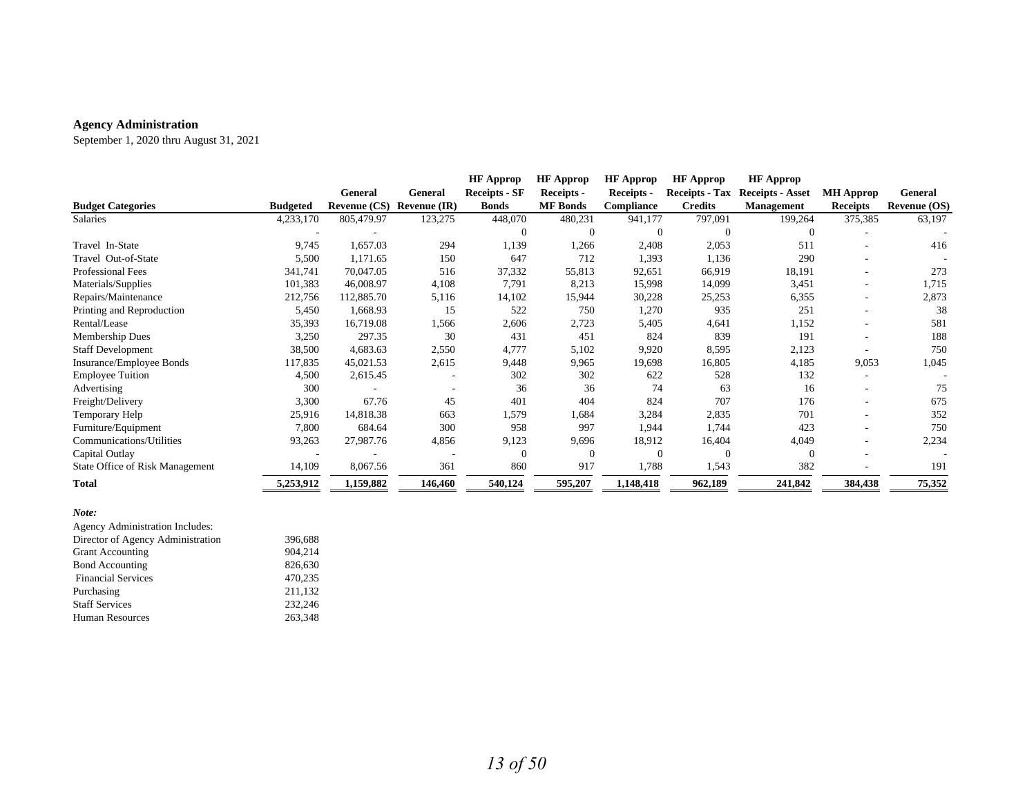**Agency Administration**

September 1, 2020 thru August 31, 2021

| Budget Categories | Budgeted | General Revenue (CS) | General Revenue (IR) | HF Approp Receipts - SF Bonds | HF Approp Receipts - MF Bonds | HF Approp Receipts - Compliance | HF Approp Receipts - Tax Credits | HF Approp Receipts - Asset Management | MH Approp Receipts | General Revenue (OS) |
|---|---|---|---|---|---|---|---|---|---|---|
| Salaries | 4,233,170 | 805,479.97 | 123,275 | 448,070 | 480,231 | 941,177 | 797,091 | 199,264 | 375,385 | 63,197 |
| | - | - | | 0 | 0 | 0 | 0 | 0 | - | - |
| Travel In-State | 9,745 | 1,657.03 | 294 | 1,139 | 1,266 | 2,408 | 2,053 | 511 | - | 416 |
| Travel Out-of-State | 5,500 | 1,171.65 | 150 | 647 | 712 | 1,393 | 1,136 | 290 | - | - |
| Professional Fees | 341,741 | 70,047.05 | 516 | 37,332 | 55,813 | 92,651 | 66,919 | 18,191 | - | 273 |
| Materials/Supplies | 101,383 | 46,008.97 | 4,108 | 7,791 | 8,213 | 15,998 | 14,099 | 3,451 | - | 1,715 |
| Repairs/Maintenance | 212,756 | 112,885.70 | 5,116 | 14,102 | 15,944 | 30,228 | 25,253 | 6,355 | - | 2,873 |
| Printing and Reproduction | 5,450 | 1,668.93 | 15 | 522 | 750 | 1,270 | 935 | 251 | - | 38 |
| Rental/Lease | 35,393 | 16,719.08 | 1,566 | 2,606 | 2,723 | 5,405 | 4,641 | 1,152 | - | 581 |
| Membership Dues | 3,250 | 297.35 | 30 | 431 | 451 | 824 | 839 | 191 | - | 188 |
| Staff Development | 38,500 | 4,683.63 | 2,550 | 4,777 | 5,102 | 9,920 | 8,595 | 2,123 | - | 750 |
| Insurance/Employee Bonds | 117,835 | 45,021.53 | 2,615 | 9,448 | 9,965 | 19,698 | 16,805 | 4,185 | 9,053 | 1,045 |
| Employee Tuition | 4,500 | 2,615.45 | - | 302 | 302 | 622 | 528 | 132 | - | - |
| Advertising | 300 | - | - | 36 | 36 | 74 | 63 | 16 | - | 75 |
| Freight/Delivery | 3,300 | 67.76 | 45 | 401 | 404 | 824 | 707 | 176 | - | 675 |
| Temporary Help | 25,916 | 14,818.38 | 663 | 1,579 | 1,684 | 3,284 | 2,835 | 701 | - | 352 |
| Furniture/Equipment | 7,800 | 684.64 | 300 | 958 | 997 | 1,944 | 1,744 | 423 | - | 750 |
| Communications/Utilities | 93,263 | 27,987.76 | 4,856 | 9,123 | 9,696 | 18,912 | 16,404 | 4,049 | - | 2,234 |
| Capital Outlay | - | - | - | 0 | 0 | 0 | 0 | 0 | - | - |
| State Office of Risk Management | 14,109 | 8,067.56 | 361 | 860 | 917 | 1,788 | 1,543 | 382 | - | 191 |
| **Total** | **5,253,912** | **1,159,882** | **146,460** | **540,124** | **595,207** | **1,148,418** | **962,189** | **241,842** | **384,438** | **75,352** |

***Note:***

Agency Administration Includes:

| | |
|---|---|
| Director of Agency Administration | 396,688 |
| Grant Accounting | 904,214 |
| Bond Accounting | 826,630 |
| Financial Services | 470,235 |
| Purchasing | 211,132 |
| Staff Services | 232,246 |
| Human Resources | 263,348 |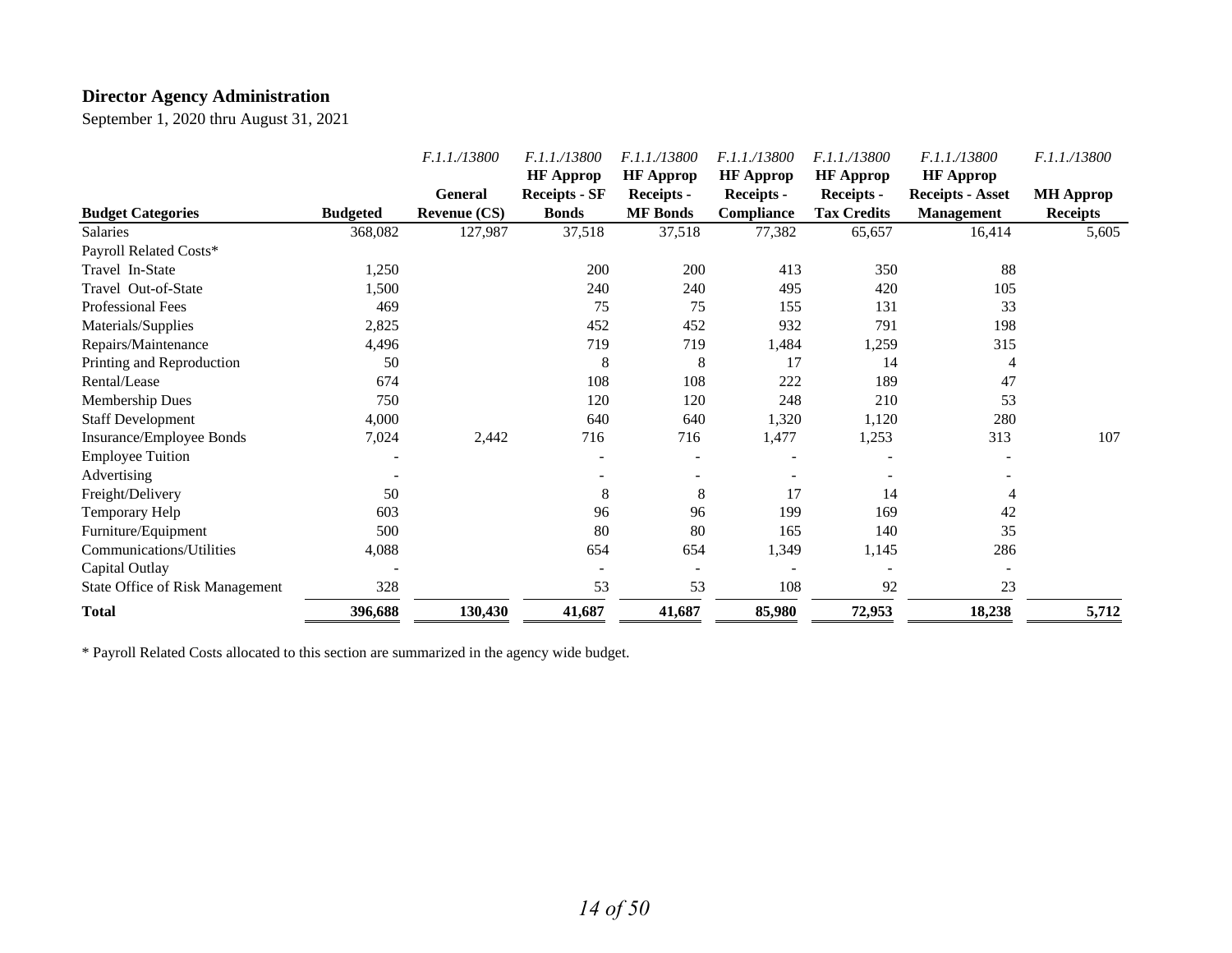**Director Agency Administration**

September 1, 2020 thru August 31, 2021

| Budget Categories | Budgeted | *F.1.1./13800* General Revenue (CS) | *F.1.1./13800* HF Approp Receipts - SF Bonds | *F.1.1./13800* HF Approp Receipts - MF Bonds | *F.1.1./13800* HF Approp Receipts - Compliance | *F.1.1./13800* HF Approp Receipts - Tax Credits | *F.1.1./13800* HF Approp Receipts - Asset Management | *F.1.1./13800* MH Approp Receipts |
|---|---|---|---|---|---|---|---|---|
| Salaries | 368,082 | 127,987 | 37,518 | 37,518 | 77,382 | 65,657 | 16,414 | 5,605 |
| Payroll Related Costs* | | | | | | | | |
| Travel In-State | 1,250 | | 200 | 200 | 413 | 350 | 88 | |
| Travel Out-of-State | 1,500 | | 240 | 240 | 495 | 420 | 105 | |
| Professional Fees | 469 | | 75 | 75 | 155 | 131 | 33 | |
| Materials/Supplies | 2,825 | | 452 | 452 | 932 | 791 | 198 | |
| Repairs/Maintenance | 4,496 | | 719 | 719 | 1,484 | 1,259 | 315 | |
| Printing and Reproduction | 50 | | 8 | 8 | 17 | 14 | 4 | |
| Rental/Lease | 674 | | 108 | 108 | 222 | 189 | 47 | |
| Membership Dues | 750 | | 120 | 120 | 248 | 210 | 53 | |
| Staff Development | 4,000 | | 640 | 640 | 1,320 | 1,120 | 280 | |
| Insurance/Employee Bonds | 7,024 | 2,442 | 716 | 716 | 1,477 | 1,253 | 313 | 107 |
| Employee Tuition | - | | - | - | - | - | - | |
| Advertising | - | | - | - | - | - | - | |
| Freight/Delivery | 50 | | 8 | 8 | 17 | 14 | 4 | |
| Temporary Help | 603 | | 96 | 96 | 199 | 169 | 42 | |
| Furniture/Equipment | 500 | | 80 | 80 | 165 | 140 | 35 | |
| Communications/Utilities | 4,088 | | 654 | 654 | 1,349 | 1,145 | 286 | |
| Capital Outlay | - | | - | - | - | - | - | |
| State Office of Risk Management | 328 | | 53 | 53 | 108 | 92 | 23 | |
| **Total** | **396,688** | **130,430** | **41,687** | **41,687** | **85,980** | **72,953** | **18,238** | **5,712** |

* Payroll Related Costs allocated to this section are summarized in the agency wide budget.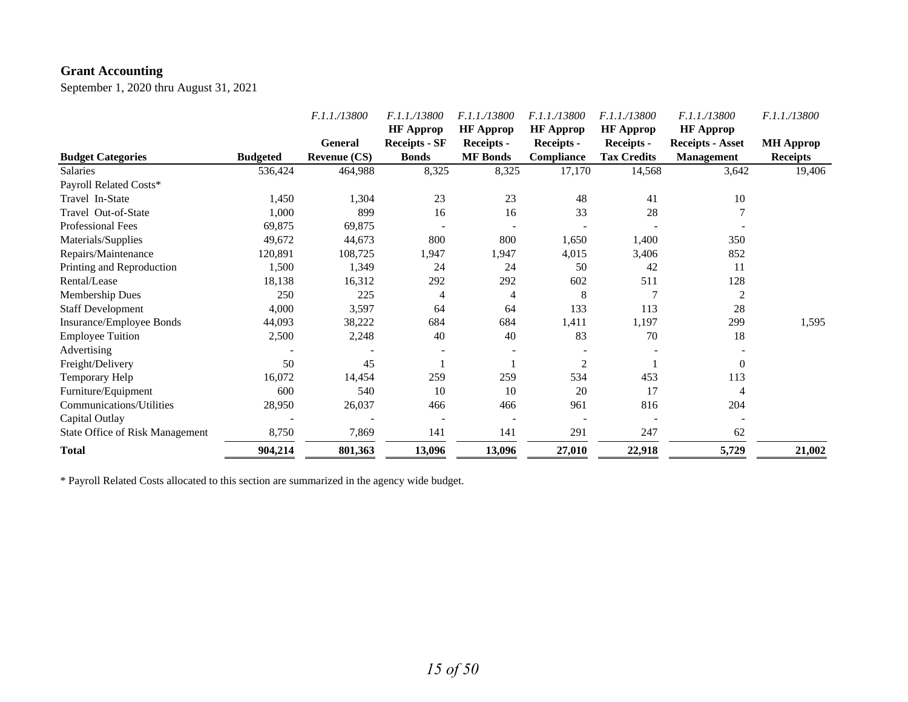**Grant Accounting**

September 1, 2020 thru August 31, 2021

| | | *F.1.1./13800* | *F.1.1./13800* | *F.1.1./13800* | *F.1.1./13800* | *F.1.1./13800* | *F.1.1./13800* | *F.1.1./13800* |
|---|---|---|---|---|---|---|---|---|
| **Budget Categories** | **Budgeted** | **General Revenue (CS)** | **HF Approp Receipts - SF Bonds** | **HF Approp Receipts - MF Bonds** | **HF Approp Receipts - Compliance** | **HF Approp Receipts - Tax Credits** | **HF Approp Receipts - Asset Management** | **MH Approp Receipts** |
| Salaries | 536,424 | 464,988 | 8,325 | 8,325 | 17,170 | 14,568 | 3,642 | 19,406 |
| Payroll Related Costs* | | | | | | | | |
| Travel In-State | 1,450 | 1,304 | 23 | 23 | 48 | 41 | 10 | |
| Travel Out-of-State | 1,000 | 899 | 16 | 16 | 33 | 28 | 7 | |
| Professional Fees | 69,875 | 69,875 | - | - | - | - | - | |
| Materials/Supplies | 49,672 | 44,673 | 800 | 800 | 1,650 | 1,400 | 350 | |
| Repairs/Maintenance | 120,891 | 108,725 | 1,947 | 1,947 | 4,015 | 3,406 | 852 | |
| Printing and Reproduction | 1,500 | 1,349 | 24 | 24 | 50 | 42 | 11 | |
| Rental/Lease | 18,138 | 16,312 | 292 | 292 | 602 | 511 | 128 | |
| Membership Dues | 250 | 225 | 4 | 4 | 8 | 7 | 2 | |
| Staff Development | 4,000 | 3,597 | 64 | 64 | 133 | 113 | 28 | |
| Insurance/Employee Bonds | 44,093 | 38,222 | 684 | 684 | 1,411 | 1,197 | 299 | 1,595 |
| Employee Tuition | 2,500 | 2,248 | 40 | 40 | 83 | 70 | 18 | |
| Advertising | - | - | - | - | - | - | - | |
| Freight/Delivery | 50 | 45 | 1 | 1 | 2 | 1 | 0 | |
| Temporary Help | 16,072 | 14,454 | 259 | 259 | 534 | 453 | 113 | |
| Furniture/Equipment | 600 | 540 | 10 | 10 | 20 | 17 | 4 | |
| Communications/Utilities | 28,950 | 26,037 | 466 | 466 | 961 | 816 | 204 | |
| Capital Outlay | - | - | - | - | - | - | - | |
| State Office of Risk Management | 8,750 | 7,869 | 141 | 141 | 291 | 247 | 62 | |
| **Total** | **904,214** | **801,363** | **13,096** | **13,096** | **27,010** | **22,918** | **5,729** | **21,002** |

* Payroll Related Costs allocated to this section are summarized in the agency wide budget.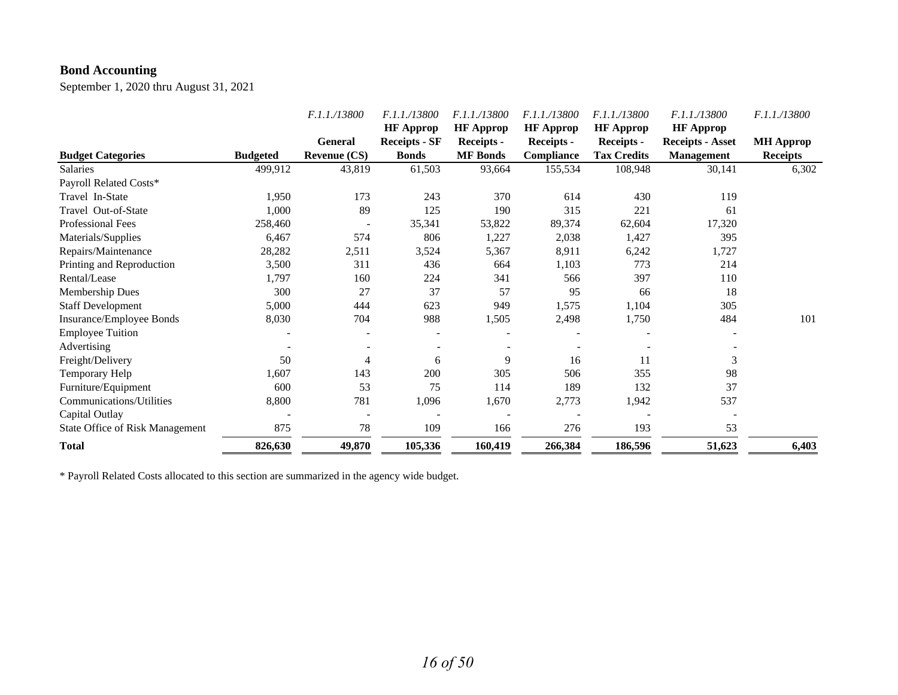**Bond Accounting**

September 1, 2020 thru August 31, 2021

| Budget Categories | Budgeted | *F.1.1./13800* General Revenue (CS) | *F.1.1./13800* HF Approp Receipts - SF Bonds | *F.1.1./13800* HF Approp Receipts - MF Bonds | *F.1.1./13800* HF Approp Receipts - Compliance | *F.1.1./13800* HF Approp Receipts - Tax Credits | *F.1.1./13800* HF Approp Receipts - Asset Management | *F.1.1./13800* MH Approp Receipts |
|---|---|---|---|---|---|---|---|---|
| Salaries | 499,912 | 43,819 | 61,503 | 93,664 | 155,534 | 108,948 | 30,141 | 6,302 |
| Payroll Related Costs* | | | | | | | | |
| Travel In-State | 1,950 | 173 | 243 | 370 | 614 | 430 | 119 | |
| Travel Out-of-State | 1,000 | 89 | 125 | 190 | 315 | 221 | 61 | |
| Professional Fees | 258,460 | - | 35,341 | 53,822 | 89,374 | 62,604 | 17,320 | |
| Materials/Supplies | 6,467 | 574 | 806 | 1,227 | 2,038 | 1,427 | 395 | |
| Repairs/Maintenance | 28,282 | 2,511 | 3,524 | 5,367 | 8,911 | 6,242 | 1,727 | |
| Printing and Reproduction | 3,500 | 311 | 436 | 664 | 1,103 | 773 | 214 | |
| Rental/Lease | 1,797 | 160 | 224 | 341 | 566 | 397 | 110 | |
| Membership Dues | 300 | 27 | 37 | 57 | 95 | 66 | 18 | |
| Staff Development | 5,000 | 444 | 623 | 949 | 1,575 | 1,104 | 305 | |
| Insurance/Employee Bonds | 8,030 | 704 | 988 | 1,505 | 2,498 | 1,750 | 484 | 101 |
| Employee Tuition | - | - | - | - | - | - | - | |
| Advertising | - | - | - | - | - | - | - | |
| Freight/Delivery | 50 | 4 | 6 | 9 | 16 | 11 | 3 | |
| Temporary Help | 1,607 | 143 | 200 | 305 | 506 | 355 | 98 | |
| Furniture/Equipment | 600 | 53 | 75 | 114 | 189 | 132 | 37 | |
| Communications/Utilities | 8,800 | 781 | 1,096 | 1,670 | 2,773 | 1,942 | 537 | |
| Capital Outlay | - | - | - | - | - | - | - | |
| State Office of Risk Management | 875 | 78 | 109 | 166 | 276 | 193 | 53 | |
| **Total** | **826,630** | **49,870** | **105,336** | **160,419** | **266,384** | **186,596** | **51,623** | **6,403** |

* Payroll Related Costs allocated to this section are summarized in the agency wide budget.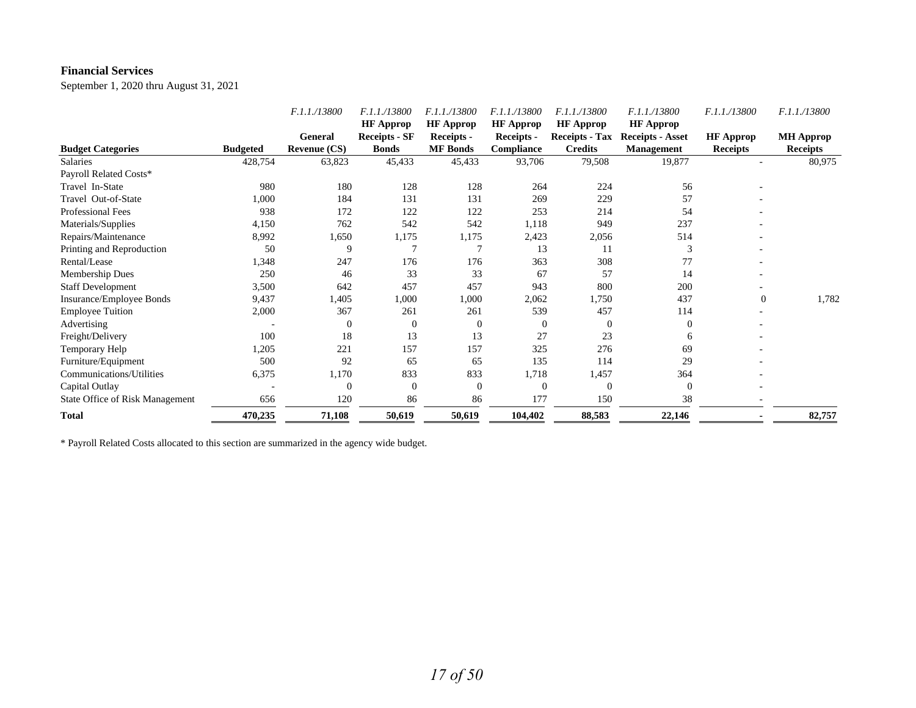**Financial Services**

September 1, 2020 thru August 31, 2021

| Budget Categories | Budgeted | *F.1.1./13800* General Revenue (CS) | *F.1.1./13800* HF Approp Receipts - SF Bonds | *F.1.1./13800* HF Approp Receipts - MF Bonds | *F.1.1./13800* HF Approp Receipts - Compliance | *F.1.1./13800* HF Approp Receipts - Tax Credits | *F.1.1./13800* HF Approp Receipts - Asset Management | *F.1.1./13800* HF Approp Receipts | *F.1.1./13800* MH Approp Receipts |
|---|---|---|---|---|---|---|---|---|---|
| Salaries | 428,754 | 63,823 | 45,433 | 45,433 | 93,706 | 79,508 | 19,877 | - | 80,975 |
| Payroll Related Costs* | | | | | | | | | |
| Travel In-State | 980 | 180 | 128 | 128 | 264 | 224 | 56 | - | |
| Travel Out-of-State | 1,000 | 184 | 131 | 131 | 269 | 229 | 57 | - | |
| Professional Fees | 938 | 172 | 122 | 122 | 253 | 214 | 54 | - | |
| Materials/Supplies | 4,150 | 762 | 542 | 542 | 1,118 | 949 | 237 | - | |
| Repairs/Maintenance | 8,992 | 1,650 | 1,175 | 1,175 | 2,423 | 2,056 | 514 | - | |
| Printing and Reproduction | 50 | 9 | 7 | 7 | 13 | 11 | 3 | - | |
| Rental/Lease | 1,348 | 247 | 176 | 176 | 363 | 308 | 77 | - | |
| Membership Dues | 250 | 46 | 33 | 33 | 67 | 57 | 14 | - | |
| Staff Development | 3,500 | 642 | 457 | 457 | 943 | 800 | 200 | - | |
| Insurance/Employee Bonds | 9,437 | 1,405 | 1,000 | 1,000 | 2,062 | 1,750 | 437 | 0 | 1,782 |
| Employee Tuition | 2,000 | 367 | 261 | 261 | 539 | 457 | 114 | - | |
| Advertising | - | 0 | 0 | 0 | 0 | 0 | 0 | - | |
| Freight/Delivery | 100 | 18 | 13 | 13 | 27 | 23 | 6 | - | |
| Temporary Help | 1,205 | 221 | 157 | 157 | 325 | 276 | 69 | - | |
| Furniture/Equipment | 500 | 92 | 65 | 65 | 135 | 114 | 29 | - | |
| Communications/Utilities | 6,375 | 1,170 | 833 | 833 | 1,718 | 1,457 | 364 | - | |
| Capital Outlay | - | 0 | 0 | 0 | 0 | 0 | 0 | - | |
| State Office of Risk Management | 656 | 120 | 86 | 86 | 177 | 150 | 38 | - | |
| **Total** | **470,235** | **71,108** | **50,619** | **50,619** | **104,402** | **88,583** | **22,146** | **-** | **82,757** |

\* Payroll Related Costs allocated to this section are summarized in the agency wide budget.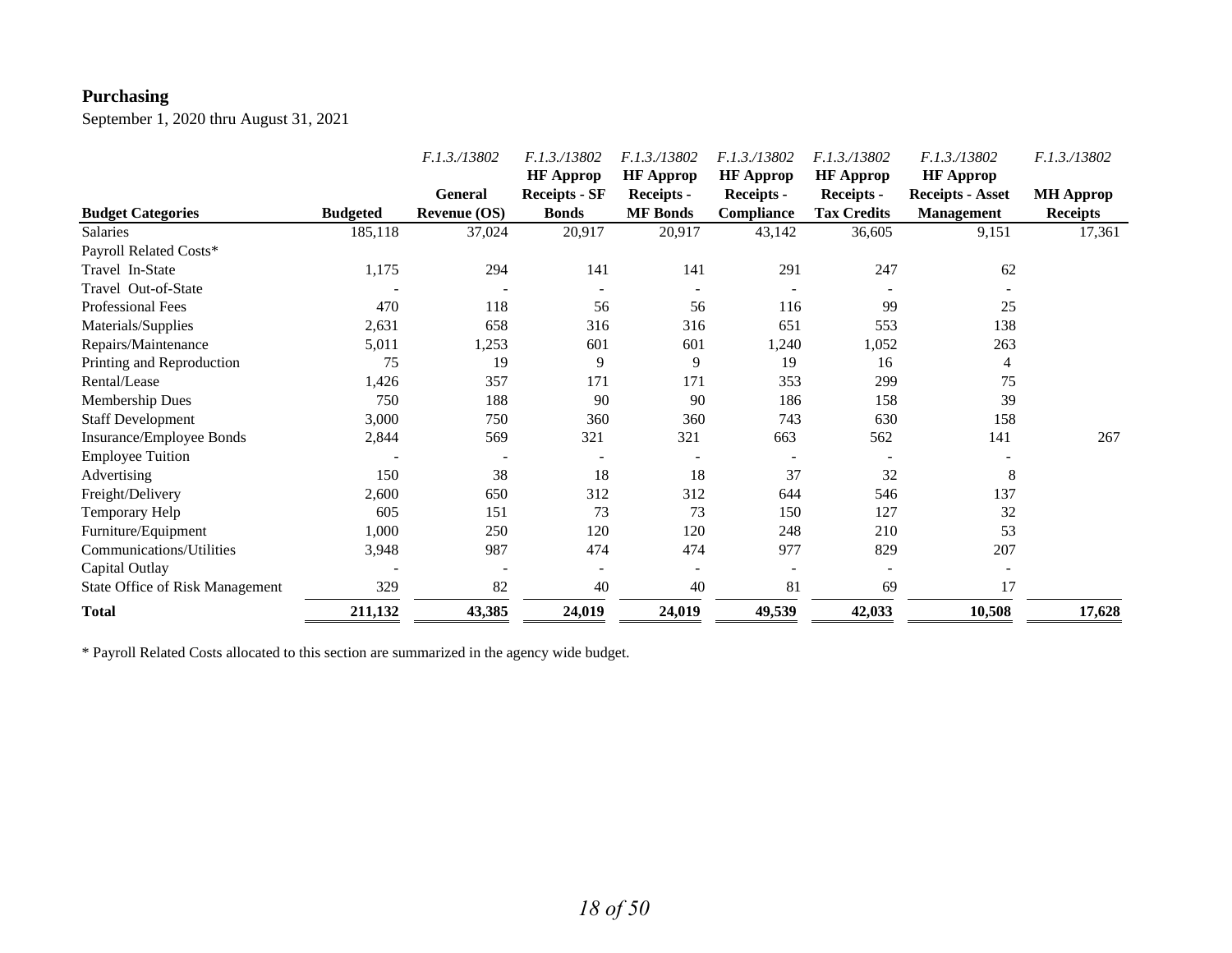**Purchasing**

September 1, 2020 thru August 31, 2021

| Budget Categories | Budgeted | *F.1.3./13802*<br>General Revenue (OS) | *F.1.3./13802*<br>HF Approp Receipts - SF Bonds | *F.1.3./13802*<br>HF Approp Receipts - MF Bonds | *F.1.3./13802*<br>HF Approp Receipts - Compliance | *F.1.3./13802*<br>HF Approp Receipts - Tax Credits | *F.1.3./13802*<br>HF Approp Receipts - Asset Management | *F.1.3./13802*<br>MH Approp Receipts |
|---|---|---|---|---|---|---|---|---|
| Salaries | 185,118 | 37,024 | 20,917 | 20,917 | 43,142 | 36,605 | 9,151 | 17,361 |
| Payroll Related Costs* | | | | | | | | |
| Travel In-State | 1,175 | 294 | 141 | 141 | 291 | 247 | 62 | |
| Travel Out-of-State | - | - | - | - | - | - | - | |
| Professional Fees | 470 | 118 | 56 | 56 | 116 | 99 | 25 | |
| Materials/Supplies | 2,631 | 658 | 316 | 316 | 651 | 553 | 138 | |
| Repairs/Maintenance | 5,011 | 1,253 | 601 | 601 | 1,240 | 1,052 | 263 | |
| Printing and Reproduction | 75 | 19 | 9 | 9 | 19 | 16 | 4 | |
| Rental/Lease | 1,426 | 357 | 171 | 171 | 353 | 299 | 75 | |
| Membership Dues | 750 | 188 | 90 | 90 | 186 | 158 | 39 | |
| Staff Development | 3,000 | 750 | 360 | 360 | 743 | 630 | 158 | |
| Insurance/Employee Bonds | 2,844 | 569 | 321 | 321 | 663 | 562 | 141 | 267 |
| Employee Tuition | - | - | - | - | - | - | - | |
| Advertising | 150 | 38 | 18 | 18 | 37 | 32 | 8 | |
| Freight/Delivery | 2,600 | 650 | 312 | 312 | 644 | 546 | 137 | |
| Temporary Help | 605 | 151 | 73 | 73 | 150 | 127 | 32 | |
| Furniture/Equipment | 1,000 | 250 | 120 | 120 | 248 | 210 | 53 | |
| Communications/Utilities | 3,948 | 987 | 474 | 474 | 977 | 829 | 207 | |
| Capital Outlay | - | - | - | - | - | - | - | |
| State Office of Risk Management | 329 | 82 | 40 | 40 | 81 | 69 | 17 | |
| **Total** | **211,132** | **43,385** | **24,019** | **24,019** | **49,539** | **42,033** | **10,508** | **17,628** |

* Payroll Related Costs allocated to this section are summarized in the agency wide budget.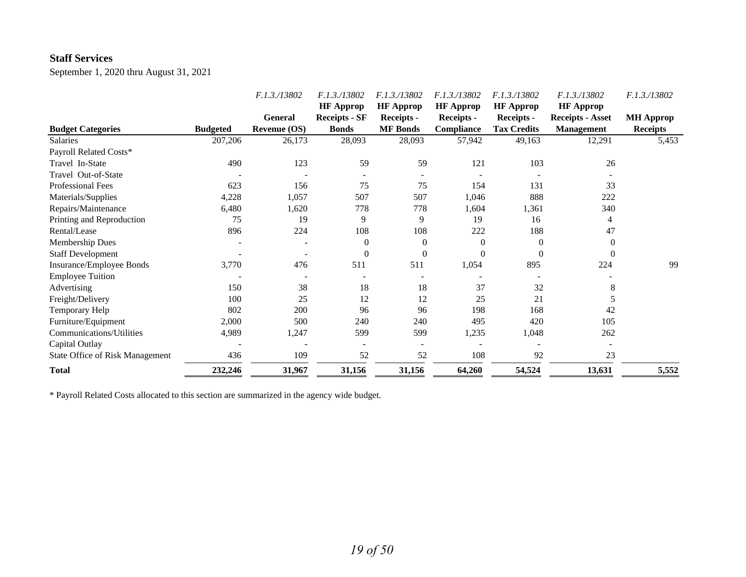**Staff Services**

September 1, 2020 thru August 31, 2021

| Budget Categories | Budgeted | *F.1.3./13802* General Revenue (OS) | *F.1.3./13802* HF Approp Receipts - SF Bonds | *F.1.3./13802* HF Approp Receipts - MF Bonds | *F.1.3./13802* HF Approp Receipts - Compliance | *F.1.3./13802* HF Approp Receipts - Tax Credits | *F.1.3./13802* HF Approp Receipts - Asset Management | *F.1.3./13802* MH Approp Receipts |
|---|---|---|---|---|---|---|---|---|
| Salaries | 207,206 | 26,173 | 28,093 | 28,093 | 57,942 | 49,163 | 12,291 | 5,453 |
| Payroll Related Costs* | | | | | | | | |
| Travel In-State | 490 | 123 | 59 | 59 | 121 | 103 | 26 | |
| Travel Out-of-State | - | - | - | - | - | - | - | |
| Professional Fees | 623 | 156 | 75 | 75 | 154 | 131 | 33 | |
| Materials/Supplies | 4,228 | 1,057 | 507 | 507 | 1,046 | 888 | 222 | |
| Repairs/Maintenance | 6,480 | 1,620 | 778 | 778 | 1,604 | 1,361 | 340 | |
| Printing and Reproduction | 75 | 19 | 9 | 9 | 19 | 16 | 4 | |
| Rental/Lease | 896 | 224 | 108 | 108 | 222 | 188 | 47 | |
| Membership Dues | - | - | 0 | 0 | 0 | 0 | 0 | |
| Staff Development | - | - | 0 | 0 | 0 | 0 | 0 | |
| Insurance/Employee Bonds | 3,770 | 476 | 511 | 511 | 1,054 | 895 | 224 | 99 |
| Employee Tuition | - | - | - | - | - | - | - | |
| Advertising | 150 | 38 | 18 | 18 | 37 | 32 | 8 | |
| Freight/Delivery | 100 | 25 | 12 | 12 | 25 | 21 | 5 | |
| Temporary Help | 802 | 200 | 96 | 96 | 198 | 168 | 42 | |
| Furniture/Equipment | 2,000 | 500 | 240 | 240 | 495 | 420 | 105 | |
| Communications/Utilities | 4,989 | 1,247 | 599 | 599 | 1,235 | 1,048 | 262 | |
| Capital Outlay | - | - | - | - | - | - | - | |
| State Office of Risk Management | 436 | 109 | 52 | 52 | 108 | 92 | 23 | |
| **Total** | **232,246** | **31,967** | **31,156** | **31,156** | **64,260** | **54,524** | **13,631** | **5,552** |

* Payroll Related Costs allocated to this section are summarized in the agency wide budget.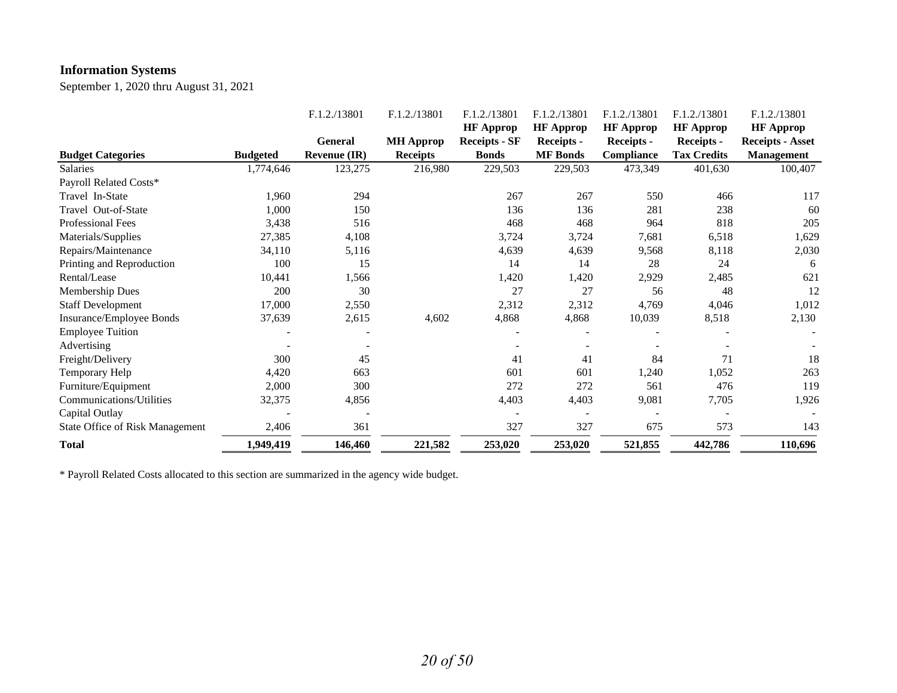**Information Systems**

September 1, 2020 thru August 31, 2021

| Budget Categories | Budgeted | F.1.2./13801 General Revenue (IR) | F.1.2./13801 MH Approp Receipts | F.1.2./13801 HF Approp Receipts - SF Bonds | F.1.2./13801 HF Approp Receipts - MF Bonds | F.1.2./13801 HF Approp Receipts - Compliance | F.1.2./13801 HF Approp Receipts - Tax Credits | F.1.2./13801 HF Approp Receipts - Asset Management |
|---|---|---|---|---|---|---|---|---|
| Salaries | 1,774,646 | 123,275 | 216,980 | 229,503 | 229,503 | 473,349 | 401,630 | 100,407 |
| Payroll Related Costs* | | | | | | | | |
| Travel In-State | 1,960 | 294 | | 267 | 267 | 550 | 466 | 117 |
| Travel Out-of-State | 1,000 | 150 | | 136 | 136 | 281 | 238 | 60 |
| Professional Fees | 3,438 | 516 | | 468 | 468 | 964 | 818 | 205 |
| Materials/Supplies | 27,385 | 4,108 | | 3,724 | 3,724 | 7,681 | 6,518 | 1,629 |
| Repairs/Maintenance | 34,110 | 5,116 | | 4,639 | 4,639 | 9,568 | 8,118 | 2,030 |
| Printing and Reproduction | 100 | 15 | | 14 | 14 | 28 | 24 | 6 |
| Rental/Lease | 10,441 | 1,566 | | 1,420 | 1,420 | 2,929 | 2,485 | 621 |
| Membership Dues | 200 | 30 | | 27 | 27 | 56 | 48 | 12 |
| Staff Development | 17,000 | 2,550 | | 2,312 | 2,312 | 4,769 | 4,046 | 1,012 |
| Insurance/Employee Bonds | 37,639 | 2,615 | 4,602 | 4,868 | 4,868 | 10,039 | 8,518 | 2,130 |
| Employee Tuition | - | - | | - | - | - | - | - |
| Advertising | - | - | | - | - | - | - | - |
| Freight/Delivery | 300 | 45 | | 41 | 41 | 84 | 71 | 18 |
| Temporary Help | 4,420 | 663 | | 601 | 601 | 1,240 | 1,052 | 263 |
| Furniture/Equipment | 2,000 | 300 | | 272 | 272 | 561 | 476 | 119 |
| Communications/Utilities | 32,375 | 4,856 | | 4,403 | 4,403 | 9,081 | 7,705 | 1,926 |
| Capital Outlay | - | - | | - | - | - | - | - |
| State Office of Risk Management | 2,406 | 361 | | 327 | 327 | 675 | 573 | 143 |
| **Total** | **1,949,419** | **146,460** | **221,582** | **253,020** | **253,020** | **521,855** | **442,786** | **110,696** |

* Payroll Related Costs allocated to this section are summarized in the agency wide budget.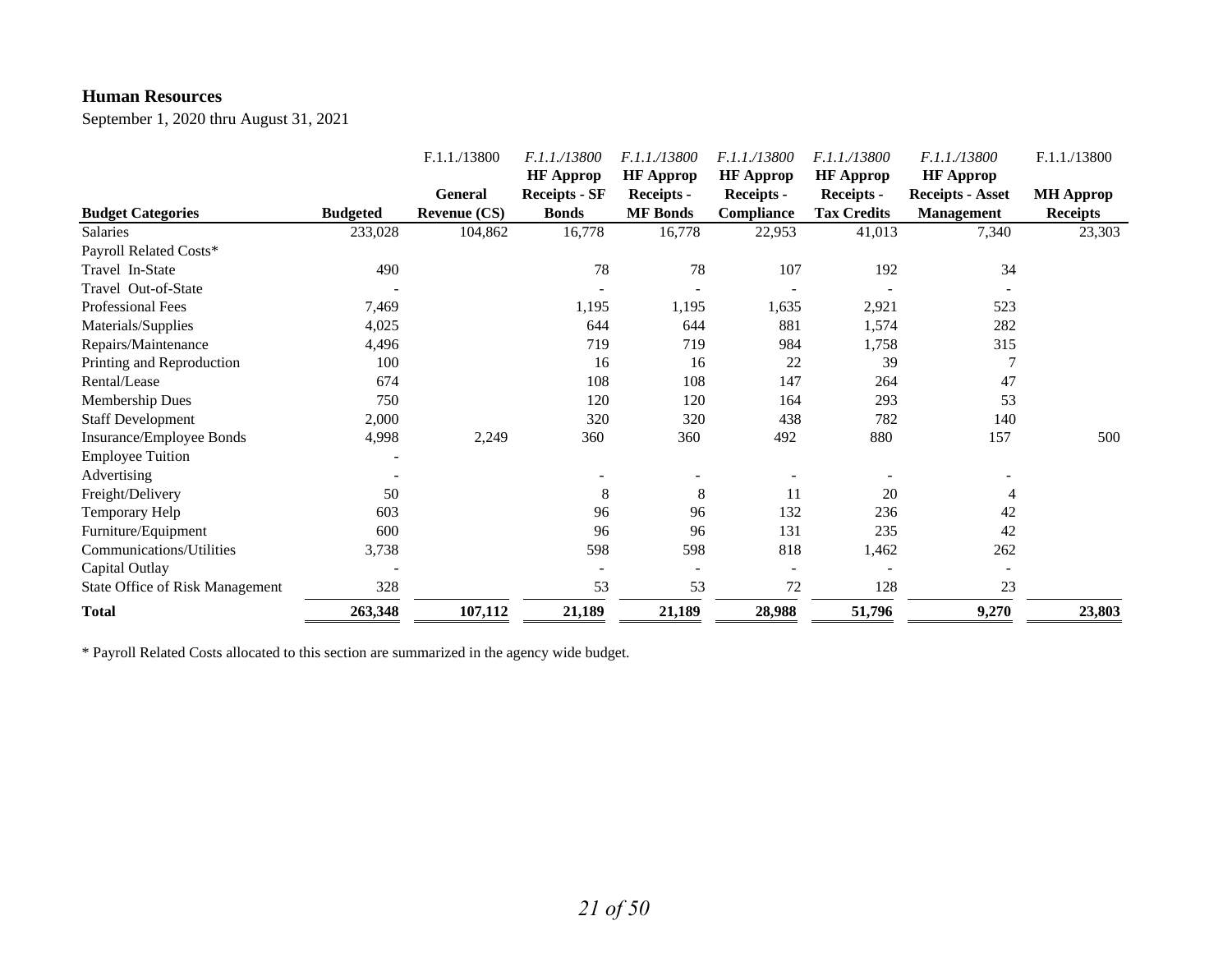**Human Resources**

September 1, 2020 thru August 31, 2021

| Budget Categories | Budgeted | F.1.1./13800<br>General Revenue (CS) | *F.1.1./13800*<br>HF Approp Receipts - SF Bonds | *F.1.1./13800*<br>HF Approp Receipts - MF Bonds | *F.1.1./13800*<br>HF Approp Receipts - Compliance | *F.1.1./13800*<br>HF Approp Receipts - Tax Credits | *F.1.1./13800*<br>HF Approp Receipts - Asset Management | F.1.1./13800<br>MH Approp Receipts |
|---|---|---|---|---|---|---|---|---|
| Salaries | 233,028 | 104,862 | 16,778 | 16,778 | 22,953 | 41,013 | 7,340 | 23,303 |
| Payroll Related Costs* | | | | | | | | |
| Travel In-State | 490 | | 78 | 78 | 107 | 192 | 34 | |
| Travel Out-of-State | - | | - | - | - | - | - | |
| Professional Fees | 7,469 | | 1,195 | 1,195 | 1,635 | 2,921 | 523 | |
| Materials/Supplies | 4,025 | | 644 | 644 | 881 | 1,574 | 282 | |
| Repairs/Maintenance | 4,496 | | 719 | 719 | 984 | 1,758 | 315 | |
| Printing and Reproduction | 100 | | 16 | 16 | 22 | 39 | 7 | |
| Rental/Lease | 674 | | 108 | 108 | 147 | 264 | 47 | |
| Membership Dues | 750 | | 120 | 120 | 164 | 293 | 53 | |
| Staff Development | 2,000 | | 320 | 320 | 438 | 782 | 140 | |
| Insurance/Employee Bonds | 4,998 | 2,249 | 360 | 360 | 492 | 880 | 157 | 500 |
| Employee Tuition | - | | | | | | | |
| Advertising | - | | - | - | - | - | - | |
| Freight/Delivery | 50 | | 8 | 8 | 11 | 20 | 4 | |
| Temporary Help | 603 | | 96 | 96 | 132 | 236 | 42 | |
| Furniture/Equipment | 600 | | 96 | 96 | 131 | 235 | 42 | |
| Communications/Utilities | 3,738 | | 598 | 598 | 818 | 1,462 | 262 | |
| Capital Outlay | - | | - | - | - | - | - | |
| State Office of Risk Management | 328 | | 53 | 53 | 72 | 128 | 23 | |
| **Total** | **263,348** | **107,112** | **21,189** | **21,189** | **28,988** | **51,796** | **9,270** | **23,803** |

* Payroll Related Costs allocated to this section are summarized in the agency wide budget.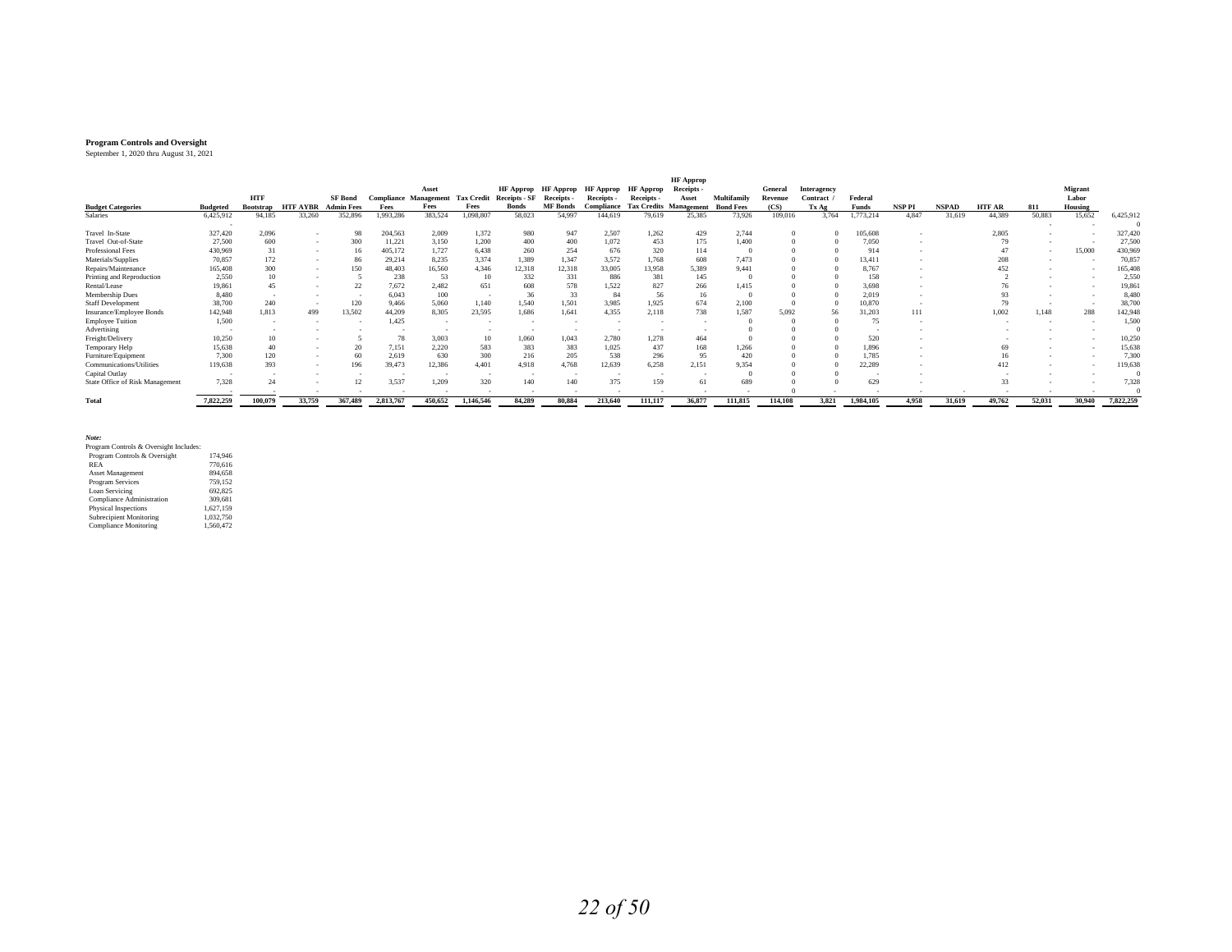**Program Controls and Oversight**
September 1, 2020 thru August 31, 2021

| Budget Categories | Budgeted | HTF Bootstrap | HTF AYBR | SF Bond Admin Fees | Compliance Fees | Asset Management Fees | Tax Credit Fees | HF Approp Receipts - SF Bonds | HF Approp Receipts - MF Bonds | HF Approp Receipts - Compliance | HF Approp Receipts - Tax Credits | HF Approp Receipts - Asset Management | Multifamily Bond Fees | General Revenue (CS) | Interagency Contract / Tx Ag | Federal Funds | NSP PI | NSPAD | HTF AR | 811 | Migrant Labor Housing | |
|---|---|---|---|---|---|---|---|---|---|---|---|---|---|---|---|---|---|---|---|---|---|---|
| Salaries | 6,425,912 | 94,185 | 33,260 | 352,896 | 1,993,286 | 383,524 | 1,098,807 | 58,023 | 54,997 | 144,619 | 79,619 | 25,385 | 73,926 | 109,016 | 3,764 | 1,773,214 | 4,847 | 31,619 | 44,389 | 50,883 | 15,652 | 6,425,912 |
| | - | | | | | | | | | | | | | | | | | | - | - | - | 0 |
| Travel In-State | 327,420 | 2,096 | - | 98 | 204,563 | 2,009 | 1,372 | 980 | 947 | 2,507 | 1,262 | 429 | 2,744 | 0 | 0 | 105,608 | - | | 2,805 | - | - | 327,420 |
| Travel Out-of-State | 27,500 | 600 | - | 300 | 11,221 | 3,150 | 1,200 | 400 | 400 | 1,072 | 453 | 175 | 1,400 | 0 | 0 | 7,050 | - | | 79 | - | - | 27,500 |
| Professional Fees | 430,969 | 31 | - | 16 | 405,172 | 1,727 | 6,438 | 260 | 254 | 676 | 320 | 114 | 0 | 0 | 0 | 914 | - | | 47 | - | 15,000 | 430,969 |
| Materials/Supplies | 70,857 | 172 | - | 86 | 29,214 | 8,235 | 3,374 | 1,389 | 1,347 | 3,572 | 1,768 | 608 | 7,473 | 0 | 0 | 13,411 | - | | 208 | - | - | 70,857 |
| Repairs/Maintenance | 165,408 | 300 | - | 150 | 48,403 | 16,560 | 4,346 | 12,318 | 12,318 | 33,005 | 13,958 | 5,389 | 9,441 | 0 | 0 | 8,767 | - | | 452 | - | - | 165,408 |
| Printing and Reproduction | 2,550 | 10 | - | 5 | 238 | 53 | 10 | 332 | 331 | 886 | 381 | 145 | 0 | 0 | 0 | 158 | - | | 2 | - | - | 2,550 |
| Rental/Lease | 19,861 | 45 | - | 22 | 7,672 | 2,482 | 651 | 608 | 578 | 1,522 | 827 | 266 | 1,415 | 0 | 0 | 3,698 | - | | 76 | - | - | 19,861 |
| Membership Dues | 8,480 | - | - | - | 6,043 | 100 | - | 36 | 33 | 84 | 56 | 16 | 0 | 0 | 0 | 2,019 | - | | 93 | - | - | 8,480 |
| Staff Development | 38,700 | 240 | - | 120 | 9,466 | 5,060 | 1,140 | 1,540 | 1,501 | 3,985 | 1,925 | 674 | 2,100 | 0 | 0 | 10,870 | - | | 79 | - | - | 38,700 |
| Insurance/Employee Bonds | 142,948 | 1,813 | 499 | 13,502 | 44,209 | 8,305 | 23,595 | 1,686 | 1,641 | 4,355 | 2,118 | 738 | 1,587 | 5,092 | 56 | 31,203 | 111 | | 1,002 | 1,148 | 288 | 142,948 |
| Employee Tuition | 1,500 | - | - | - | 1,425 | - | - | - | - | - | - | - | 0 | 0 | 0 | 75 | - | | - | - | - | 1,500 |
| Advertising | - | - | - | - | - | - | - | - | - | - | - | - | 0 | 0 | 0 | - | - | | - | - | - | 0 |
| Freight/Delivery | 10,250 | 10 | - | 5 | 78 | 3,003 | 10 | 1,060 | 1,043 | 2,780 | 1,278 | 464 | 0 | 0 | 0 | 520 | - | | - | - | - | 10,250 |
| Temporary Help | 15,638 | 40 | - | 20 | 7,151 | 2,220 | 583 | 383 | 383 | 1,025 | 437 | 168 | 1,266 | 0 | 0 | 1,896 | - | | 69 | - | - | 15,638 |
| Furniture/Equipment | 7,300 | 120 | - | 60 | 2,619 | 630 | 300 | 216 | 205 | 538 | 296 | 95 | 420 | 0 | 0 | 1,785 | - | | 16 | - | - | 7,300 |
| Communications/Utilities | 119,638 | 393 | - | 196 | 39,473 | 12,386 | 4,401 | 4,918 | 4,768 | 12,639 | 6,258 | 2,151 | 9,354 | 0 | 0 | 22,289 | - | | 412 | - | - | 119,638 |
| Capital Outlay | - | - | - | - | - | - | - | - | - | - | - | - | 0 | 0 | 0 | - | - | | - | - | - | 0 |
| State Office of Risk Management | 7,328 | 24 | - | 12 | 3,537 | 1,209 | 320 | 140 | 140 | 375 | 159 | 61 | 689 | 0 | 0 | 629 | - | | 33 | - | - | 7,328 |
| | - | - | - | - | - | - | - | - | - | - | - | - | - | 0 | - | - | - | - | - | - | - | 0 |
| **Total** | **7,822,259** | **100,079** | **33,759** | **367,489** | **2,813,767** | **450,652** | **1,146,546** | **84,289** | **80,884** | **213,640** | **111,117** | **36,877** | **111,815** | **114,108** | **3,821** | **1,984,105** | **4,958** | **31,619** | **49,762** | **52,031** | **30,940** | **7,822,259** |

***Note:***

Program Controls & Oversight Includes:

| | |
|---|---|
| Program Controls & Oversight | 174,946 |
| REA | 770,616 |
| Asset Management | 894,658 |
| Program Services | 759,152 |
| Loan Servicing | 692,825 |
| Compliance Administration | 309,681 |
| Physical Inspections | 1,627,159 |
| Subrecipient Monitoring | 1,032,750 |
| Compliance Monitoring | 1,560,472 |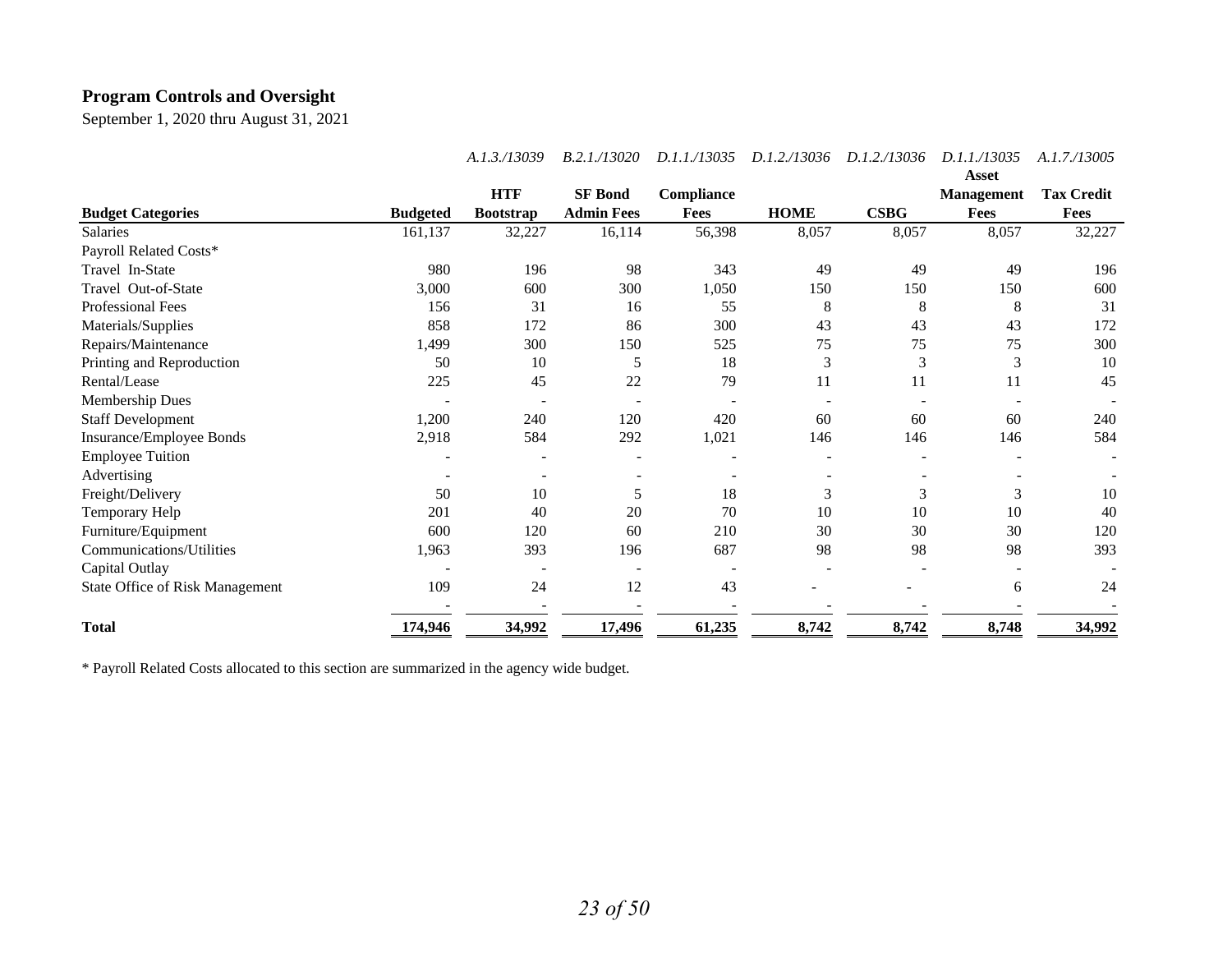**Program Controls and Oversight**

September 1, 2020 thru August 31, 2021

| | | *A.1.3./13039* | *B.2.1./13020* | *D.1.1./13035* | *D.1.2./13036* | *D.1.2./13036* | *D.1.1./13035* | *A.1.7./13005* |
|---|---|---|---|---|---|---|---|---|
| **Budget Categories** | **Budgeted** | **HTF Bootstrap** | **SF Bond Admin Fees** | **Compliance Fees** | **HOME** | **CSBG** | **Asset Management Fees** | **Tax Credit Fees** |
| Salaries | 161,137 | 32,227 | 16,114 | 56,398 | 8,057 | 8,057 | 8,057 | 32,227 |
| Payroll Related Costs* | | | | | | | | |
| Travel In-State | 980 | 196 | 98 | 343 | 49 | 49 | 49 | 196 |
| Travel Out-of-State | 3,000 | 600 | 300 | 1,050 | 150 | 150 | 150 | 600 |
| Professional Fees | 156 | 31 | 16 | 55 | 8 | 8 | 8 | 31 |
| Materials/Supplies | 858 | 172 | 86 | 300 | 43 | 43 | 43 | 172 |
| Repairs/Maintenance | 1,499 | 300 | 150 | 525 | 75 | 75 | 75 | 300 |
| Printing and Reproduction | 50 | 10 | 5 | 18 | 3 | 3 | 3 | 10 |
| Rental/Lease | 225 | 45 | 22 | 79 | 11 | 11 | 11 | 45 |
| Membership Dues | - | - | - | - | - | - | - | - |
| Staff Development | 1,200 | 240 | 120 | 420 | 60 | 60 | 60 | 240 |
| Insurance/Employee Bonds | 2,918 | 584 | 292 | 1,021 | 146 | 146 | 146 | 584 |
| Employee Tuition | - | - | - | - | - | - | - | - |
| Advertising | - | - | - | - | - | - | - | - |
| Freight/Delivery | 50 | 10 | 5 | 18 | 3 | 3 | 3 | 10 |
| Temporary Help | 201 | 40 | 20 | 70 | 10 | 10 | 10 | 40 |
| Furniture/Equipment | 600 | 120 | 60 | 210 | 30 | 30 | 30 | 120 |
| Communications/Utilities | 1,963 | 393 | 196 | 687 | 98 | 98 | 98 | 393 |
| Capital Outlay | - | - | - | - | - | - | - | - |
| State Office of Risk Management | 109 | 24 | 12 | 43 | - | - | 6 | 24 |
| | - | - | - | - | - | - | - | - |
| **Total** | **174,946** | **34,992** | **17,496** | **61,235** | **8,742** | **8,742** | **8,748** | **34,992** |

\* Payroll Related Costs allocated to this section are summarized in the agency wide budget.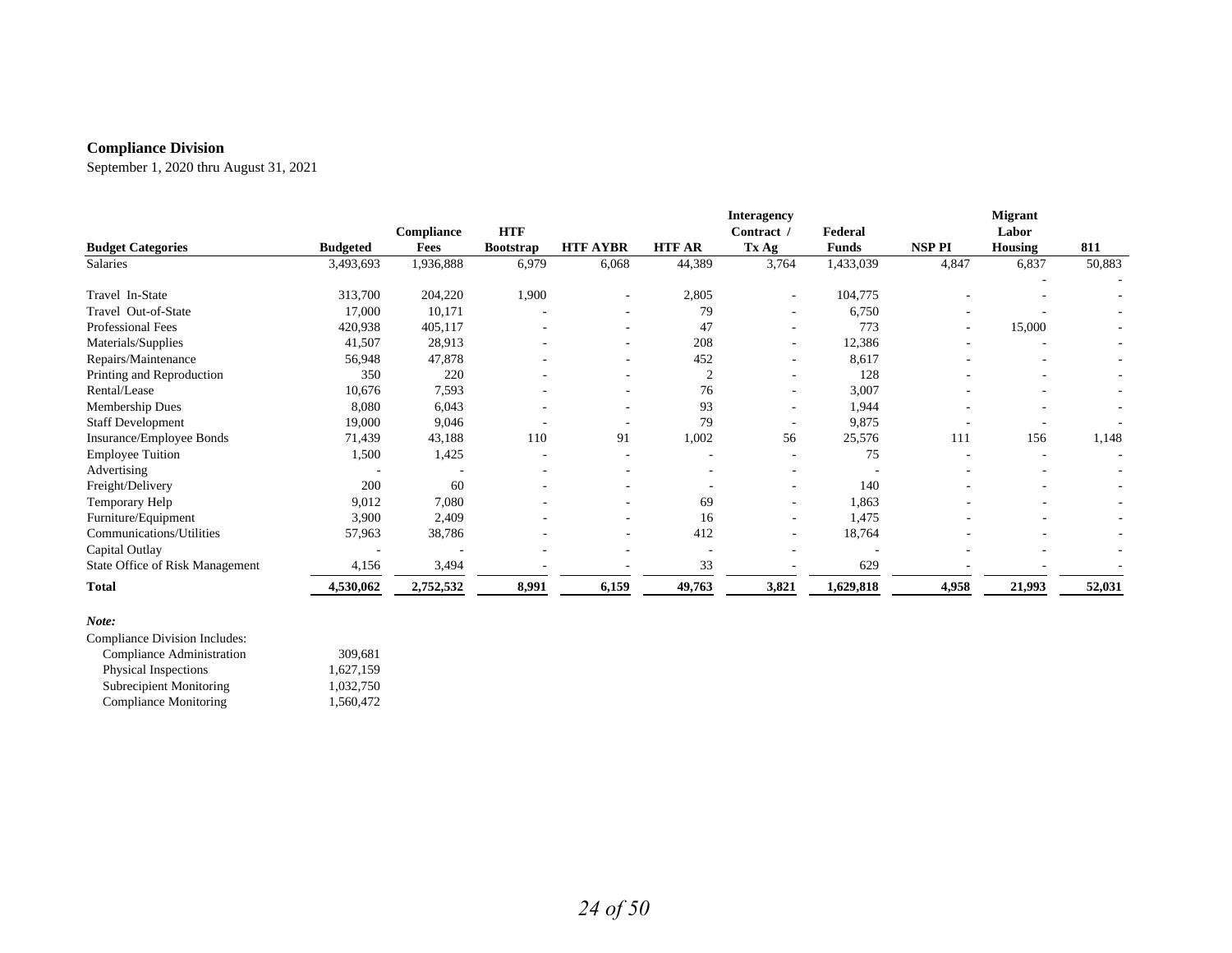**Compliance Division**

September 1, 2020 thru August 31, 2021

| Budget Categories | Budgeted | Compliance Fees | HTF Bootstrap | HTF AYBR | HTF AR | Interagency Contract / Tx Ag | Federal Funds | NSP PI | Migrant Labor Housing | 811 |
|---|---|---|---|---|---|---|---|---|---|---|
| Salaries | 3,493,693 | 1,936,888 | 6,979 | 6,068 | 44,389 | 3,764 | 1,433,039 | 4,847 | 6,837 | 50,883 |
| | | | | | | | | | - | - |
| Travel In-State | 313,700 | 204,220 | 1,900 | - | 2,805 | - | 104,775 | - | - | - |
| Travel Out-of-State | 17,000 | 10,171 | - | - | 79 | - | 6,750 | - | - | - |
| Professional Fees | 420,938 | 405,117 | - | - | 47 | - | 773 | - | 15,000 | - |
| Materials/Supplies | 41,507 | 28,913 | - | - | 208 | - | 12,386 | - | - | - |
| Repairs/Maintenance | 56,948 | 47,878 | - | - | 452 | - | 8,617 | - | - | - |
| Printing and Reproduction | 350 | 220 | - | - | 2 | - | 128 | - | - | - |
| Rental/Lease | 10,676 | 7,593 | - | - | 76 | - | 3,007 | - | - | - |
| Membership Dues | 8,080 | 6,043 | - | - | 93 | - | 1,944 | - | - | - |
| Staff Development | 19,000 | 9,046 | - | - | 79 | - | 9,875 | - | - | - |
| Insurance/Employee Bonds | 71,439 | 43,188 | 110 | 91 | 1,002 | 56 | 25,576 | 111 | 156 | 1,148 |
| Employee Tuition | 1,500 | 1,425 | - | - | - | - | 75 | - | - | - |
| Advertising | - | - | - | - | - | - | - | - | - | - |
| Freight/Delivery | 200 | 60 | - | - | - | - | 140 | - | - | - |
| Temporary Help | 9,012 | 7,080 | - | - | 69 | - | 1,863 | - | - | - |
| Furniture/Equipment | 3,900 | 2,409 | - | - | 16 | - | 1,475 | - | - | - |
| Communications/Utilities | 57,963 | 38,786 | - | - | 412 | - | 18,764 | - | - | - |
| Capital Outlay | - | - | - | - | - | - | - | - | - | - |
| State Office of Risk Management | 4,156 | 3,494 | - | - | 33 | - | 629 | - | - | - |
| **Total** | **4,530,062** | **2,752,532** | **8,991** | **6,159** | **49,763** | **3,821** | **1,629,818** | **4,958** | **21,993** | **52,031** |

***Note:***

Compliance Division Includes:

| | |
|---|---|
| Compliance Administration | 309,681 |
| Physical Inspections | 1,627,159 |
| Subrecipient Monitoring | 1,032,750 |
| Compliance Monitoring | 1,560,472 |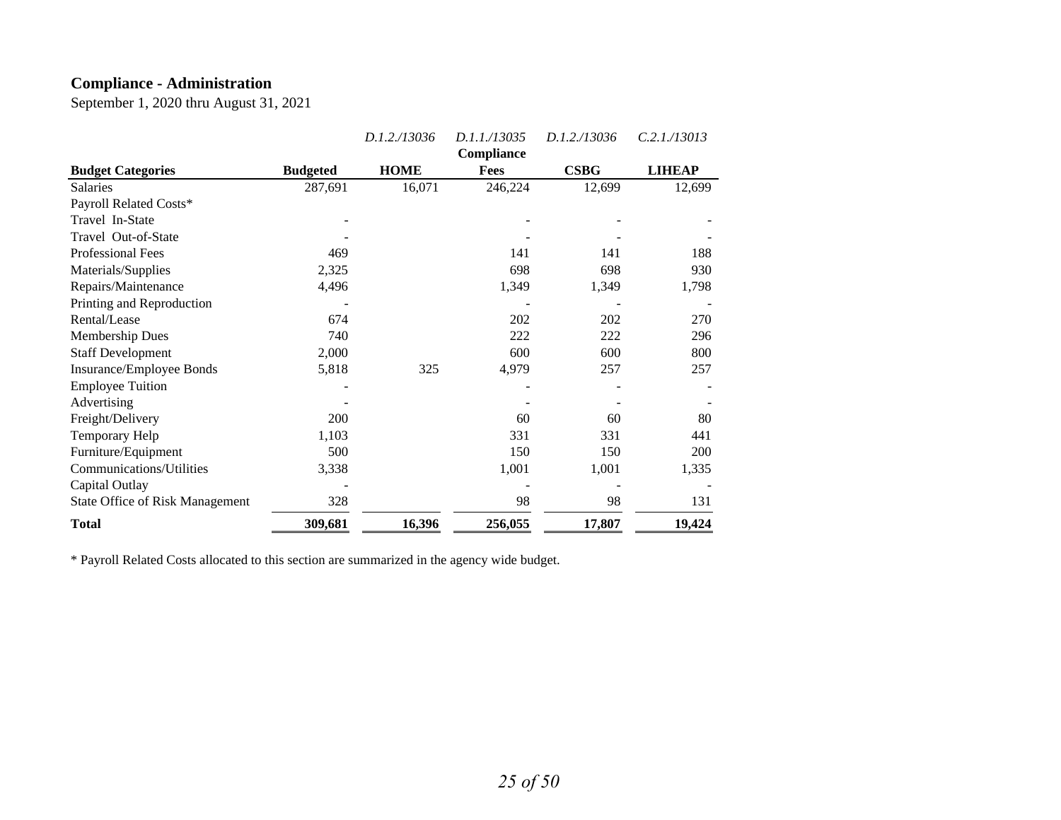## Compliance - Administration

September 1, 2020 thru August 31, 2021

| | | *D.1.2./13036* | *D.1.1./13035* | *D.1.2./13036* | *C.2.1./13013* |
|---|---|---|---|---|---|
| **Budget Categories** | **Budgeted** | **HOME** | **Compliance Fees** | **CSBG** | **LIHEAP** |
| Salaries | 287,691 | 16,071 | 246,224 | 12,699 | 12,699 |
| Payroll Related Costs* | | | | | |
| Travel In-State | - | | - | - | - |
| Travel Out-of-State | - | | - | - | - |
| Professional Fees | 469 | | 141 | 141 | 188 |
| Materials/Supplies | 2,325 | | 698 | 698 | 930 |
| Repairs/Maintenance | 4,496 | | 1,349 | 1,349 | 1,798 |
| Printing and Reproduction | - | | - | - | - |
| Rental/Lease | 674 | | 202 | 202 | 270 |
| Membership Dues | 740 | | 222 | 222 | 296 |
| Staff Development | 2,000 | | 600 | 600 | 800 |
| Insurance/Employee Bonds | 5,818 | 325 | 4,979 | 257 | 257 |
| Employee Tuition | - | | - | - | - |
| Advertising | - | | - | - | - |
| Freight/Delivery | 200 | | 60 | 60 | 80 |
| Temporary Help | 1,103 | | 331 | 331 | 441 |
| Furniture/Equipment | 500 | | 150 | 150 | 200 |
| Communications/Utilities | 3,338 | | 1,001 | 1,001 | 1,335 |
| Capital Outlay | - | | - | - | - |
| State Office of Risk Management | 328 | | 98 | 98 | 131 |
| **Total** | **309,681** | **16,396** | **256,055** | **17,807** | **19,424** |

* Payroll Related Costs allocated to this section are summarized in the agency wide budget.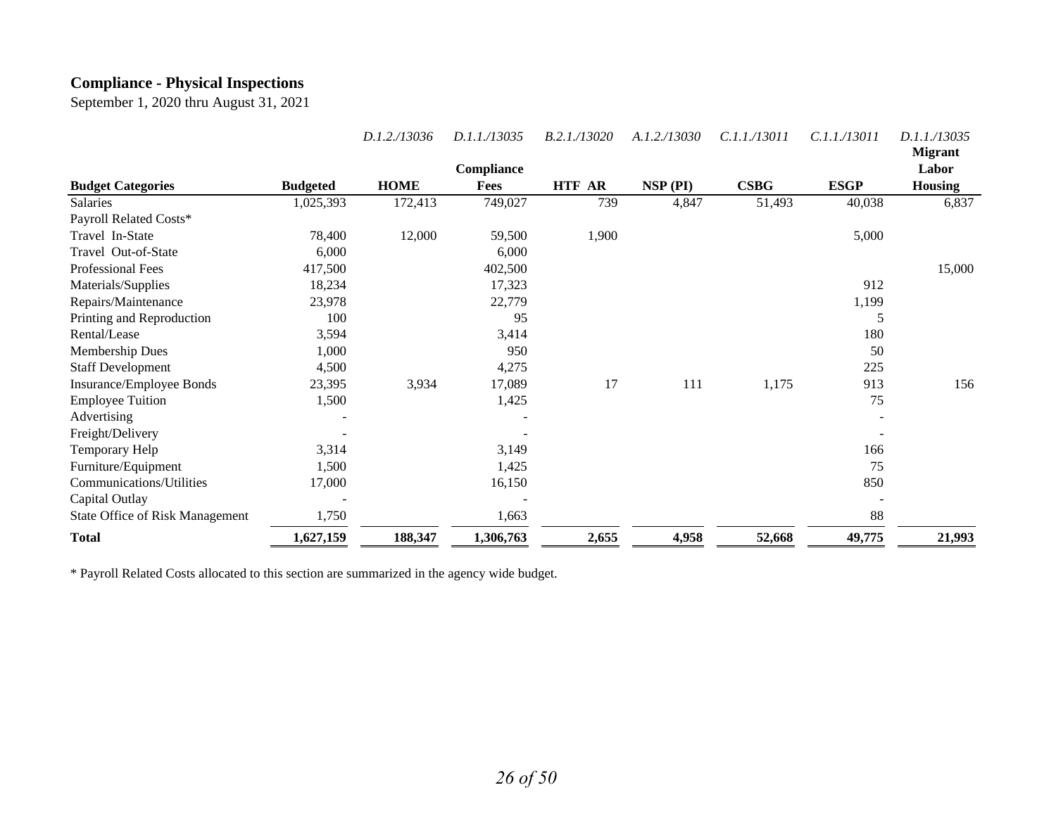**Compliance - Physical Inspections**

September 1, 2020 thru August 31, 2021

| | | *D.1.2./13036* | *D.1.1./13035* | *B.2.1./13020* | *A.1.2./13030* | *C.1.1./13011* | *C.1.1./13011* | *D.1.1./13035* |
|---|---|---|---|---|---|---|---|---|
| **Budget Categories** | **Budgeted** | **HOME** | **Compliance Fees** | **HTF AR** | **NSP (PI)** | **CSBG** | **ESGP** | **Migrant Labor Housing** |
| Salaries | 1,025,393 | 172,413 | 749,027 | 739 | 4,847 | 51,493 | 40,038 | 6,837 |
| Payroll Related Costs* | | | | | | | | |
| Travel In-State | 78,400 | 12,000 | 59,500 | 1,900 | | | 5,000 | |
| Travel Out-of-State | 6,000 | | 6,000 | | | | | |
| Professional Fees | 417,500 | | 402,500 | | | | | 15,000 |
| Materials/Supplies | 18,234 | | 17,323 | | | | 912 | |
| Repairs/Maintenance | 23,978 | | 22,779 | | | | 1,199 | |
| Printing and Reproduction | 100 | | 95 | | | | 5 | |
| Rental/Lease | 3,594 | | 3,414 | | | | 180 | |
| Membership Dues | 1,000 | | 950 | | | | 50 | |
| Staff Development | 4,500 | | 4,275 | | | | 225 | |
| Insurance/Employee Bonds | 23,395 | 3,934 | 17,089 | 17 | 111 | 1,175 | 913 | 156 |
| Employee Tuition | 1,500 | | 1,425 | | | | 75 | |
| Advertising | - | | - | | | | - | |
| Freight/Delivery | - | | - | | | | - | |
| Temporary Help | 3,314 | | 3,149 | | | | 166 | |
| Furniture/Equipment | 1,500 | | 1,425 | | | | 75 | |
| Communications/Utilities | 17,000 | | 16,150 | | | | 850 | |
| Capital Outlay | - | | - | | | | - | |
| State Office of Risk Management | 1,750 | | 1,663 | | | | 88 | |
| **Total** | **1,627,159** | **188,347** | **1,306,763** | **2,655** | **4,958** | **52,668** | **49,775** | **21,993** |

* Payroll Related Costs allocated to this section are summarized in the agency wide budget.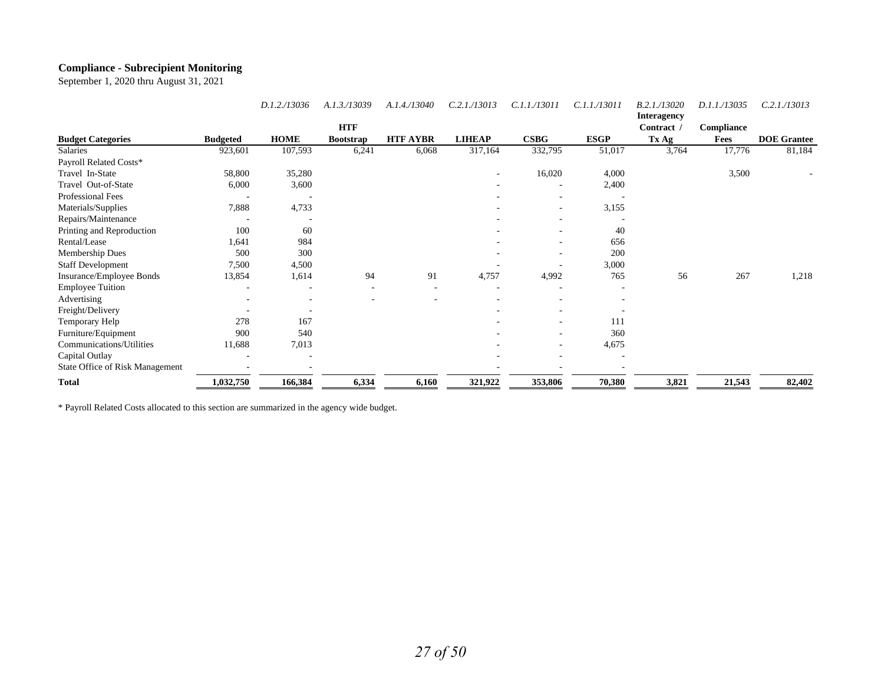**Compliance - Subrecipient Monitoring**

September 1, 2020 thru August 31, 2021

| | | *D.1.2./13036* | *A.1.3./13039* | *A.1.4./13040* | *C.2.1./13013* | *C.1.1./13011* | *C.1.1./13011* | *B.2.1./13020* | *D.1.1./13035* | *C.2.1./13013* |
|---|---|---|---|---|---|---|---|---|---|---|
| **Budget Categories** | **Budgeted** | **HOME** | **HTF Bootstrap** | **HTF AYBR** | **LIHEAP** | **CSBG** | **ESGP** | **Interagency Contract / Tx Ag** | **Compliance Fees** | **DOE Grantee** |
| Salaries | 923,601 | 107,593 | 6,241 | 6,068 | 317,164 | 332,795 | 51,017 | 3,764 | 17,776 | 81,184 |
| Payroll Related Costs* | | | | | | | | | | |
| Travel In-State | 58,800 | 35,280 | | | - | 16,020 | 4,000 | | 3,500 | - |
| Travel Out-of-State | 6,000 | 3,600 | | | - | - | 2,400 | | | |
| Professional Fees | - | - | | | - | - | - | | | |
| Materials/Supplies | 7,888 | 4,733 | | | - | - | 3,155 | | | |
| Repairs/Maintenance | - | - | | | - | - | - | | | |
| Printing and Reproduction | 100 | 60 | | | - | - | 40 | | | |
| Rental/Lease | 1,641 | 984 | | | - | - | 656 | | | |
| Membership Dues | 500 | 300 | | | - | - | 200 | | | |
| Staff Development | 7,500 | 4,500 | | | - | - | 3,000 | | | |
| Insurance/Employee Bonds | 13,854 | 1,614 | 94 | 91 | 4,757 | 4,992 | 765 | 56 | 267 | 1,218 |
| Employee Tuition | - | - | - | - | - | - | - | | | |
| Advertising | - | - | - | - | - | - | - | | | |
| Freight/Delivery | - | - | | | - | - | - | | | |
| Temporary Help | 278 | 167 | | | - | - | 111 | | | |
| Furniture/Equipment | 900 | 540 | | | - | - | 360 | | | |
| Communications/Utilities | 11,688 | 7,013 | | | - | - | 4,675 | | | |
| Capital Outlay | - | - | | | - | - | - | | | |
| State Office of Risk Management | - | - | | | - | - | - | | | |
| **Total** | **1,032,750** | **166,384** | **6,334** | **6,160** | **321,922** | **353,806** | **70,380** | **3,821** | **21,543** | **82,402** |

* Payroll Related Costs allocated to this section are summarized in the agency wide budget.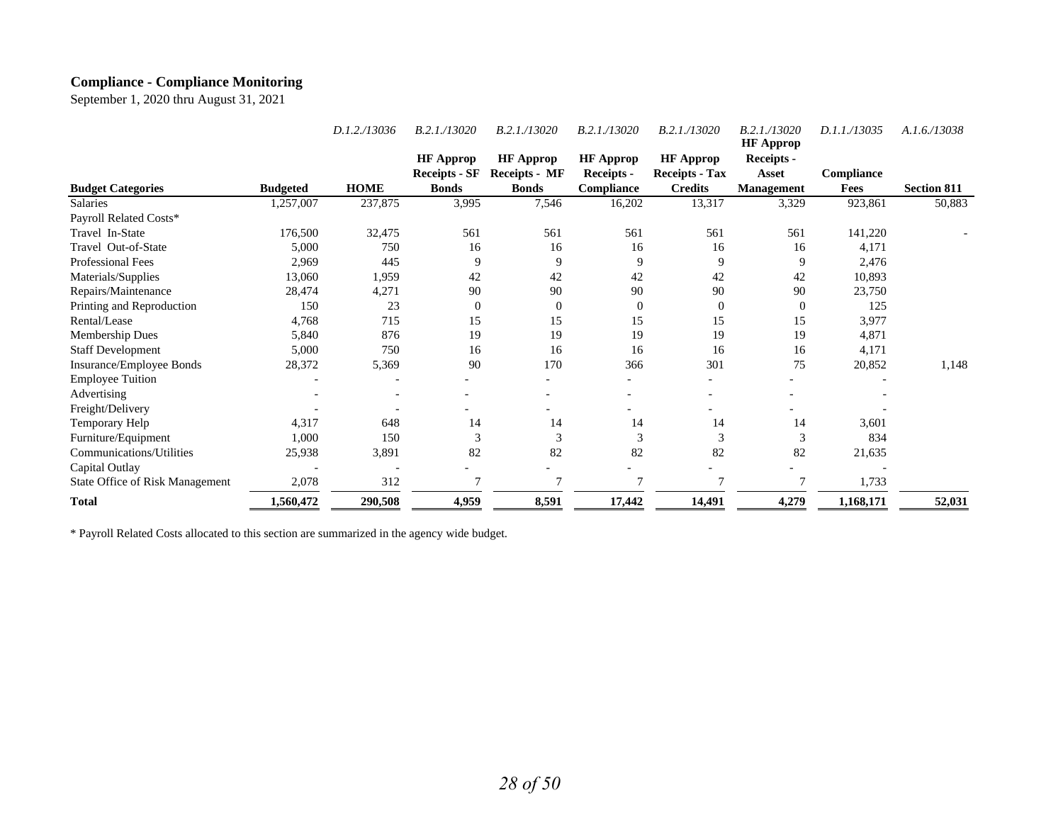**Compliance - Compliance Monitoring**

September 1, 2020 thru August 31, 2021

| Budget Categories | Budgeted | *D.1.2./13036* HOME | *B.2.1./13020* HF Approp Receipts - SF Bonds | *B.2.1./13020* HF Approp Receipts - MF Bonds | *B.2.1./13020* HF Approp Receipts - Compliance | *B.2.1./13020* HF Approp Receipts - Tax Credits | *B.2.1./13020* HF Approp Receipts - Asset Management | *D.1.1./13035* Compliance Fees | *A.1.6./13038* Section 811 |
|---|---|---|---|---|---|---|---|---|---|
| Salaries | 1,257,007 | 237,875 | 3,995 | 7,546 | 16,202 | 13,317 | 3,329 | 923,861 | 50,883 |
| Payroll Related Costs* | | | | | | | | | |
| Travel In-State | 176,500 | 32,475 | 561 | 561 | 561 | 561 | 561 | 141,220 | - |
| Travel Out-of-State | 5,000 | 750 | 16 | 16 | 16 | 16 | 16 | 4,171 | |
| Professional Fees | 2,969 | 445 | 9 | 9 | 9 | 9 | 9 | 2,476 | |
| Materials/Supplies | 13,060 | 1,959 | 42 | 42 | 42 | 42 | 42 | 10,893 | |
| Repairs/Maintenance | 28,474 | 4,271 | 90 | 90 | 90 | 90 | 90 | 23,750 | |
| Printing and Reproduction | 150 | 23 | 0 | 0 | 0 | 0 | 0 | 125 | |
| Rental/Lease | 4,768 | 715 | 15 | 15 | 15 | 15 | 15 | 3,977 | |
| Membership Dues | 5,840 | 876 | 19 | 19 | 19 | 19 | 19 | 4,871 | |
| Staff Development | 5,000 | 750 | 16 | 16 | 16 | 16 | 16 | 4,171 | |
| Insurance/Employee Bonds | 28,372 | 5,369 | 90 | 170 | 366 | 301 | 75 | 20,852 | 1,148 |
| Employee Tuition | - | - | - | - | - | - | - | - | |
| Advertising | - | - | - | - | - | - | - | - | |
| Freight/Delivery | - | - | - | - | - | - | - | - | |
| Temporary Help | 4,317 | 648 | 14 | 14 | 14 | 14 | 14 | 3,601 | |
| Furniture/Equipment | 1,000 | 150 | 3 | 3 | 3 | 3 | 3 | 834 | |
| Communications/Utilities | 25,938 | 3,891 | 82 | 82 | 82 | 82 | 82 | 21,635 | |
| Capital Outlay | - | - | - | - | - | - | - | - | |
| State Office of Risk Management | 2,078 | 312 | 7 | 7 | 7 | 7 | 7 | 1,733 | |
| **Total** | **1,560,472** | **290,508** | **4,959** | **8,591** | **17,442** | **14,491** | **4,279** | **1,168,171** | **52,031** |

\* Payroll Related Costs allocated to this section are summarized in the agency wide budget.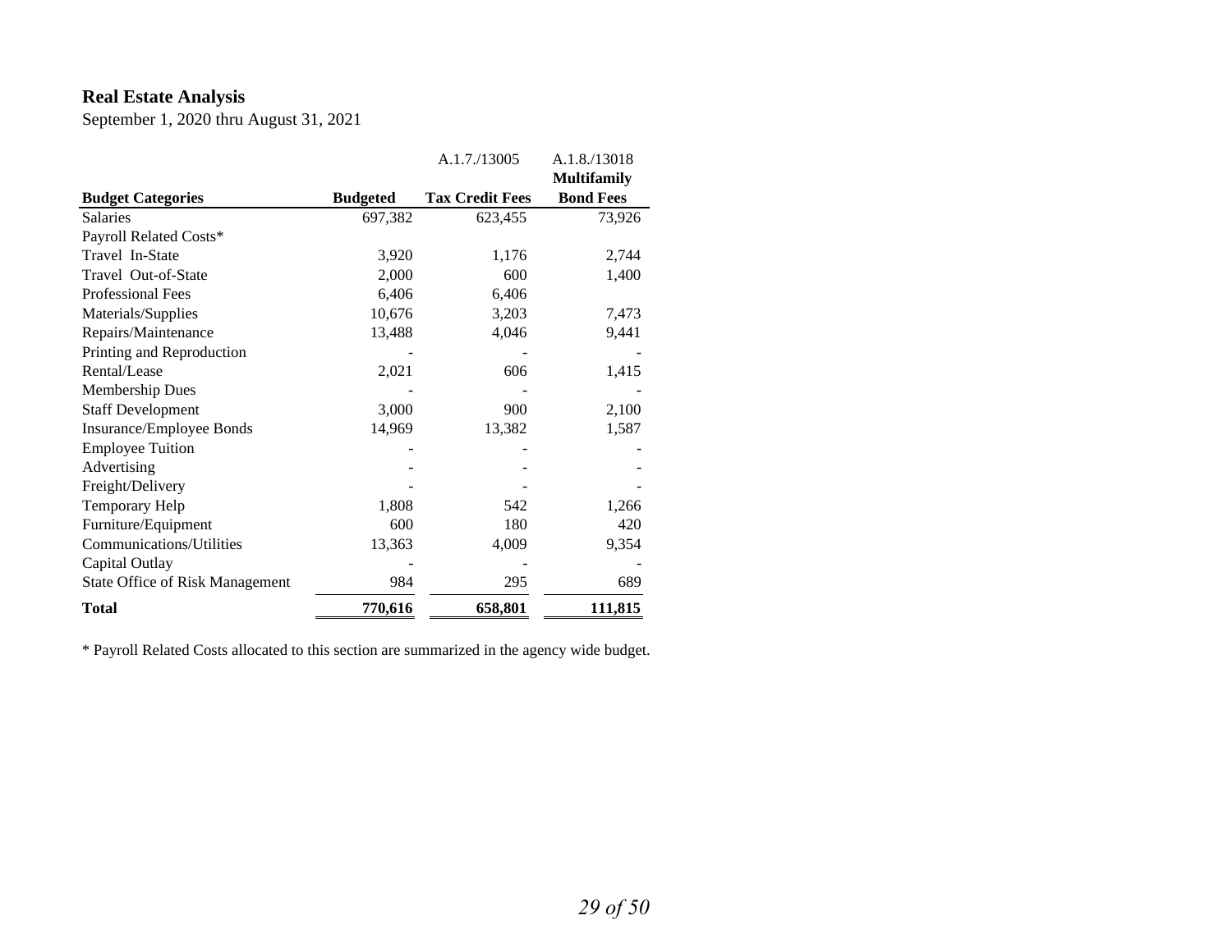**Real Estate Analysis**

September 1, 2020 thru August 31, 2021

| Budget Categories | Budgeted | A.1.7./13005 Tax Credit Fees | A.1.8./13018 Multifamily Bond Fees |
|---|---|---|---|
| Salaries | 697,382 | 623,455 | 73,926 |
| Payroll Related Costs* | | | |
| Travel In-State | 3,920 | 1,176 | 2,744 |
| Travel Out-of-State | 2,000 | 600 | 1,400 |
| Professional Fees | 6,406 | 6,406 | |
| Materials/Supplies | 10,676 | 3,203 | 7,473 |
| Repairs/Maintenance | 13,488 | 4,046 | 9,441 |
| Printing and Reproduction | - | - | - |
| Rental/Lease | 2,021 | 606 | 1,415 |
| Membership Dues | - | - | - |
| Staff Development | 3,000 | 900 | 2,100 |
| Insurance/Employee Bonds | 14,969 | 13,382 | 1,587 |
| Employee Tuition | - | - | - |
| Advertising | - | - | - |
| Freight/Delivery | - | - | - |
| Temporary Help | 1,808 | 542 | 1,266 |
| Furniture/Equipment | 600 | 180 | 420 |
| Communications/Utilities | 13,363 | 4,009 | 9,354 |
| Capital Outlay | - | - | - |
| State Office of Risk Management | 984 | 295 | 689 |
| **Total** | **770,616** | **658,801** | **111,815** |

* Payroll Related Costs allocated to this section are summarized in the agency wide budget.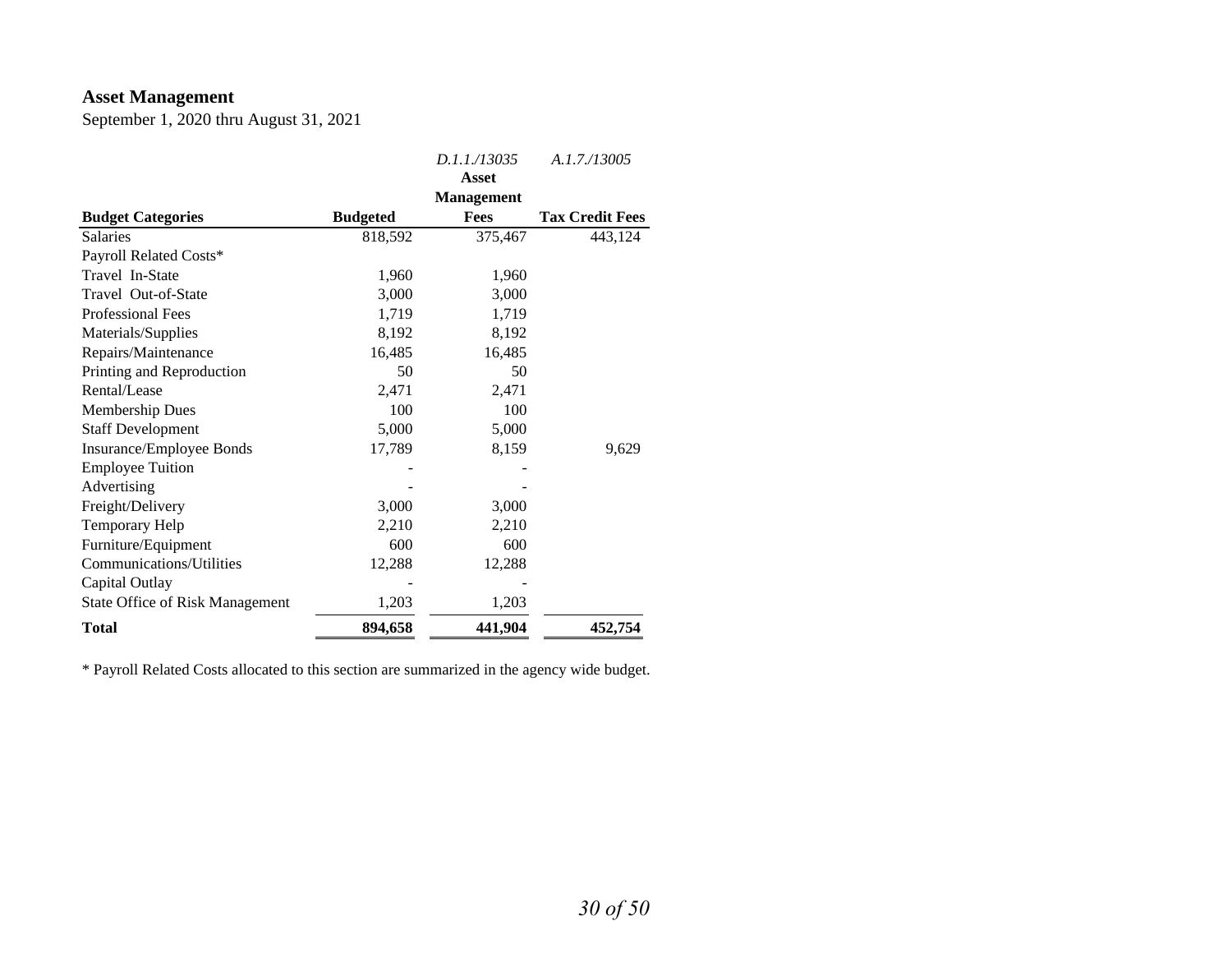**Asset Management**

September 1, 2020 thru August 31, 2021

| Budget Categories | Budgeted | *D.1.1./13035* Asset Management Fees | *A.1.7./13005* Tax Credit Fees |
|---|---|---|---|
| Salaries | 818,592 | 375,467 | 443,124 |
| Payroll Related Costs* | | | |
| Travel In-State | 1,960 | 1,960 | |
| Travel Out-of-State | 3,000 | 3,000 | |
| Professional Fees | 1,719 | 1,719 | |
| Materials/Supplies | 8,192 | 8,192 | |
| Repairs/Maintenance | 16,485 | 16,485 | |
| Printing and Reproduction | 50 | 50 | |
| Rental/Lease | 2,471 | 2,471 | |
| Membership Dues | 100 | 100 | |
| Staff Development | 5,000 | 5,000 | |
| Insurance/Employee Bonds | 17,789 | 8,159 | 9,629 |
| Employee Tuition | - | - | |
| Advertising | - | - | |
| Freight/Delivery | 3,000 | 3,000 | |
| Temporary Help | 2,210 | 2,210 | |
| Furniture/Equipment | 600 | 600 | |
| Communications/Utilities | 12,288 | 12,288 | |
| Capital Outlay | - | - | |
| State Office of Risk Management | 1,203 | 1,203 | |
| **Total** | **894,658** | **441,904** | **452,754** |

* Payroll Related Costs allocated to this section are summarized in the agency wide budget.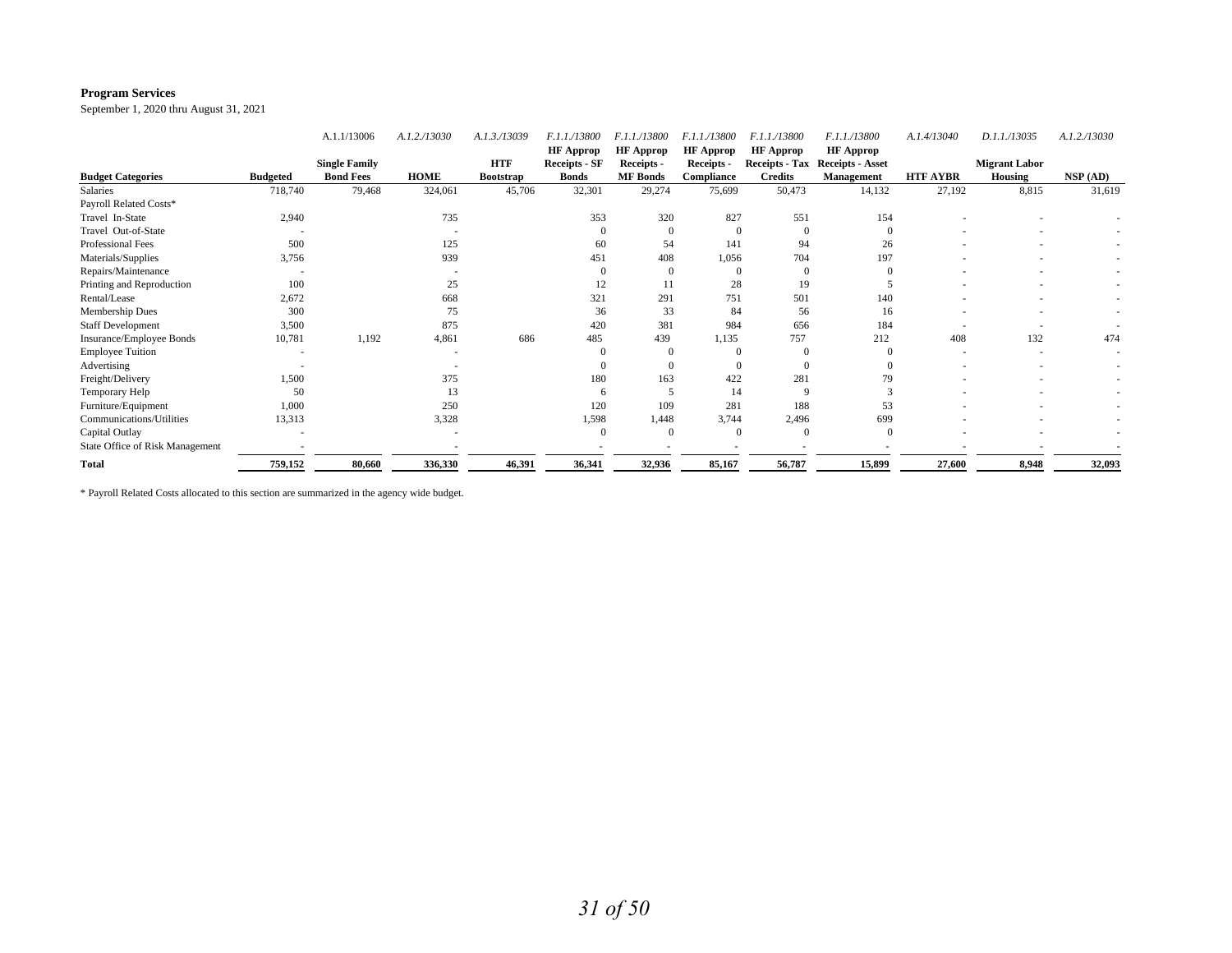**Program Services**

September 1, 2020 thru August 31, 2021

| Budget Categories | Budgeted | A.1.1/13006 Single Family Bond Fees | A.1.2./13030 HOME | A.1.3./13039 HTF Bootstrap | F.1.1./13800 HF Approp Receipts - SF Bonds | F.1.1./13800 HF Approp Receipts - MF Bonds | F.1.1./13800 HF Approp Receipts - Compliance | F.1.1./13800 HF Approp Receipts - Tax Credits | F.1.1./13800 HF Approp Receipts - Asset Management | A.1.4/13040 HTF AYBR | D.1.1./13035 Migrant Labor Housing | A.1.2./13030 NSP (AD) |
|---|---|---|---|---|---|---|---|---|---|---|---|---|
| Salaries | 718,740 | 79,468 | 324,061 | 45,706 | 32,301 | 29,274 | 75,699 | 50,473 | 14,132 | 27,192 | 8,815 | 31,619 |
| Payroll Related Costs* | | | | | | | | | | | | |
| Travel In-State | 2,940 | | 735 | | 353 | 320 | 827 | 551 | 154 | - | - | - |
| Travel Out-of-State | - | | - | | 0 | 0 | 0 | 0 | 0 | - | - | - |
| Professional Fees | 500 | | 125 | | 60 | 54 | 141 | 94 | 26 | - | - | - |
| Materials/Supplies | 3,756 | | 939 | | 451 | 408 | 1,056 | 704 | 197 | - | - | - |
| Repairs/Maintenance | - | | - | | 0 | 0 | 0 | 0 | 0 | - | - | - |
| Printing and Reproduction | 100 | | 25 | | 12 | 11 | 28 | 19 | 5 | - | - | - |
| Rental/Lease | 2,672 | | 668 | | 321 | 291 | 751 | 501 | 140 | - | - | - |
| Membership Dues | 300 | | 75 | | 36 | 33 | 84 | 56 | 16 | - | - | - |
| Staff Development | 3,500 | | 875 | | 420 | 381 | 984 | 656 | 184 | - | - | - |
| Insurance/Employee Bonds | 10,781 | 1,192 | 4,861 | 686 | 485 | 439 | 1,135 | 757 | 212 | 408 | 132 | 474 |
| Employee Tuition | - | | - | | 0 | 0 | 0 | 0 | 0 | - | - | - |
| Advertising | - | | - | | 0 | 0 | 0 | 0 | 0 | - | - | - |
| Freight/Delivery | 1,500 | | 375 | | 180 | 163 | 422 | 281 | 79 | - | - | - |
| Temporary Help | 50 | | 13 | | 6 | 5 | 14 | 9 | 3 | - | - | - |
| Furniture/Equipment | 1,000 | | 250 | | 120 | 109 | 281 | 188 | 53 | - | - | - |
| Communications/Utilities | 13,313 | | 3,328 | | 1,598 | 1,448 | 3,744 | 2,496 | 699 | - | - | - |
| Capital Outlay | - | | - | | 0 | 0 | 0 | 0 | 0 | - | - | - |
| State Office of Risk Management | - | | - | | - | - | - | - | - | - | - | - |
| **Total** | **759,152** | **80,660** | **336,330** | **46,391** | **36,341** | **32,936** | **85,167** | **56,787** | **15,899** | **27,600** | **8,948** | **32,093** |

\* Payroll Related Costs allocated to this section are summarized in the agency wide budget.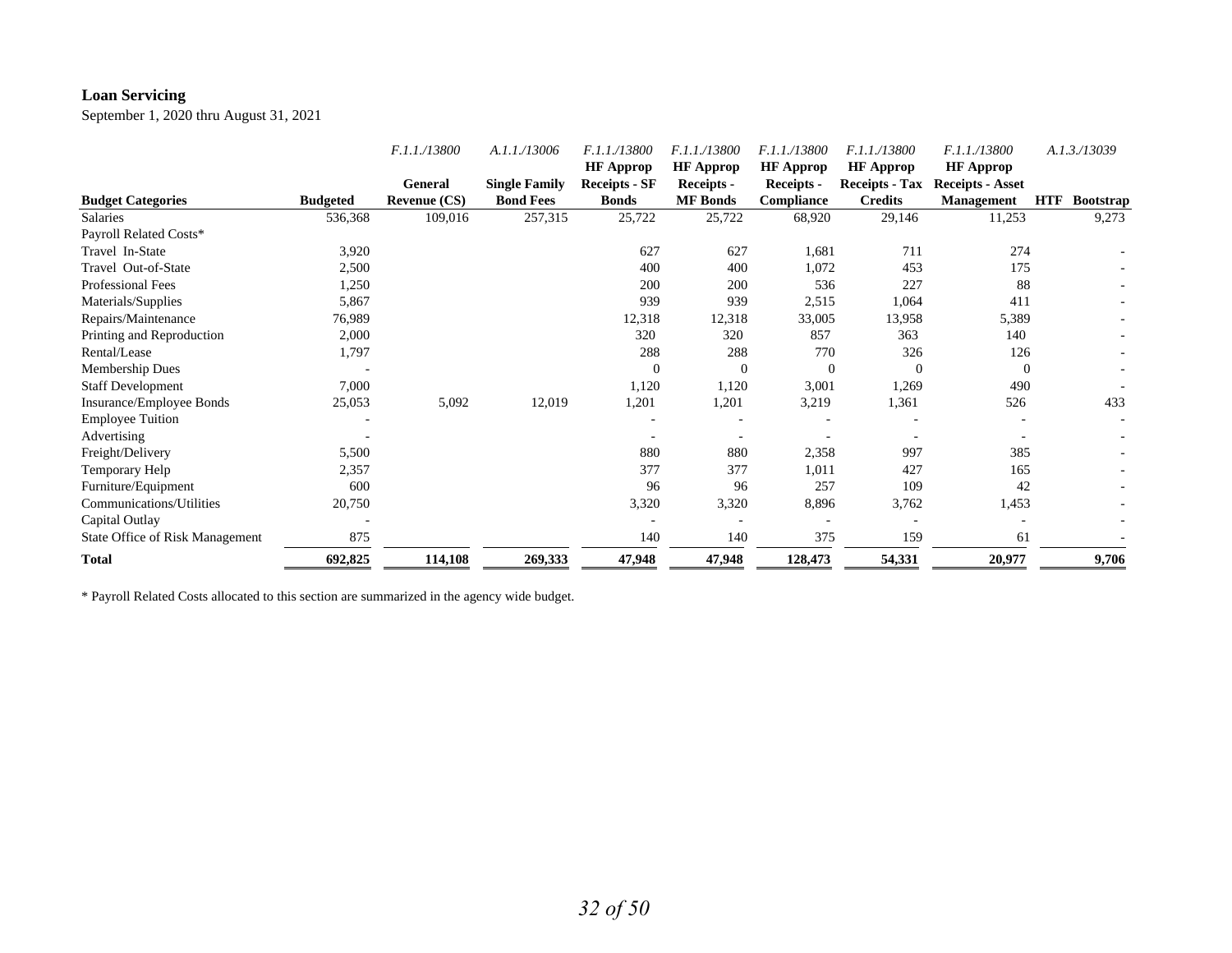**Loan Servicing**

September 1, 2020 thru August 31, 2021

| Budget Categories | Budgeted | *F.1.1./13800* General Revenue (CS) | *A.1.1./13006* Single Family Bond Fees | *F.1.1./13800* HF Approp Receipts - SF Bonds | *F.1.1./13800* HF Approp Receipts - MF Bonds | *F.1.1./13800* HF Approp Receipts - Compliance | *F.1.1./13800* HF Approp Receipts - Tax Credits | *F.1.1./13800* HF Approp Receipts - Asset Management | *A.1.3./13039* HTF Bootstrap |
|---|---|---|---|---|---|---|---|---|---|
| Salaries | 536,368 | 109,016 | 257,315 | 25,722 | 25,722 | 68,920 | 29,146 | 11,253 | 9,273 |
| Payroll Related Costs* | | | | | | | | | |
| Travel In-State | 3,920 | | | 627 | 627 | 1,681 | 711 | 274 | - |
| Travel Out-of-State | 2,500 | | | 400 | 400 | 1,072 | 453 | 175 | - |
| Professional Fees | 1,250 | | | 200 | 200 | 536 | 227 | 88 | - |
| Materials/Supplies | 5,867 | | | 939 | 939 | 2,515 | 1,064 | 411 | - |
| Repairs/Maintenance | 76,989 | | | 12,318 | 12,318 | 33,005 | 13,958 | 5,389 | - |
| Printing and Reproduction | 2,000 | | | 320 | 320 | 857 | 363 | 140 | - |
| Rental/Lease | 1,797 | | | 288 | 288 | 770 | 326 | 126 | - |
| Membership Dues | - | | | 0 | 0 | 0 | 0 | 0 | - |
| Staff Development | 7,000 | | | 1,120 | 1,120 | 3,001 | 1,269 | 490 | - |
| Insurance/Employee Bonds | 25,053 | 5,092 | 12,019 | 1,201 | 1,201 | 3,219 | 1,361 | 526 | 433 |
| Employee Tuition | - | | | - | - | - | - | - | - |
| Advertising | - | | | - | - | - | - | - | - |
| Freight/Delivery | 5,500 | | | 880 | 880 | 2,358 | 997 | 385 | - |
| Temporary Help | 2,357 | | | 377 | 377 | 1,011 | 427 | 165 | - |
| Furniture/Equipment | 600 | | | 96 | 96 | 257 | 109 | 42 | - |
| Communications/Utilities | 20,750 | | | 3,320 | 3,320 | 8,896 | 3,762 | 1,453 | - |
| Capital Outlay | - | | | - | - | - | - | - | - |
| State Office of Risk Management | 875 | | | 140 | 140 | 375 | 159 | 61 | - |
| **Total** | **692,825** | **114,108** | **269,333** | **47,948** | **47,948** | **128,473** | **54,331** | **20,977** | **9,706** |

\* Payroll Related Costs allocated to this section are summarized in the agency wide budget.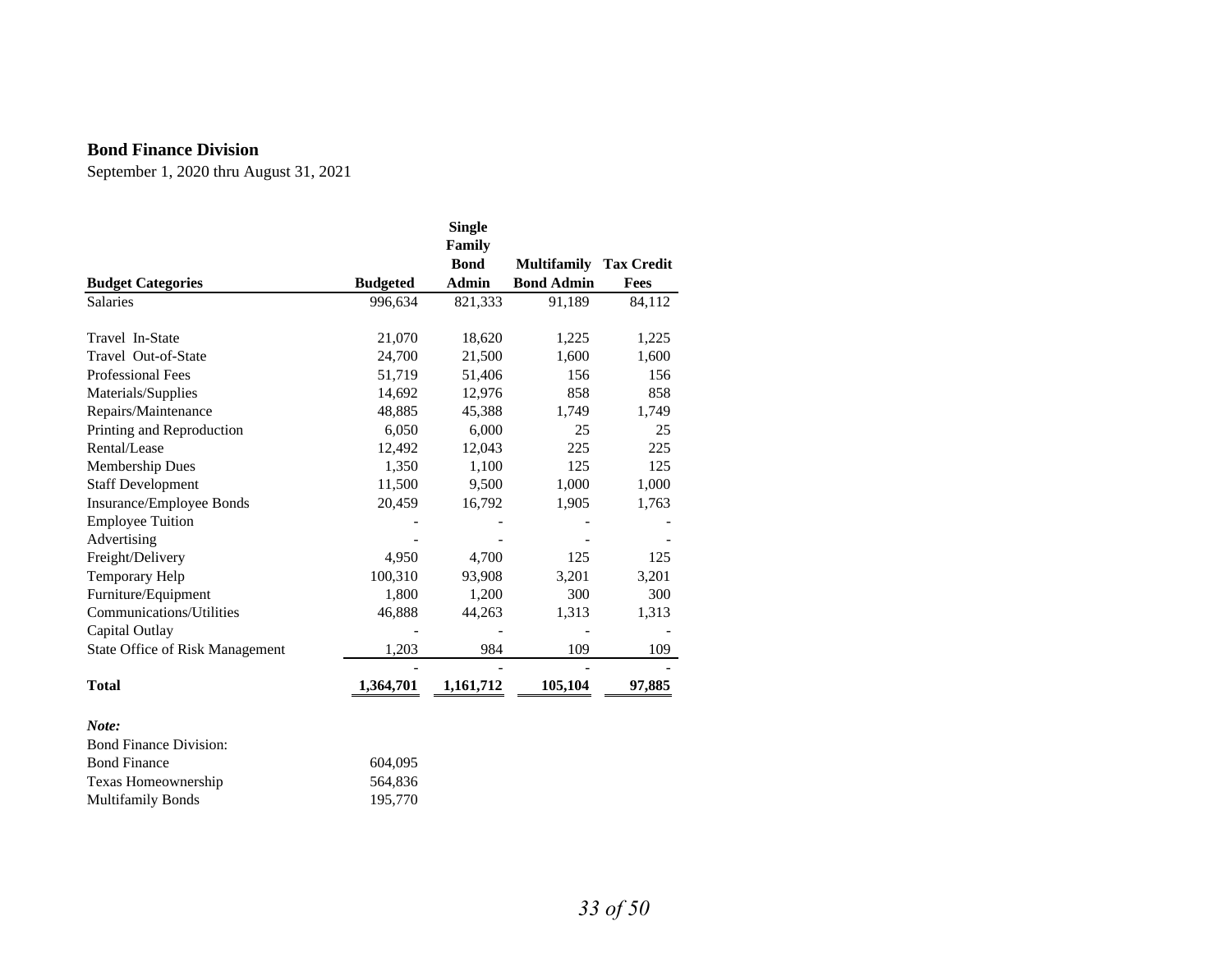**Bond Finance Division**

September 1, 2020 thru August 31, 2021

| Budget Categories | Budgeted | Single Family Bond Admin | Multifamily Bond Admin | Tax Credit Fees |
|---|---|---|---|---|
| Salaries | 996,634 | 821,333 | 91,189 | 84,112 |
| Travel In-State | 21,070 | 18,620 | 1,225 | 1,225 |
| Travel Out-of-State | 24,700 | 21,500 | 1,600 | 1,600 |
| Professional Fees | 51,719 | 51,406 | 156 | 156 |
| Materials/Supplies | 14,692 | 12,976 | 858 | 858 |
| Repairs/Maintenance | 48,885 | 45,388 | 1,749 | 1,749 |
| Printing and Reproduction | 6,050 | 6,000 | 25 | 25 |
| Rental/Lease | 12,492 | 12,043 | 225 | 225 |
| Membership Dues | 1,350 | 1,100 | 125 | 125 |
| Staff Development | 11,500 | 9,500 | 1,000 | 1,000 |
| Insurance/Employee Bonds | 20,459 | 16,792 | 1,905 | 1,763 |
| Employee Tuition | - | - | - | - |
| Advertising | - | - | - | - |
| Freight/Delivery | 4,950 | 4,700 | 125 | 125 |
| Temporary Help | 100,310 | 93,908 | 3,201 | 3,201 |
| Furniture/Equipment | 1,800 | 1,200 | 300 | 300 |
| Communications/Utilities | 46,888 | 44,263 | 1,313 | 1,313 |
| Capital Outlay | - | - | - | - |
| State Office of Risk Management | 1,203 | 984 | 109 | 109 |
| | - | - | - | - |
| **Total** | **1,364,701** | **1,161,712** | **105,104** | **97,885** |

***Note:***

| | |
|---|---|
| Bond Finance Division: | |
| Bond Finance | 604,095 |
| Texas Homeownership | 564,836 |
| Multifamily Bonds | 195,770 |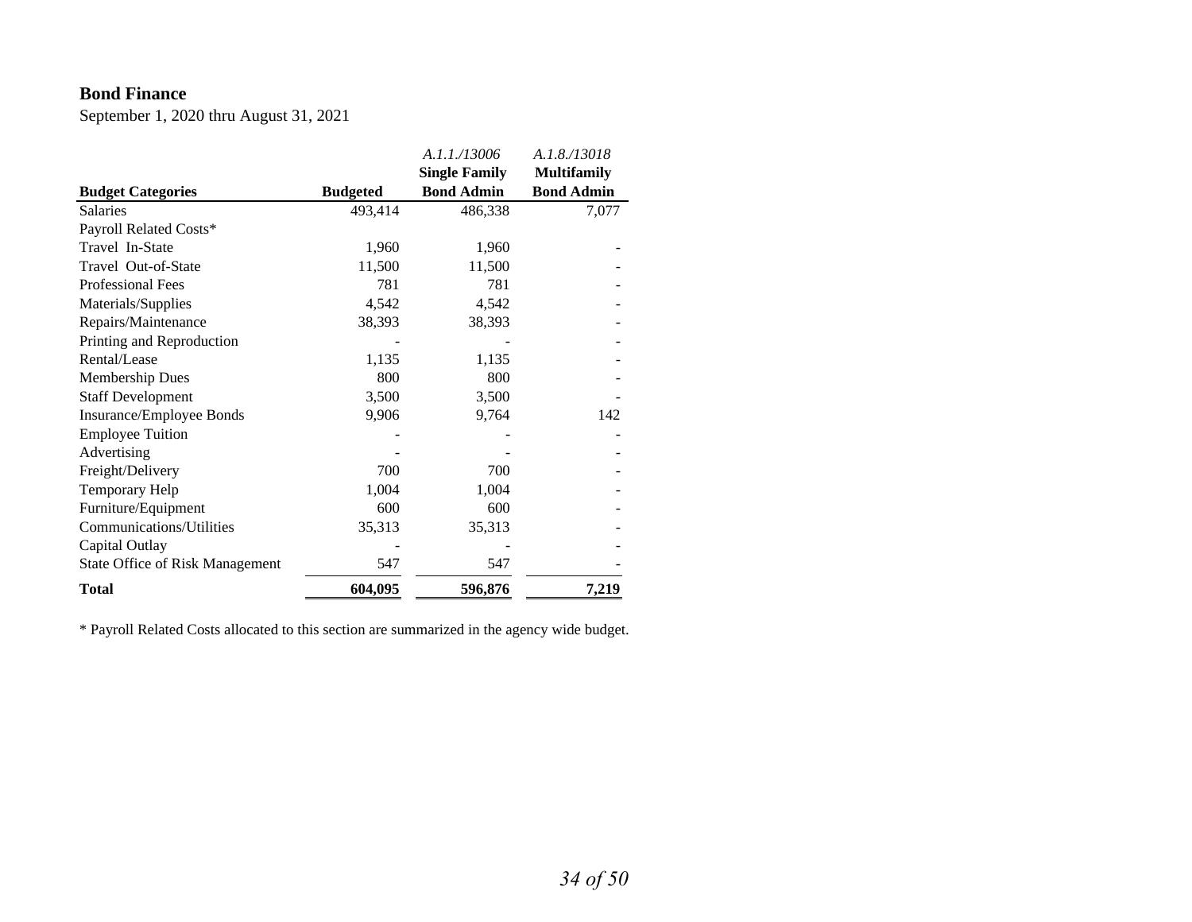**Bond Finance**

September 1, 2020 thru August 31, 2021

| Budget Categories | Budgeted | *A.1.1./13006* Single Family Bond Admin | *A.1.8./13018* Multifamily Bond Admin |
|---|---|---|---|
| Salaries | 493,414 | 486,338 | 7,077 |
| Payroll Related Costs* | | | |
| Travel In-State | 1,960 | 1,960 | - |
| Travel Out-of-State | 11,500 | 11,500 | - |
| Professional Fees | 781 | 781 | - |
| Materials/Supplies | 4,542 | 4,542 | - |
| Repairs/Maintenance | 38,393 | 38,393 | - |
| Printing and Reproduction | - | - | - |
| Rental/Lease | 1,135 | 1,135 | - |
| Membership Dues | 800 | 800 | - |
| Staff Development | 3,500 | 3,500 | - |
| Insurance/Employee Bonds | 9,906 | 9,764 | 142 |
| Employee Tuition | - | - | - |
| Advertising | - | - | - |
| Freight/Delivery | 700 | 700 | - |
| Temporary Help | 1,004 | 1,004 | - |
| Furniture/Equipment | 600 | 600 | - |
| Communications/Utilities | 35,313 | 35,313 | - |
| Capital Outlay | - | - | - |
| State Office of Risk Management | 547 | 547 | - |
| **Total** | **604,095** | **596,876** | **7,219** |

* Payroll Related Costs allocated to this section are summarized in the agency wide budget.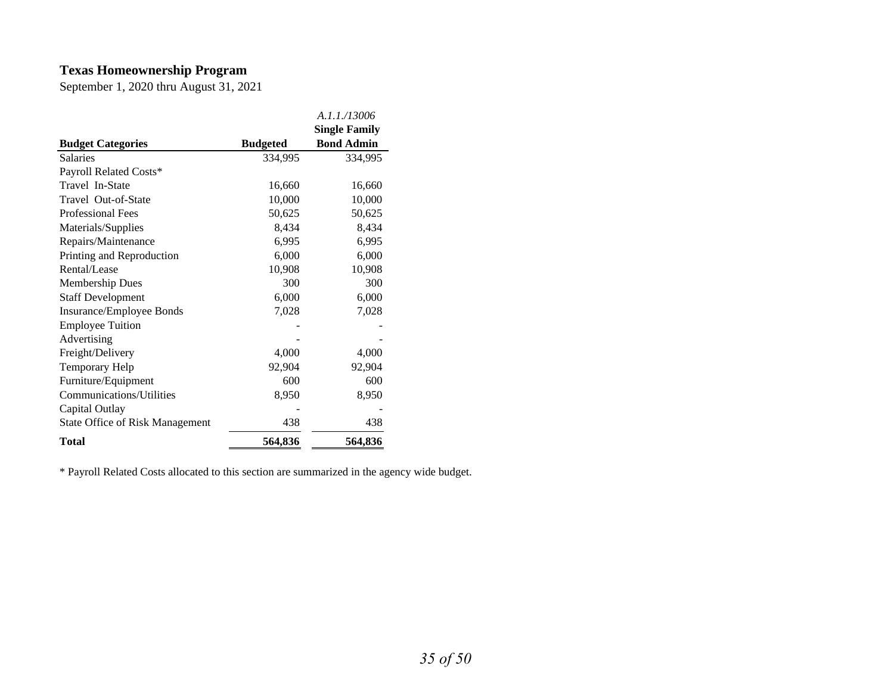**Texas Homeownership Program**

September 1, 2020 thru August 31, 2021

| Budget Categories | Budgeted | *A.1.1./13006* Single Family Bond Admin |
|---|---|---|
| Salaries | 334,995 | 334,995 |
| Payroll Related Costs* | | |
| Travel In-State | 16,660 | 16,660 |
| Travel Out-of-State | 10,000 | 10,000 |
| Professional Fees | 50,625 | 50,625 |
| Materials/Supplies | 8,434 | 8,434 |
| Repairs/Maintenance | 6,995 | 6,995 |
| Printing and Reproduction | 6,000 | 6,000 |
| Rental/Lease | 10,908 | 10,908 |
| Membership Dues | 300 | 300 |
| Staff Development | 6,000 | 6,000 |
| Insurance/Employee Bonds | 7,028 | 7,028 |
| Employee Tuition | - | - |
| Advertising | - | - |
| Freight/Delivery | 4,000 | 4,000 |
| Temporary Help | 92,904 | 92,904 |
| Furniture/Equipment | 600 | 600 |
| Communications/Utilities | 8,950 | 8,950 |
| Capital Outlay | - | - |
| State Office of Risk Management | 438 | 438 |
| **Total** | **564,836** | **564,836** |

* Payroll Related Costs allocated to this section are summarized in the agency wide budget.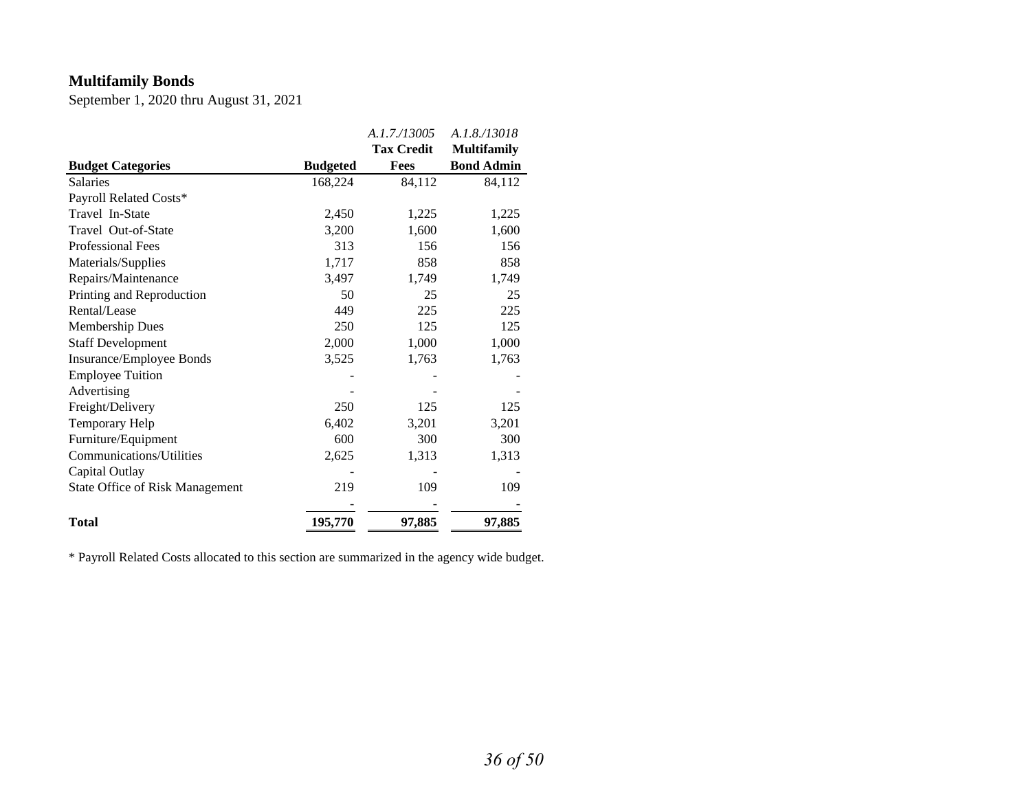## Multifamily Bonds

September 1, 2020 thru August 31, 2021

| Budget Categories | Budgeted | *A.1.7./13005* Tax Credit Fees | *A.1.8./13018* Multifamily Bond Admin |
|---|---|---|---|
| Salaries | 168,224 | 84,112 | 84,112 |
| Payroll Related Costs* | | | |
| Travel In-State | 2,450 | 1,225 | 1,225 |
| Travel Out-of-State | 3,200 | 1,600 | 1,600 |
| Professional Fees | 313 | 156 | 156 |
| Materials/Supplies | 1,717 | 858 | 858 |
| Repairs/Maintenance | 3,497 | 1,749 | 1,749 |
| Printing and Reproduction | 50 | 25 | 25 |
| Rental/Lease | 449 | 225 | 225 |
| Membership Dues | 250 | 125 | 125 |
| Staff Development | 2,000 | 1,000 | 1,000 |
| Insurance/Employee Bonds | 3,525 | 1,763 | 1,763 |
| Employee Tuition | - | - | - |
| Advertising | - | - | - |
| Freight/Delivery | 250 | 125 | 125 |
| Temporary Help | 6,402 | 3,201 | 3,201 |
| Furniture/Equipment | 600 | 300 | 300 |
| Communications/Utilities | 2,625 | 1,313 | 1,313 |
| Capital Outlay | - | - | - |
| State Office of Risk Management | 219 | 109 | 109 |
| | - | - | - |
| **Total** | **195,770** | **97,885** | **97,885** |

\* Payroll Related Costs allocated to this section are summarized in the agency wide budget.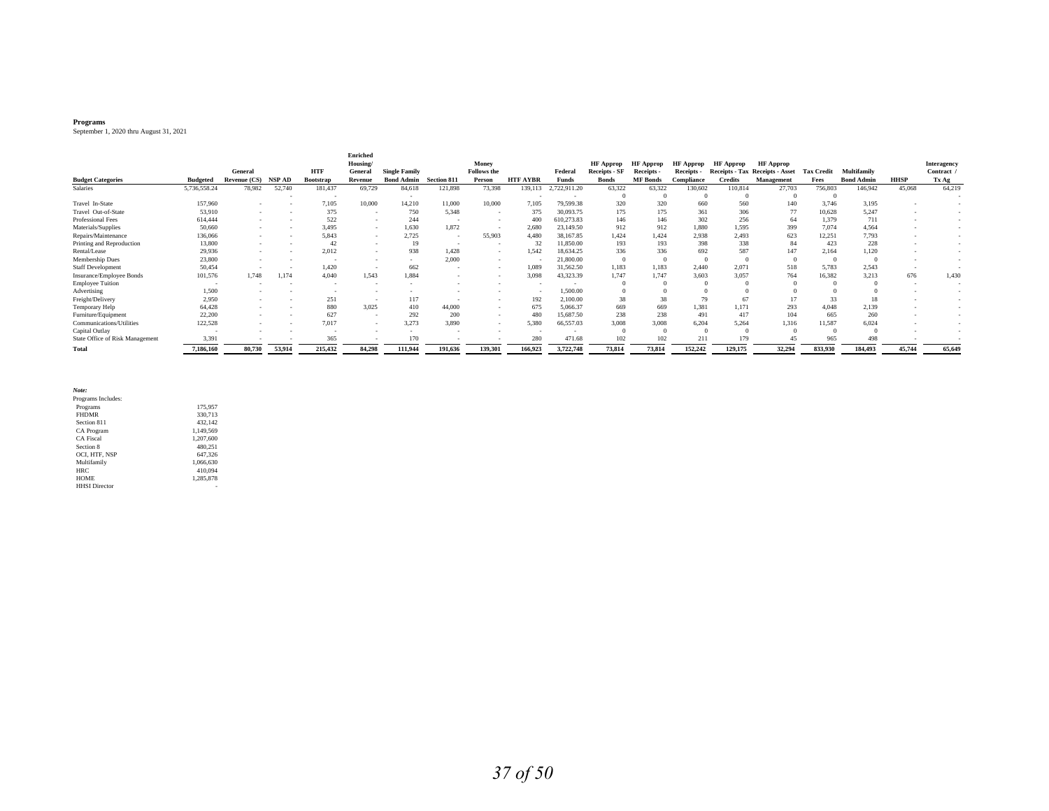**Programs**
September 1, 2020 thru August 31, 2021

| Budget Categories | Budgeted | General Revenue (CS) | NSP AD | HTF Bootstrap | Enriched Housing/ General Revenue | Single Family Bond Admin | Section 811 | Money Follows the Person | HTF AYBR | Federal Funds | HF Approp Receipts - SF Bonds | HF Approp Receipts - MF Bonds | HF Approp Receipts - Compliance | HF Approp Receipts - Tax Credits | HF Approp Receipts - Asset Management | Tax Credit Fees | Multifamily Bond Admin | HHSP | Interagency Contract / Tx Ag |
|---|---|---|---|---|---|---|---|---|---|---|---|---|---|---|---|---|---|---|---|
| Salaries | 5,736,558.24 | 78,982 | 52,740 | 181,437 | 69,729 | 84,618 | 121,898 | 73,398 | 139,113 | 2,722,911.20 | 63,322 | 63,322 | 130,602 | 110,814 | 27,703 | 756,803 | 146,942 | 45,068 | 64,219 |
| | | | - | - | | - | | | - | - | 0 | 0 | 0 | 0 | 0 | 0 | | | - |
| Travel In-State | 157,960 | - | - | 7,105 | 10,000 | 14,210 | 11,000 | 10,000 | 7,105 | 79,599.38 | 320 | 320 | 660 | 560 | 140 | 3,746 | 3,195 | - | - |
| Travel Out-of-State | 53,910 | - | - | 375 | - | 750 | 5,348 | - | 375 | 30,093.75 | 175 | 175 | 361 | 306 | 77 | 10,628 | 5,247 | - | - |
| Professional Fees | 614,444 | - | - | 522 | - | 244 | - | - | 400 | 610,273.83 | 146 | 146 | 302 | 256 | 64 | 1,379 | 711 | - | - |
| Materials/Supplies | 50,660 | - | - | 3,495 | - | 1,630 | 1,872 | - | 2,680 | 23,149.50 | 912 | 912 | 1,880 | 1,595 | 399 | 7,074 | 4,564 | - | - |
| Repairs/Maintenance | 136,066 | - | - | 5,843 | - | 2,725 | - | 55,903 | 4,480 | 38,167.85 | 1,424 | 1,424 | 2,938 | 2,493 | 623 | 12,251 | 7,793 | - | - |
| Printing and Reproduction | 13,800 | - | - | 42 | - | 19 | - | - | 32 | 11,850.00 | 193 | 193 | 398 | 338 | 84 | 423 | 228 | - | - |
| Rental/Lease | 29,936 | - | - | 2,012 | - | 938 | 1,428 | - | 1,542 | 18,634.25 | 336 | 336 | 692 | 587 | 147 | 2,164 | 1,120 | - | - |
| Membership Dues | 23,800 | - | - | - | - | - | 2,000 | - | - | 21,800.00 | 0 | 0 | 0 | 0 | 0 | 0 | 0 | - | - |
| Staff Development | 50,454 | - | - | 1,420 | - | 662 | - | - | 1,089 | 31,562.50 | 1,183 | 1,183 | 2,440 | 2,071 | 518 | 5,783 | 2,543 | - | - |
| Insurance/Employee Bonds | 101,576 | 1,748 | 1,174 | 4,040 | 1,543 | 1,884 | - | - | 3,098 | 43,323.39 | 1,747 | 1,747 | 3,603 | 3,057 | 764 | 16,382 | 3,213 | 676 | 1,430 |
| Employee Tuition | - | - | - | - | - | - | - | - | - | - | 0 | 0 | 0 | 0 | 0 | 0 | 0 | - | - |
| Advertising | 1,500 | - | - | - | - | - | - | - | - | 1,500.00 | 0 | 0 | 0 | 0 | 0 | 0 | 0 | - | - |
| Freight/Delivery | 2,950 | - | - | 251 | - | 117 | - | - | 192 | 2,100.00 | 38 | 38 | 79 | 67 | 17 | 33 | 18 | - | - |
| Temporary Help | 64,428 | - | - | 880 | 3,025 | 410 | 44,000 | - | 675 | 5,066.37 | 669 | 669 | 1,381 | 1,171 | 293 | 4,048 | 2,139 | - | - |
| Furniture/Equipment | 22,200 | - | - | 627 | - | 292 | 200 | - | 480 | 15,687.50 | 238 | 238 | 491 | 417 | 104 | 665 | 260 | - | - |
| Communications/Utilities | 122,528 | - | - | 7,017 | - | 3,273 | 3,890 | - | 5,380 | 66,557.03 | 3,008 | 3,008 | 6,204 | 5,264 | 1,316 | 11,587 | 6,024 | - | - |
| Capital Outlay | - | - | - | - | - | - | - | - | - | - | 0 | 0 | 0 | 0 | 0 | 0 | 0 | - | - |
| State Office of Risk Management | 3,391 | - | - | 365 | - | 170 | - | - | 280 | 471.68 | 102 | 102 | 211 | 179 | 45 | 965 | 498 | - | - |
| **Total** | **7,186,160** | **80,730** | **53,914** | **215,432** | **84,298** | **111,944** | **191,636** | **139,301** | **166,923** | **3,722,748** | **73,814** | **73,814** | **152,242** | **129,175** | **32,294** | **833,930** | **184,493** | **45,744** | **65,649** |

***Note:***

Programs Includes:

| | |
|---|---|
| Programs | 175,957 |
| FHDMR | 330,713 |
| Section 811 | 432,142 |
| CA Program | 1,149,569 |
| CA Fiscal | 1,207,600 |
| Section 8 | 480,251 |
| OCI, HTF, NSP | 647,326 |
| Multifamily | 1,066,630 |
| HRC | 410,094 |
| HOME | 1,285,878 |
| HHSI Director | - |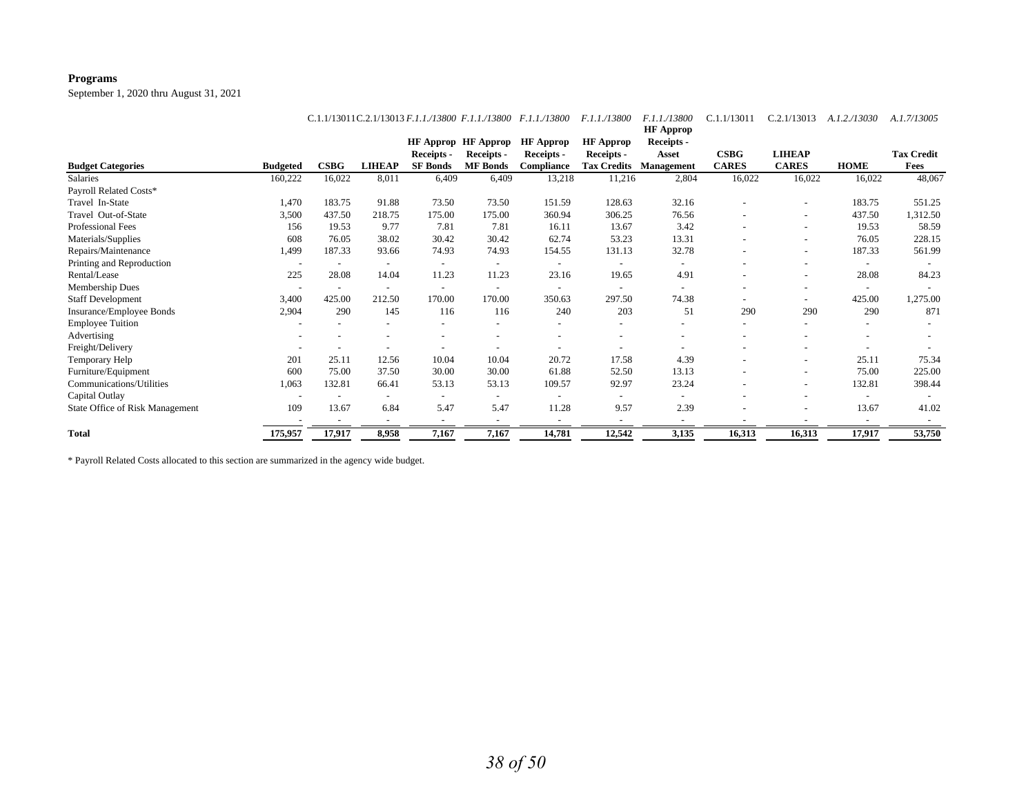**Programs**

September 1, 2020 thru August 31, 2021

| Budget Categories | Budgeted | C.1.1/13011 CSBG | C.2.1/13013 LIHEAP | *F.1.1./13800* HF Approp Receipts - SF Bonds | *F.1.1./13800* HF Approp Receipts - MF Bonds | *F.1.1./13800* HF Approp Receipts - Compliance | *F.1.1./13800* HF Approp Receipts - Tax Credits | *F.1.1./13800* HF Approp Receipts - Asset Management | C.1.1/13011 CSBG CARES | C.2.1/13013 LIHEAP CARES | *A.1.2./13030* HOME | *A.1.7/13005* Tax Credit Fees |
|---|---|---|---|---|---|---|---|---|---|---|---|---|
| Salaries | 160,222 | 16,022 | 8,011 | 6,409 | 6,409 | 13,218 | 11,216 | 2,804 | 16,022 | 16,022 | 16,022 | 48,067 |
| Payroll Related Costs* | | | | | | | | | | | | |
| Travel In-State | 1,470 | 183.75 | 91.88 | 73.50 | 73.50 | 151.59 | 128.63 | 32.16 | - | - | 183.75 | 551.25 |
| Travel Out-of-State | 3,500 | 437.50 | 218.75 | 175.00 | 175.00 | 360.94 | 306.25 | 76.56 | - | - | 437.50 | 1,312.50 |
| Professional Fees | 156 | 19.53 | 9.77 | 7.81 | 7.81 | 16.11 | 13.67 | 3.42 | - | - | 19.53 | 58.59 |
| Materials/Supplies | 608 | 76.05 | 38.02 | 30.42 | 30.42 | 62.74 | 53.23 | 13.31 | - | - | 76.05 | 228.15 |
| Repairs/Maintenance | 1,499 | 187.33 | 93.66 | 74.93 | 74.93 | 154.55 | 131.13 | 32.78 | - | - | 187.33 | 561.99 |
| Printing and Reproduction | - | - | - | - | - | - | - | - | - | - | - | - |
| Rental/Lease | 225 | 28.08 | 14.04 | 11.23 | 11.23 | 23.16 | 19.65 | 4.91 | - | - | 28.08 | 84.23 |
| Membership Dues | - | - | - | - | - | - | - | - | - | - | - | - |
| Staff Development | 3,400 | 425.00 | 212.50 | 170.00 | 170.00 | 350.63 | 297.50 | 74.38 | - | - | 425.00 | 1,275.00 |
| Insurance/Employee Bonds | 2,904 | 290 | 145 | 116 | 116 | 240 | 203 | 51 | 290 | 290 | 290 | 871 |
| Employee Tuition | - | - | - | - | - | - | - | - | - | - | - | - |
| Advertising | - | - | - | - | - | - | - | - | - | - | - | - |
| Freight/Delivery | - | - | - | - | - | - | - | - | - | - | - | - |
| Temporary Help | 201 | 25.11 | 12.56 | 10.04 | 10.04 | 20.72 | 17.58 | 4.39 | - | - | 25.11 | 75.34 |
| Furniture/Equipment | 600 | 75.00 | 37.50 | 30.00 | 30.00 | 61.88 | 52.50 | 13.13 | - | - | 75.00 | 225.00 |
| Communications/Utilities | 1,063 | 132.81 | 66.41 | 53.13 | 53.13 | 109.57 | 92.97 | 23.24 | - | - | 132.81 | 398.44 |
| Capital Outlay | - | - | - | - | - | - | - | - | - | - | - | - |
| State Office of Risk Management | 109 | 13.67 | 6.84 | 5.47 | 5.47 | 11.28 | 9.57 | 2.39 | - | - | 13.67 | 41.02 |
| | - | - | - | - | - | - | - | - | - | - | - | - |
| **Total** | **175,957** | **17,917** | **8,958** | **7,167** | **7,167** | **14,781** | **12,542** | **3,135** | **16,313** | **16,313** | **17,917** | **53,750** |

* Payroll Related Costs allocated to this section are summarized in the agency wide budget.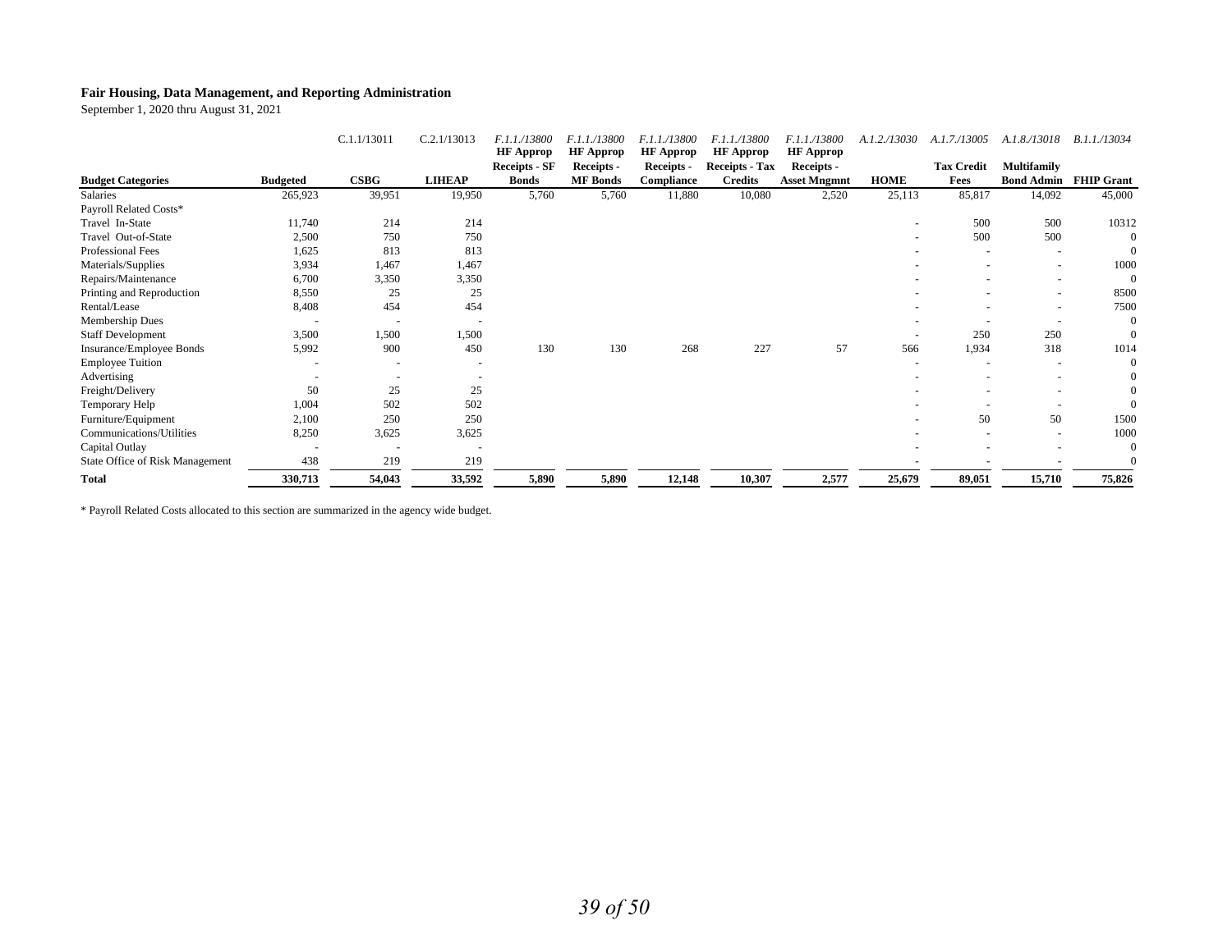**Fair Housing, Data Management, and Reporting Administration**

September 1, 2020 thru August 31, 2021

| Budget Categories | Budgeted | C.1.1/13011<br>CSBG | C.2.1/13013<br>LIHEAP | F.1.1./13800<br>HF Approp<br>Receipts - SF<br>Bonds | F.1.1./13800<br>HF Approp<br>Receipts -<br>MF Bonds | F.1.1./13800<br>HF Approp<br>Receipts -<br>Compliance | F.1.1./13800<br>HF Approp<br>Receipts - Tax<br>Credits | F.1.1./13800<br>HF Approp<br>Receipts -<br>Asset Mngmnt | A.1.2./13030<br>HOME | A.1.7./13005<br>Tax Credit<br>Fees | A.1.8./13018<br>Multifamily<br>Bond Admin | B.1.1./13034<br>FHIP Grant |
|---|---|---|---|---|---|---|---|---|---|---|---|---|
| Salaries | 265,923 | 39,951 | 19,950 | 5,760 | 5,760 | 11,880 | 10,080 | 2,520 | 25,113 | 85,817 | 14,092 | 45,000 |
| Payroll Related Costs* | | | | | | | | | | | | |
| Travel In-State | 11,740 | 214 | 214 | | | | | | - | 500 | 500 | 10312 |
| Travel Out-of-State | 2,500 | 750 | 750 | | | | | | - | 500 | 500 | 0 |
| Professional Fees | 1,625 | 813 | 813 | | | | | | - | - | - | 0 |
| Materials/Supplies | 3,934 | 1,467 | 1,467 | | | | | | - | - | - | 1000 |
| Repairs/Maintenance | 6,700 | 3,350 | 3,350 | | | | | | - | - | - | 0 |
| Printing and Reproduction | 8,550 | 25 | 25 | | | | | | - | - | - | 8500 |
| Rental/Lease | 8,408 | 454 | 454 | | | | | | - | - | - | 7500 |
| Membership Dues | - | - | - | | | | | | - | - | - | 0 |
| Staff Development | 3,500 | 1,500 | 1,500 | | | | | | - | 250 | 250 | 0 |
| Insurance/Employee Bonds | 5,992 | 900 | 450 | 130 | 130 | 268 | 227 | 57 | 566 | 1,934 | 318 | 1014 |
| Employee Tuition | - | - | - | | | | | | - | - | - | 0 |
| Advertising | - | - | - | | | | | | - | - | - | 0 |
| Freight/Delivery | 50 | 25 | 25 | | | | | | - | - | - | 0 |
| Temporary Help | 1,004 | 502 | 502 | | | | | | - | - | - | 0 |
| Furniture/Equipment | 2,100 | 250 | 250 | | | | | | - | 50 | 50 | 1500 |
| Communications/Utilities | 8,250 | 3,625 | 3,625 | | | | | | - | - | - | 1000 |
| Capital Outlay | - | - | - | | | | | | - | - | - | 0 |
| State Office of Risk Management | 438 | 219 | 219 | | | | | | - | - | - | 0 |
| **Total** | **330,713** | **54,043** | **33,592** | **5,890** | **5,890** | **12,148** | **10,307** | **2,577** | **25,679** | **89,051** | **15,710** | **75,826** |

\* Payroll Related Costs allocated to this section are summarized in the agency wide budget.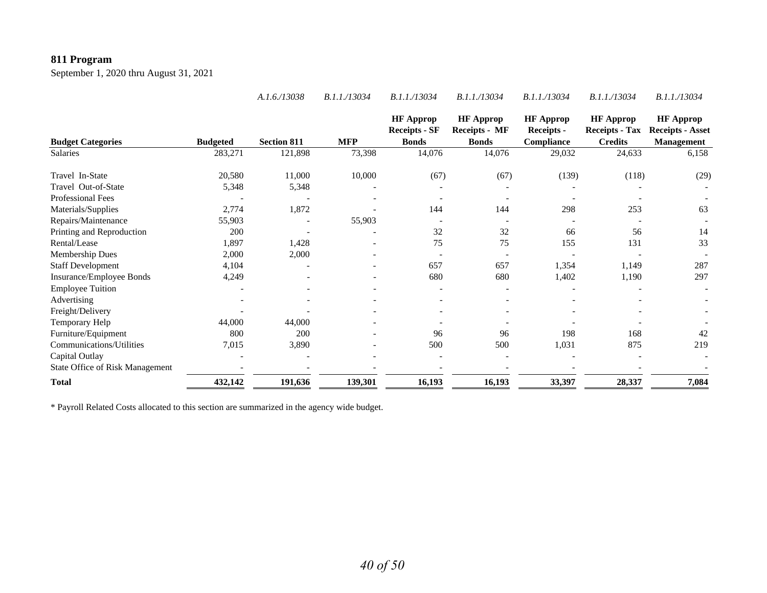## 811 Program

September 1, 2020 thru August 31, 2021

| | | *A.1.6./13038* | *B.1.1./13034* | *B.1.1./13034* | *B.1.1./13034* | *B.1.1./13034* | *B.1.1./13034* | *B.1.1./13034* |
|---|---|---|---|---|---|---|---|---|
| **Budget Categories** | **Budgeted** | **Section 811** | **MFP** | **HF Approp Receipts - SF Bonds** | **HF Approp Receipts - MF Bonds** | **HF Approp Receipts - Compliance** | **HF Approp Receipts - Tax Credits** | **HF Approp Receipts - Asset Management** |
| Salaries | 283,271 | 121,898 | 73,398 | 14,076 | 14,076 | 29,032 | 24,633 | 6,158 |
| Travel In-State | 20,580 | 11,000 | 10,000 | (67) | (67) | (139) | (118) | (29) |
| Travel Out-of-State | 5,348 | 5,348 | - | - | - | - | - | - |
| Professional Fees | - | - | - | - | - | - | - | - |
| Materials/Supplies | 2,774 | 1,872 | - | 144 | 144 | 298 | 253 | 63 |
| Repairs/Maintenance | 55,903 | - | 55,903 | - | - | - | - | - |
| Printing and Reproduction | 200 | - | - | 32 | 32 | 66 | 56 | 14 |
| Rental/Lease | 1,897 | 1,428 | - | 75 | 75 | 155 | 131 | 33 |
| Membership Dues | 2,000 | 2,000 | - | - | - | - | - | - |
| Staff Development | 4,104 | - | - | 657 | 657 | 1,354 | 1,149 | 287 |
| Insurance/Employee Bonds | 4,249 | - | - | 680 | 680 | 1,402 | 1,190 | 297 |
| Employee Tuition | - | - | - | - | - | - | - | - |
| Advertising | - | - | - | - | - | - | - | - |
| Freight/Delivery | - | - | - | - | - | - | - | - |
| Temporary Help | 44,000 | 44,000 | - | - | - | - | - | - |
| Furniture/Equipment | 800 | 200 | - | 96 | 96 | 198 | 168 | 42 |
| Communications/Utilities | 7,015 | 3,890 | - | 500 | 500 | 1,031 | 875 | 219 |
| Capital Outlay | - | - | - | - | - | - | - | - |
| State Office of Risk Management | - | - | - | - | - | - | - | - |
| **Total** | **432,142** | **191,636** | **139,301** | **16,193** | **16,193** | **33,397** | **28,337** | **7,084** |

* Payroll Related Costs allocated to this section are summarized in the agency wide budget.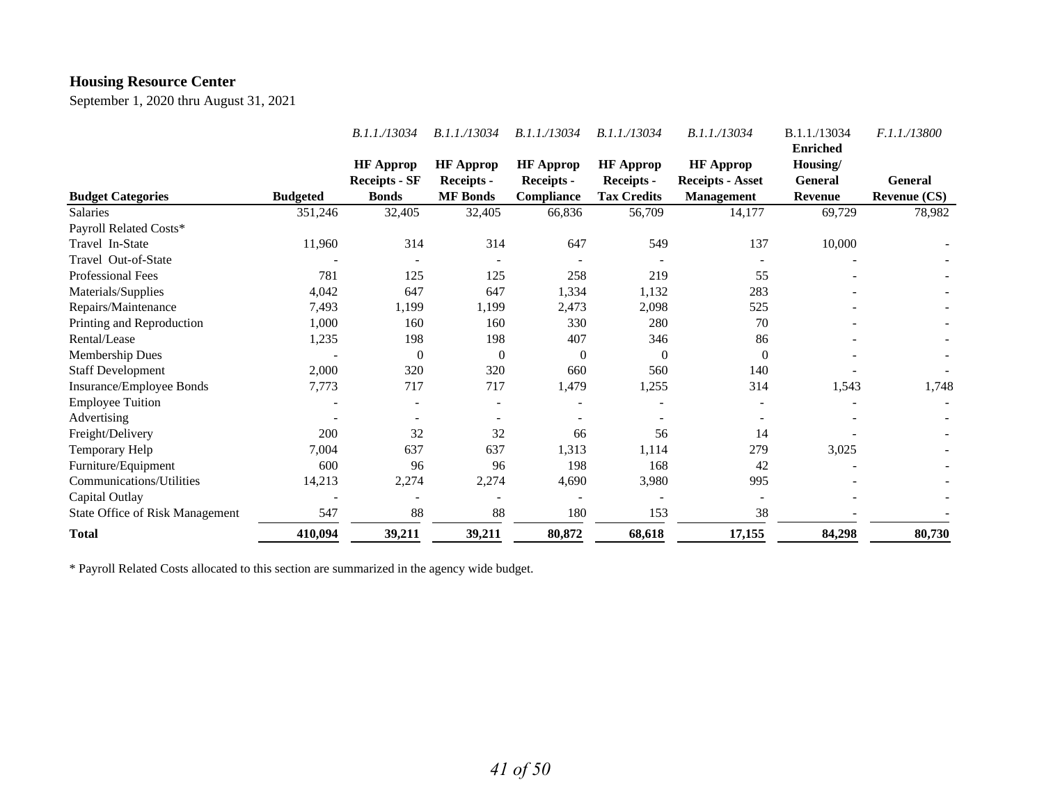**Housing Resource Center**

September 1, 2020 thru August 31, 2021

| | | *B.1.1./13034* | *B.1.1./13034* | *B.1.1./13034* | *B.1.1./13034* | *B.1.1./13034* | B.1.1./13034 | *F.1.1./13800* |
|---|---|---|---|---|---|---|---|---|
| **Budget Categories** | **Budgeted** | **HF Approp Receipts - SF Bonds** | **HF Approp Receipts - MF Bonds** | **HF Approp Receipts - Compliance** | **HF Approp Receipts - Tax Credits** | **HF Approp Receipts - Asset Management** | **Enriched Housing/ General Revenue** | **General Revenue (CS)** |
| Salaries | 351,246 | 32,405 | 32,405 | 66,836 | 56,709 | 14,177 | 69,729 | 78,982 |
| Payroll Related Costs* | | | | | | | | |
| Travel In-State | 11,960 | 314 | 314 | 647 | 549 | 137 | 10,000 | - |
| Travel Out-of-State | - | - | - | - | - | - | - | - |
| Professional Fees | 781 | 125 | 125 | 258 | 219 | 55 | - | - |
| Materials/Supplies | 4,042 | 647 | 647 | 1,334 | 1,132 | 283 | - | - |
| Repairs/Maintenance | 7,493 | 1,199 | 1,199 | 2,473 | 2,098 | 525 | - | - |
| Printing and Reproduction | 1,000 | 160 | 160 | 330 | 280 | 70 | - | - |
| Rental/Lease | 1,235 | 198 | 198 | 407 | 346 | 86 | - | - |
| Membership Dues | - | 0 | 0 | 0 | 0 | 0 | - | - |
| Staff Development | 2,000 | 320 | 320 | 660 | 560 | 140 | - | - |
| Insurance/Employee Bonds | 7,773 | 717 | 717 | 1,479 | 1,255 | 314 | 1,543 | 1,748 |
| Employee Tuition | - | - | - | - | - | - | - | - |
| Advertising | - | - | - | - | - | - | - | - |
| Freight/Delivery | 200 | 32 | 32 | 66 | 56 | 14 | - | - |
| Temporary Help | 7,004 | 637 | 637 | 1,313 | 1,114 | 279 | 3,025 | - |
| Furniture/Equipment | 600 | 96 | 96 | 198 | 168 | 42 | - | - |
| Communications/Utilities | 14,213 | 2,274 | 2,274 | 4,690 | 3,980 | 995 | - | - |
| Capital Outlay | - | - | - | - | - | - | - | - |
| State Office of Risk Management | 547 | 88 | 88 | 180 | 153 | 38 | - | - |
| **Total** | **410,094** | **39,211** | **39,211** | **80,872** | **68,618** | **17,155** | **84,298** | **80,730** |

\* Payroll Related Costs allocated to this section are summarized in the agency wide budget.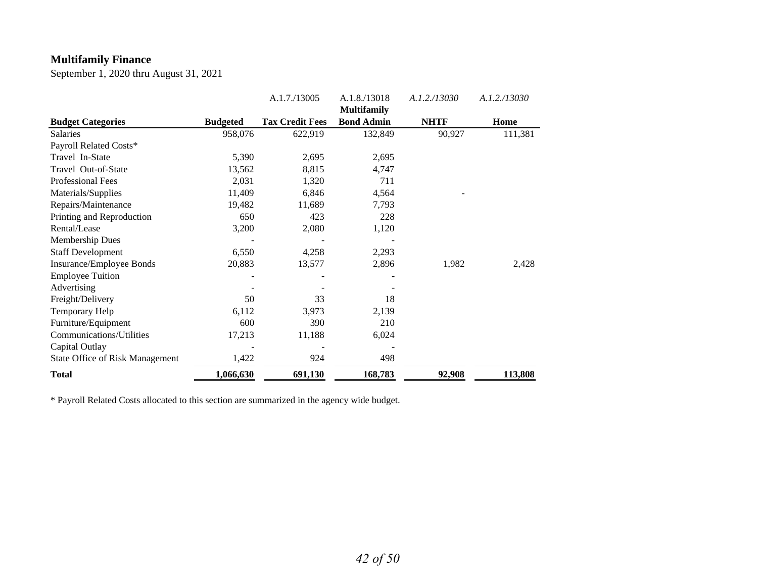## Multifamily Finance

September 1, 2020 thru August 31, 2021

| | | A.1.7./13005 | A.1.8./13018 | *A.1.2./13030* | *A.1.2./13030* |
|---|---|---|---|---|---|
| **Budget Categories** | **Budgeted** | **Tax Credit Fees** | **Multifamily Bond Admin** | **NHTF** | **Home** |
| Salaries | 958,076 | 622,919 | 132,849 | 90,927 | 111,381 |
| Payroll Related Costs* | | | | | |
| Travel In-State | 5,390 | 2,695 | 2,695 | | |
| Travel Out-of-State | 13,562 | 8,815 | 4,747 | | |
| Professional Fees | 2,031 | 1,320 | 711 | | |
| Materials/Supplies | 11,409 | 6,846 | 4,564 | - | |
| Repairs/Maintenance | 19,482 | 11,689 | 7,793 | | |
| Printing and Reproduction | 650 | 423 | 228 | | |
| Rental/Lease | 3,200 | 2,080 | 1,120 | | |
| Membership Dues | - | - | - | | |
| Staff Development | 6,550 | 4,258 | 2,293 | | |
| Insurance/Employee Bonds | 20,883 | 13,577 | 2,896 | 1,982 | 2,428 |
| Employee Tuition | - | - | - | | |
| Advertising | - | - | - | | |
| Freight/Delivery | 50 | 33 | 18 | | |
| Temporary Help | 6,112 | 3,973 | 2,139 | | |
| Furniture/Equipment | 600 | 390 | 210 | | |
| Communications/Utilities | 17,213 | 11,188 | 6,024 | | |
| Capital Outlay | - | - | - | | |
| State Office of Risk Management | 1,422 | 924 | 498 | | |
| **Total** | **1,066,630** | **691,130** | **168,783** | **92,908** | **113,808** |

* Payroll Related Costs allocated to this section are summarized in the agency wide budget.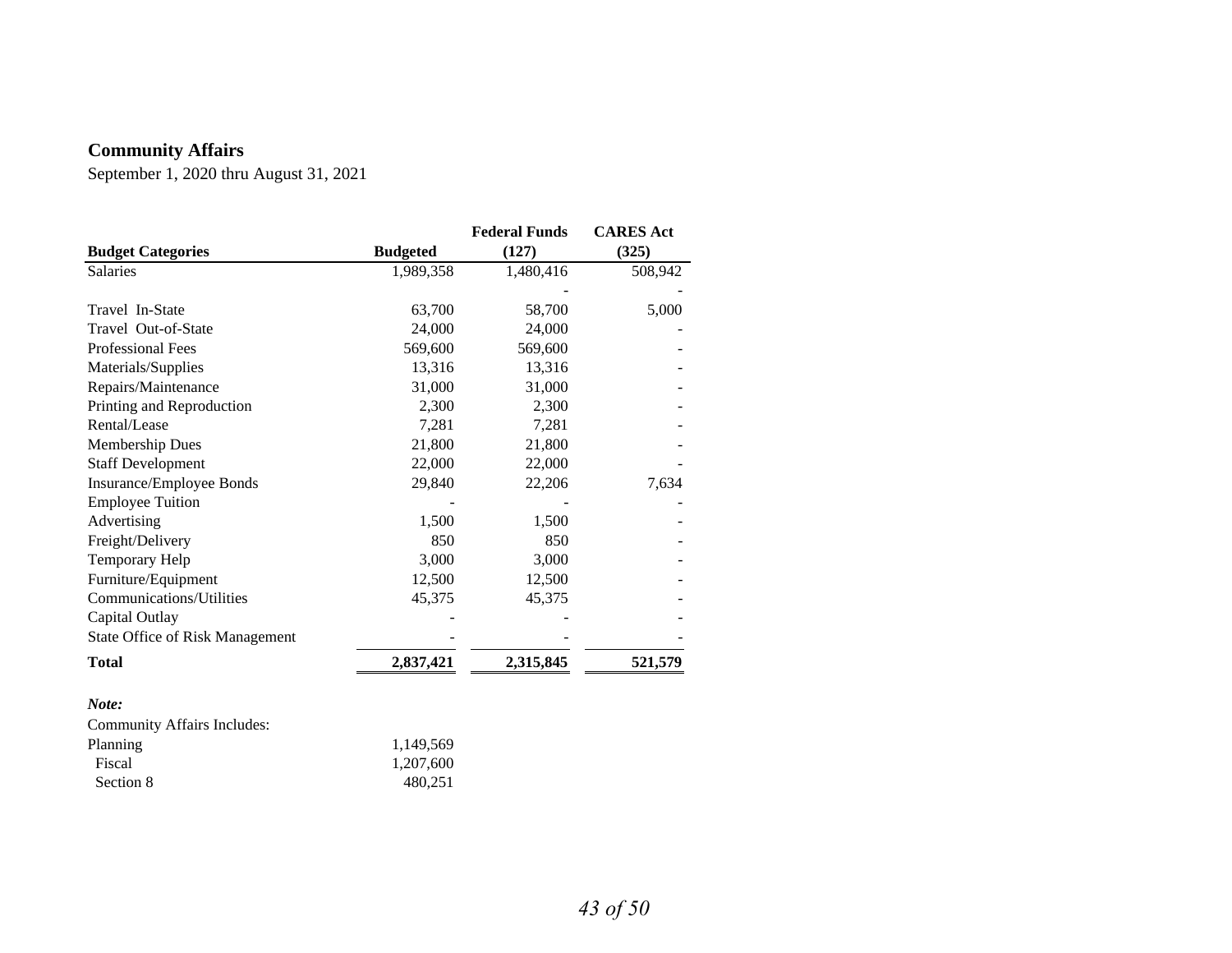**Community Affairs**

September 1, 2020 thru August 31, 2021

| Budget Categories | Budgeted | Federal Funds (127) | CARES Act (325) |
|---|---|---|---|
| Salaries | 1,989,358 | 1,480,416 | 508,942 |
| | | - | - |
| Travel In-State | 63,700 | 58,700 | 5,000 |
| Travel Out-of-State | 24,000 | 24,000 | - |
| Professional Fees | 569,600 | 569,600 | - |
| Materials/Supplies | 13,316 | 13,316 | - |
| Repairs/Maintenance | 31,000 | 31,000 | - |
| Printing and Reproduction | 2,300 | 2,300 | - |
| Rental/Lease | 7,281 | 7,281 | - |
| Membership Dues | 21,800 | 21,800 | - |
| Staff Development | 22,000 | 22,000 | - |
| Insurance/Employee Bonds | 29,840 | 22,206 | 7,634 |
| Employee Tuition | - | - | - |
| Advertising | 1,500 | 1,500 | - |
| Freight/Delivery | 850 | 850 | - |
| Temporary Help | 3,000 | 3,000 | - |
| Furniture/Equipment | 12,500 | 12,500 | - |
| Communications/Utilities | 45,375 | 45,375 | - |
| Capital Outlay | - | - | - |
| State Office of Risk Management | - | - | - |
| **Total** | **2,837,421** | **2,315,845** | **521,579** |

***Note:***

Community Affairs Includes:

| | |
|---|---|
| Planning | 1,149,569 |
| Fiscal | 1,207,600 |
| Section 8 | 480,251 |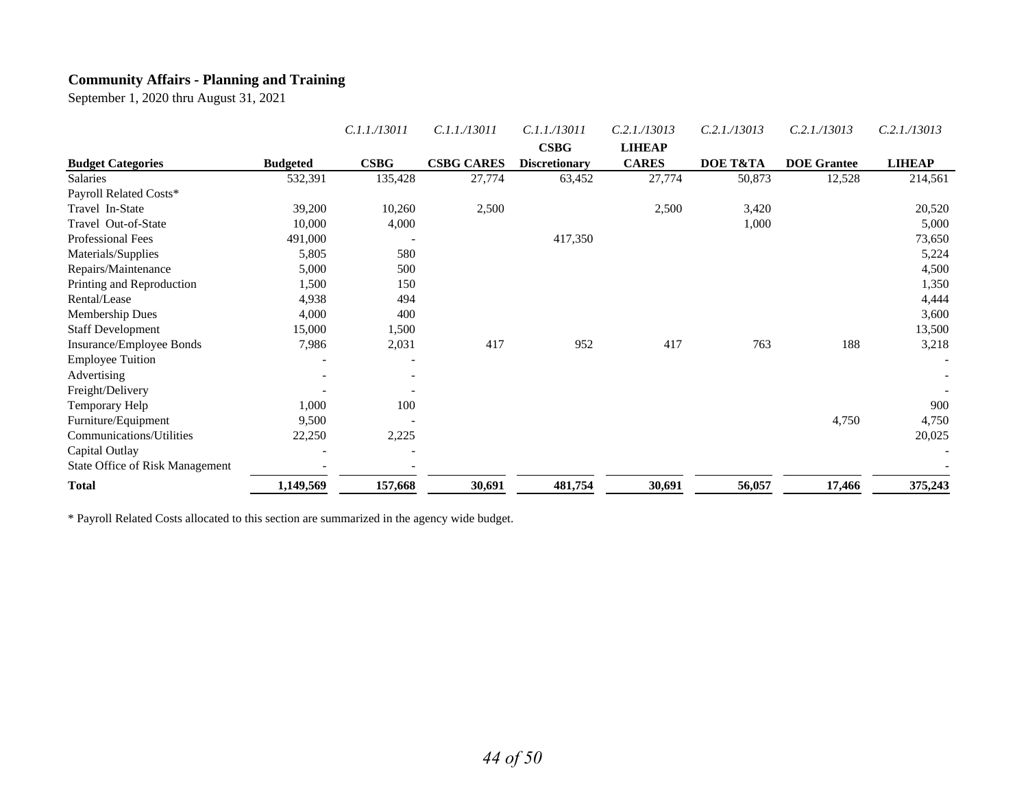**Community Affairs - Planning and Training**

September 1, 2020 thru August 31, 2021

| Budget Categories | Budgeted | *C.1.1./13011* CSBG | *C.1.1./13011* CSBG CARES | *C.1.1./13011* CSBG Discretionary | *C.2.1./13013* LIHEAP CARES | *C.2.1./13013* DOE T&TA | *C.2.1./13013* DOE Grantee | *C.2.1./13013* LIHEAP |
|---|---|---|---|---|---|---|---|---|
| Salaries | 532,391 | 135,428 | 27,774 | 63,452 | 27,774 | 50,873 | 12,528 | 214,561 |
| Payroll Related Costs* | | | | | | | | |
| Travel In-State | 39,200 | 10,260 | 2,500 | | 2,500 | 3,420 | | 20,520 |
| Travel Out-of-State | 10,000 | 4,000 | | | | 1,000 | | 5,000 |
| Professional Fees | 491,000 | - | | 417,350 | | | | 73,650 |
| Materials/Supplies | 5,805 | 580 | | | | | | 5,224 |
| Repairs/Maintenance | 5,000 | 500 | | | | | | 4,500 |
| Printing and Reproduction | 1,500 | 150 | | | | | | 1,350 |
| Rental/Lease | 4,938 | 494 | | | | | | 4,444 |
| Membership Dues | 4,000 | 400 | | | | | | 3,600 |
| Staff Development | 15,000 | 1,500 | | | | | | 13,500 |
| Insurance/Employee Bonds | 7,986 | 2,031 | 417 | 952 | 417 | 763 | 188 | 3,218 |
| Employee Tuition | - | - | | | | | | - |
| Advertising | - | - | | | | | | - |
| Freight/Delivery | - | - | | | | | | - |
| Temporary Help | 1,000 | 100 | | | | | | 900 |
| Furniture/Equipment | 9,500 | - | | | | | 4,750 | 4,750 |
| Communications/Utilities | 22,250 | 2,225 | | | | | | 20,025 |
| Capital Outlay | - | - | | | | | | - |
| State Office of Risk Management | - | - | | | | | | - |
| **Total** | **1,149,569** | **157,668** | **30,691** | **481,754** | **30,691** | **56,057** | **17,466** | **375,243** |

* Payroll Related Costs allocated to this section are summarized in the agency wide budget.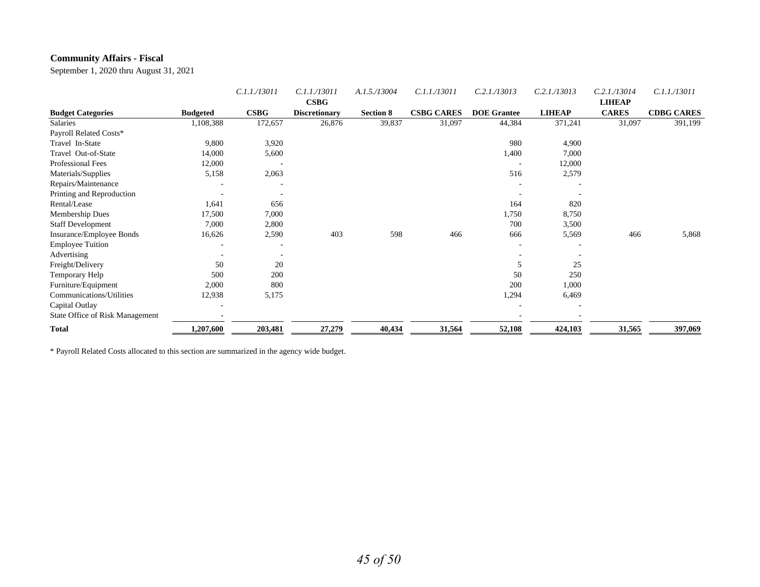**Community Affairs - Fiscal**

September 1, 2020 thru August 31, 2021

| | | *C.1.1./13011* | *C.1.1./13011* | *A.1.5./13004* | *C.1.1./13011* | *C.2.1./13013* | *C.2.1./13013* | *C.2.1./13014* | *C.1.1./13011* |
|---|---|---|---|---|---|---|---|---|---|
| **Budget Categories** | **Budgeted** | **CSBG** | **CSBG Discretionary** | **Section 8** | **CSBG CARES** | **DOE Grantee** | **LIHEAP** | **LIHEAP CARES** | **CDBG CARES** |
| Salaries | 1,108,388 | 172,657 | 26,876 | 39,837 | 31,097 | 44,384 | 371,241 | 31,097 | 391,199 |
| Payroll Related Costs* | | | | | | | | | |
| Travel In-State | 9,800 | 3,920 | | | | 980 | 4,900 | | |
| Travel Out-of-State | 14,000 | 5,600 | | | | 1,400 | 7,000 | | |
| Professional Fees | 12,000 | - | | | | - | 12,000 | | |
| Materials/Supplies | 5,158 | 2,063 | | | | 516 | 2,579 | | |
| Repairs/Maintenance | - | - | | | | - | - | | |
| Printing and Reproduction | - | - | | | | - | - | | |
| Rental/Lease | 1,641 | 656 | | | | 164 | 820 | | |
| Membership Dues | 17,500 | 7,000 | | | | 1,750 | 8,750 | | |
| Staff Development | 7,000 | 2,800 | | | | 700 | 3,500 | | |
| Insurance/Employee Bonds | 16,626 | 2,590 | 403 | 598 | 466 | 666 | 5,569 | 466 | 5,868 |
| Employee Tuition | - | - | | | | - | - | | |
| Advertising | - | - | | | | - | - | | |
| Freight/Delivery | 50 | 20 | | | | 5 | 25 | | |
| Temporary Help | 500 | 200 | | | | 50 | 250 | | |
| Furniture/Equipment | 2,000 | 800 | | | | 200 | 1,000 | | |
| Communications/Utilities | 12,938 | 5,175 | | | | 1,294 | 6,469 | | |
| Capital Outlay | - | | | | | - | - | | |
| State Office of Risk Management | - | | | | | - | - | | |
| **Total** | **1,207,600** | **203,481** | **27,279** | **40,434** | **31,564** | **52,108** | **424,103** | **31,565** | **397,069** |

* Payroll Related Costs allocated to this section are summarized in the agency wide budget.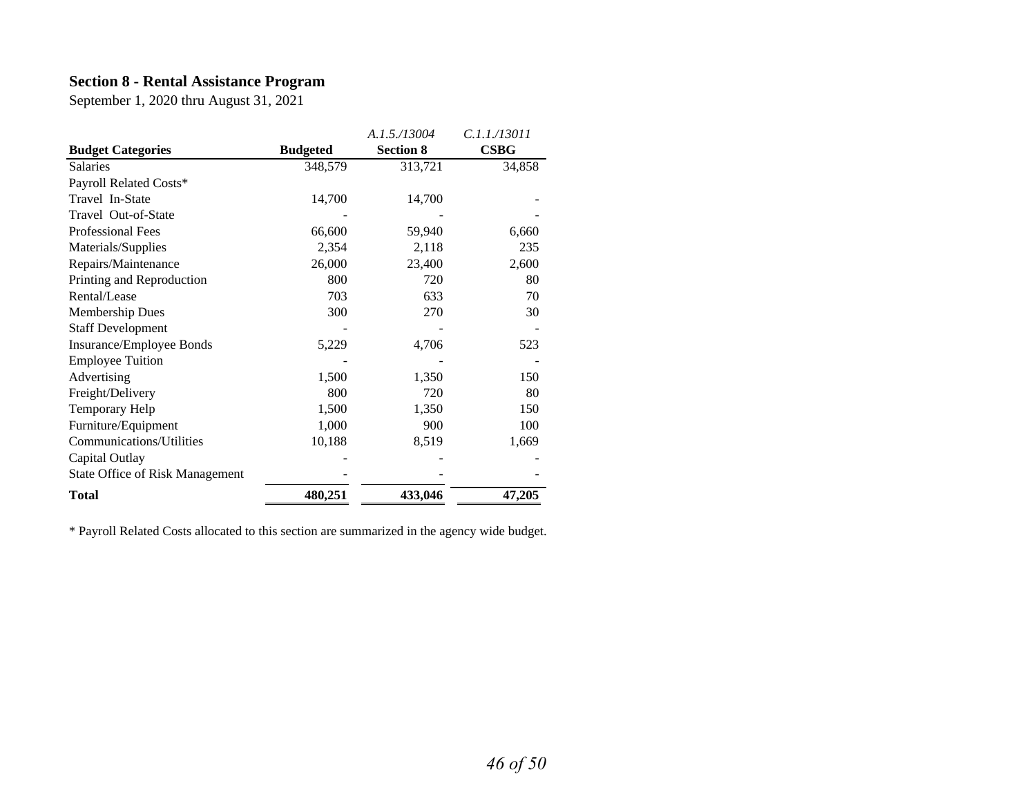**Section 8 - Rental Assistance Program**

September 1, 2020 thru August 31, 2021

| Budget Categories | Budgeted | *A.1.5./13004* Section 8 | *C.1.1./13011* CSBG |
|---|---|---|---|
| Salaries | 348,579 | 313,721 | 34,858 |
| Payroll Related Costs* | | | |
| Travel In-State | 14,700 | 14,700 | - |
| Travel Out-of-State | - | - | - |
| Professional Fees | 66,600 | 59,940 | 6,660 |
| Materials/Supplies | 2,354 | 2,118 | 235 |
| Repairs/Maintenance | 26,000 | 23,400 | 2,600 |
| Printing and Reproduction | 800 | 720 | 80 |
| Rental/Lease | 703 | 633 | 70 |
| Membership Dues | 300 | 270 | 30 |
| Staff Development | - | - | - |
| Insurance/Employee Bonds | 5,229 | 4,706 | 523 |
| Employee Tuition | - | - | - |
| Advertising | 1,500 | 1,350 | 150 |
| Freight/Delivery | 800 | 720 | 80 |
| Temporary Help | 1,500 | 1,350 | 150 |
| Furniture/Equipment | 1,000 | 900 | 100 |
| Communications/Utilities | 10,188 | 8,519 | 1,669 |
| Capital Outlay | - | - | - |
| State Office of Risk Management | - | - | - |
| **Total** | **480,251** | **433,046** | **47,205** |

* Payroll Related Costs allocated to this section are summarized in the agency wide budget.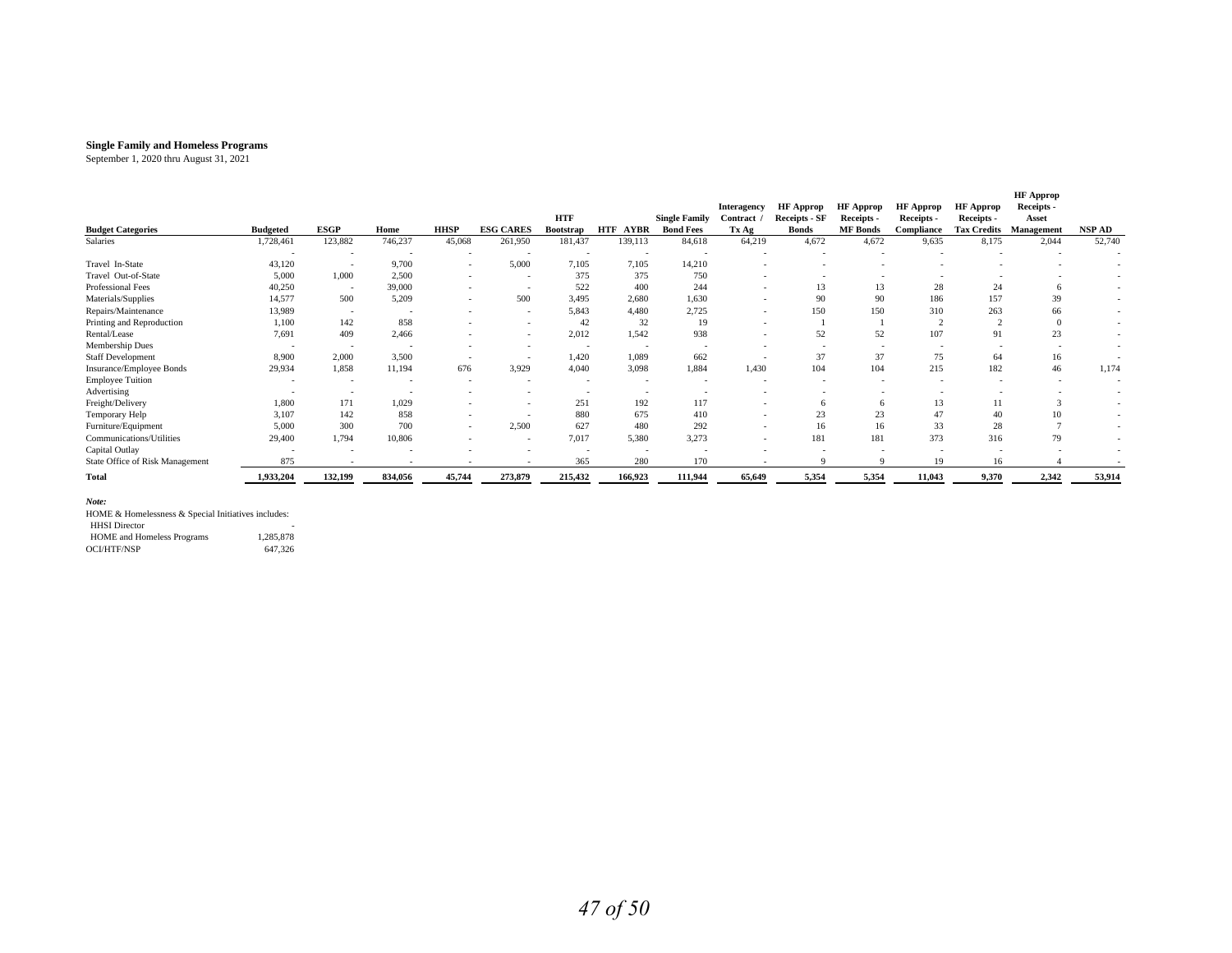**Single Family and Homeless Programs**
September 1, 2020 thru August 31, 2021

| Budget Categories | Budgeted | ESGP | Home | HHSP | ESG CARES | HTF Bootstrap | HTF AYBR | Single Family Bond Fees | Interagency Contract / Tx Ag | HF Approp Receipts - SF Bonds | HF Approp Receipts - MF Bonds | HF Approp Receipts - Compliance | HF Approp Receipts - Tax Credits | HF Approp Receipts - Asset Management | NSP AD |
|---|---|---|---|---|---|---|---|---|---|---|---|---|---|---|---|
| Salaries | 1,728,461 | 123,882 | 746,237 | 45,068 | 261,950 | 181,437 | 139,113 | 84,618 | 64,219 | 4,672 | 4,672 | 9,635 | 8,175 | 2,044 | 52,740 |
| | - | - | - | - | - | - | - | - | - | - | - | - | - | - | - |
| Travel In-State | 43,120 | - | 9,700 | - | 5,000 | 7,105 | 7,105 | 14,210 | - | - | - | - | - | - | - |
| Travel Out-of-State | 5,000 | 1,000 | 2,500 | - | - | 375 | 375 | 750 | - | - | - | - | - | - | - |
| Professional Fees | 40,250 | - | 39,000 | - | - | 522 | 400 | 244 | - | 13 | 13 | 28 | 24 | 6 | - |
| Materials/Supplies | 14,577 | 500 | 5,209 | - | 500 | 3,495 | 2,680 | 1,630 | - | 90 | 90 | 186 | 157 | 39 | - |
| Repairs/Maintenance | 13,989 | - | - | - | - | 5,843 | 4,480 | 2,725 | - | 150 | 150 | 310 | 263 | 66 | - |
| Printing and Reproduction | 1,100 | 142 | 858 | - | - | 42 | 32 | 19 | - | 1 | 1 | 2 | 2 | 0 | - |
| Rental/Lease | 7,691 | 409 | 2,466 | - | - | 2,012 | 1,542 | 938 | - | 52 | 52 | 107 | 91 | 23 | - |
| Membership Dues | - | - | - | - | - | - | - | - | - | - | - | - | - | - | - |
| Staff Development | 8,900 | 2,000 | 3,500 | - | - | 1,420 | 1,089 | 662 | - | 37 | 37 | 75 | 64 | 16 | - |
| Insurance/Employee Bonds | 29,934 | 1,858 | 11,194 | 676 | 3,929 | 4,040 | 3,098 | 1,884 | 1,430 | 104 | 104 | 215 | 182 | 46 | 1,174 |
| Employee Tuition | - | - | - | - | - | - | - | - | - | - | - | - | - | - | - |
| Advertising | - | - | - | - | - | - | - | - | - | - | - | - | - | - | - |
| Freight/Delivery | 1,800 | 171 | 1,029 | - | - | 251 | 192 | 117 | - | 6 | 6 | 13 | 11 | 3 | - |
| Temporary Help | 3,107 | 142 | 858 | - | - | 880 | 675 | 410 | - | 23 | 23 | 47 | 40 | 10 | - |
| Furniture/Equipment | 5,000 | 300 | 700 | - | 2,500 | 627 | 480 | 292 | - | 16 | 16 | 33 | 28 | 7 | - |
| Communications/Utilities | 29,400 | 1,794 | 10,806 | - | - | 7,017 | 5,380 | 3,273 | - | 181 | 181 | 373 | 316 | 79 | - |
| Capital Outlay | - | - | - | - | - | - | - | - | - | - | - | - | - | - | - |
| State Office of Risk Management | 875 | - | - | - | - | 365 | 280 | 170 | - | 9 | 9 | 19 | 16 | 4 | - |
| **Total** | **1,933,204** | **132,199** | **834,056** | **45,744** | **273,879** | **215,432** | **166,923** | **111,944** | **65,649** | **5,354** | **5,354** | **11,043** | **9,370** | **2,342** | **53,914** |

***Note:***

HOME & Homelessness & Special Initiatives includes:

| | |
|---|---|
| HHSI Director | - |
| HOME and Homeless Programs | 1,285,878 |
| OCI/HTF/NSP | 647,326 |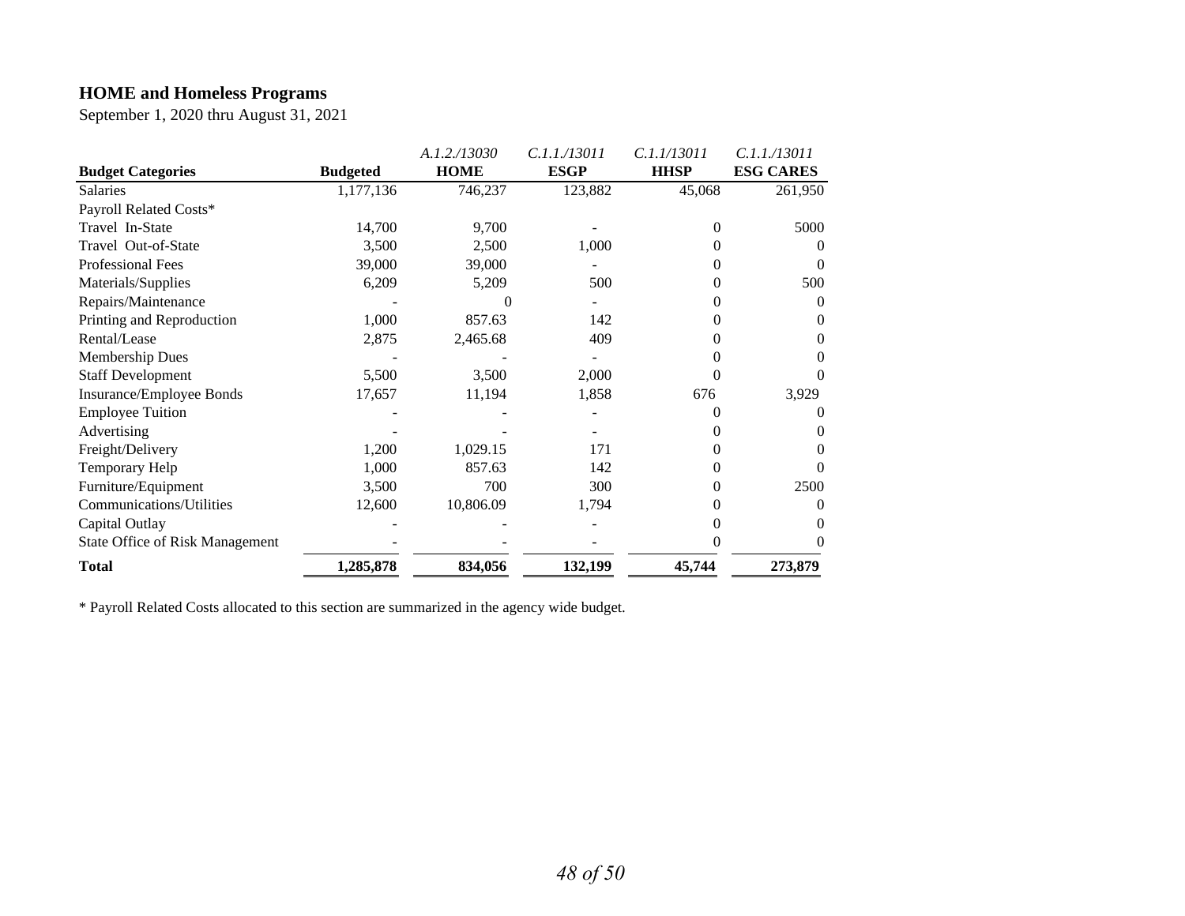**HOME and Homeless Programs**

September 1, 2020 thru August 31, 2021

| | | *A.1.2./13030* | *C.1.1./13011* | *C.1.1/13011* | *C.1.1./13011* |
|---|---|---|---|---|---|
| **Budget Categories** | **Budgeted** | **HOME** | **ESGP** | **HHSP** | **ESG CARES** |
| Salaries | 1,177,136 | 746,237 | 123,882 | 45,068 | 261,950 |
| Payroll Related Costs* | | | | | |
| Travel In-State | 14,700 | 9,700 | - | 0 | 5000 |
| Travel Out-of-State | 3,500 | 2,500 | 1,000 | 0 | 0 |
| Professional Fees | 39,000 | 39,000 | - | 0 | 0 |
| Materials/Supplies | 6,209 | 5,209 | 500 | 0 | 500 |
| Repairs/Maintenance | - | 0 | - | 0 | 0 |
| Printing and Reproduction | 1,000 | 857.63 | 142 | 0 | 0 |
| Rental/Lease | 2,875 | 2,465.68 | 409 | 0 | 0 |
| Membership Dues | - | - | - | 0 | 0 |
| Staff Development | 5,500 | 3,500 | 2,000 | 0 | 0 |
| Insurance/Employee Bonds | 17,657 | 11,194 | 1,858 | 676 | 3,929 |
| Employee Tuition | - | - | - | 0 | 0 |
| Advertising | - | - | - | 0 | 0 |
| Freight/Delivery | 1,200 | 1,029.15 | 171 | 0 | 0 |
| Temporary Help | 1,000 | 857.63 | 142 | 0 | 0 |
| Furniture/Equipment | 3,500 | 700 | 300 | 0 | 2500 |
| Communications/Utilities | 12,600 | 10,806.09 | 1,794 | 0 | 0 |
| Capital Outlay | - | - | - | 0 | 0 |
| State Office of Risk Management | - | - | - | 0 | 0 |
| **Total** | **1,285,878** | **834,056** | **132,199** | **45,744** | **273,879** |

\* Payroll Related Costs allocated to this section are summarized in the agency wide budget.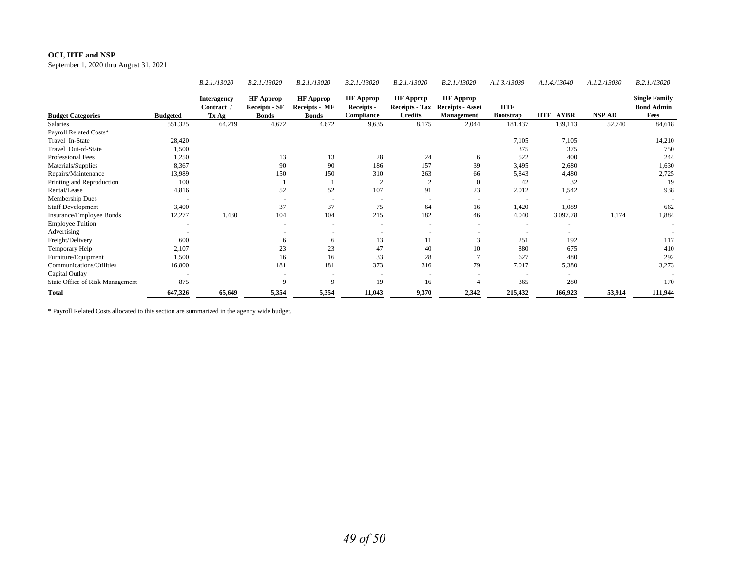**OCI, HTF and NSP**

September 1, 2020 thru August 31, 2021

| Budget Categories | Budgeted | *B.2.1./13020* Interagency Contract / Tx Ag | *B.2.1./13020* HF Approp Receipts - SF Bonds | *B.2.1./13020* HF Approp Receipts - MF Bonds | *B.2.1./13020* HF Approp Receipts - Compliance | *B.2.1./13020* HF Approp Receipts - Tax Credits | *B.2.1./13020* HF Approp Receipts - Asset Management | *A.1.3./13039* HTF Bootstrap | *A.1.4./13040* HTF AYBR | *A.1.2./13030* NSP AD | *B.2.1./13020* Single Family Bond Admin Fees |
|---|---|---|---|---|---|---|---|---|---|---|---|
| Salaries | 551,325 | 64,219 | 4,672 | 4,672 | 9,635 | 8,175 | 2,044 | 181,437 | 139,113 | 52,740 | 84,618 |
| Payroll Related Costs* | | | | | | | | | | | |
| Travel In-State | 28,420 | | | | | | | 7,105 | 7,105 | | 14,210 |
| Travel Out-of-State | 1,500 | | | | | | | 375 | 375 | | 750 |
| Professional Fees | 1,250 | | 13 | 13 | 28 | 24 | 6 | 522 | 400 | | 244 |
| Materials/Supplies | 8,367 | | 90 | 90 | 186 | 157 | 39 | 3,495 | 2,680 | | 1,630 |
| Repairs/Maintenance | 13,989 | | 150 | 150 | 310 | 263 | 66 | 5,843 | 4,480 | | 2,725 |
| Printing and Reproduction | 100 | | 1 | 1 | 2 | 2 | 0 | 42 | 32 | | 19 |
| Rental/Lease | 4,816 | | 52 | 52 | 107 | 91 | 23 | 2,012 | 1,542 | | 938 |
| Membership Dues | - | | - | - | - | - | - | - | - | | - |
| Staff Development | 3,400 | | 37 | 37 | 75 | 64 | 16 | 1,420 | 1,089 | | 662 |
| Insurance/Employee Bonds | 12,277 | 1,430 | 104 | 104 | 215 | 182 | 46 | 4,040 | 3,097.78 | 1,174 | 1,884 |
| Employee Tuition | - | | - | - | - | - | - | - | - | | - |
| Advertising | - | | - | - | - | - | - | - | - | | - |
| Freight/Delivery | 600 | | 6 | 6 | 13 | 11 | 3 | 251 | 192 | | 117 |
| Temporary Help | 2,107 | | 23 | 23 | 47 | 40 | 10 | 880 | 675 | | 410 |
| Furniture/Equipment | 1,500 | | 16 | 16 | 33 | 28 | 7 | 627 | 480 | | 292 |
| Communications/Utilities | 16,800 | | 181 | 181 | 373 | 316 | 79 | 7,017 | 5,380 | | 3,273 |
| Capital Outlay | - | | - | - | - | - | - | - | - | | - |
| State Office of Risk Management | 875 | | 9 | 9 | 19 | 16 | 4 | 365 | 280 | | 170 |
| **Total** | **647,326** | **65,649** | **5,354** | **5,354** | **11,043** | **9,370** | **2,342** | **215,432** | **166,923** | **53,914** | **111,944** |

\* Payroll Related Costs allocated to this section are summarized in the agency wide budget.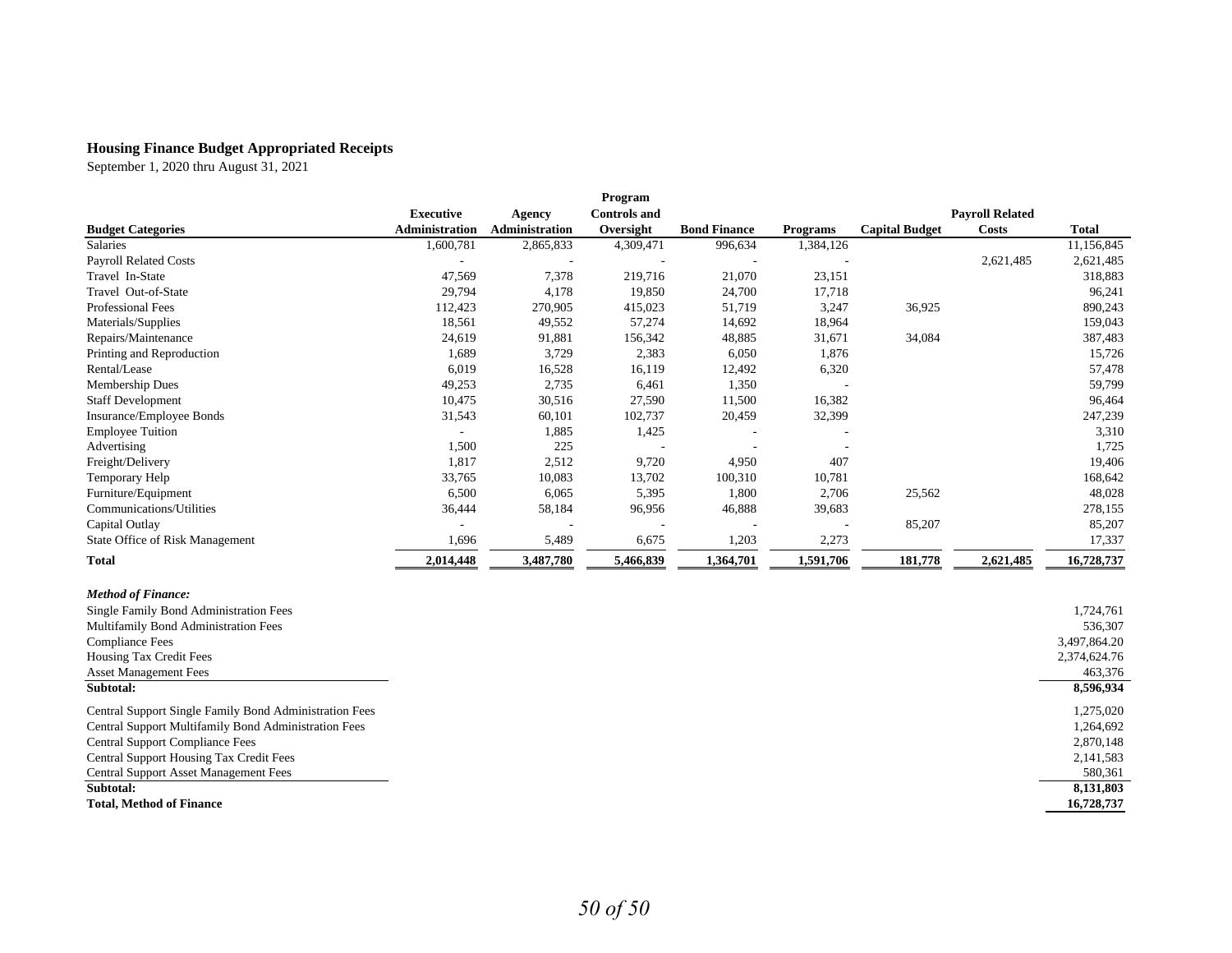**Housing Finance Budget Appropriated Receipts**

September 1, 2020 thru August 31, 2021

| Budget Categories | Executive Administration | Agency Administration | Program Controls and Oversight | Bond Finance | Programs | Capital Budget | Payroll Related Costs | Total |
|---|---|---|---|---|---|---|---|---|
| Salaries | 1,600,781 | 2,865,833 | 4,309,471 | 996,634 | 1,384,126 | | | 11,156,845 |
| Payroll Related Costs | - | - | - | - | - | | 2,621,485 | 2,621,485 |
| Travel In-State | 47,569 | 7,378 | 219,716 | 21,070 | 23,151 | | | 318,883 |
| Travel Out-of-State | 29,794 | 4,178 | 19,850 | 24,700 | 17,718 | | | 96,241 |
| Professional Fees | 112,423 | 270,905 | 415,023 | 51,719 | 3,247 | 36,925 | | 890,243 |
| Materials/Supplies | 18,561 | 49,552 | 57,274 | 14,692 | 18,964 | | | 159,043 |
| Repairs/Maintenance | 24,619 | 91,881 | 156,342 | 48,885 | 31,671 | 34,084 | | 387,483 |
| Printing and Reproduction | 1,689 | 3,729 | 2,383 | 6,050 | 1,876 | | | 15,726 |
| Rental/Lease | 6,019 | 16,528 | 16,119 | 12,492 | 6,320 | | | 57,478 |
| Membership Dues | 49,253 | 2,735 | 6,461 | 1,350 | - | | | 59,799 |
| Staff Development | 10,475 | 30,516 | 27,590 | 11,500 | 16,382 | | | 96,464 |
| Insurance/Employee Bonds | 31,543 | 60,101 | 102,737 | 20,459 | 32,399 | | | 247,239 |
| Employee Tuition | - | 1,885 | 1,425 | - | - | | | 3,310 |
| Advertising | 1,500 | 225 | - | - | - | | | 1,725 |
| Freight/Delivery | 1,817 | 2,512 | 9,720 | 4,950 | 407 | | | 19,406 |
| Temporary Help | 33,765 | 10,083 | 13,702 | 100,310 | 10,781 | | | 168,642 |
| Furniture/Equipment | 6,500 | 6,065 | 5,395 | 1,800 | 2,706 | 25,562 | | 48,028 |
| Communications/Utilities | 36,444 | 58,184 | 96,956 | 46,888 | 39,683 | | | 278,155 |
| Capital Outlay | - | - | - | - | - | 85,207 | | 85,207 |
| State Office of Risk Management | 1,696 | 5,489 | 6,675 | 1,203 | 2,273 | | | 17,337 |
| **Total** | **2,014,448** | **3,487,780** | **5,466,839** | **1,364,701** | **1,591,706** | **181,778** | **2,621,485** | **16,728,737** |

***Method of Finance:***

| | |
|---|---|
| Single Family Bond Administration Fees | 1,724,761 |
| Multifamily Bond Administration Fees | 536,307 |
| Compliance Fees | 3,497,864.20 |
| Housing Tax Credit Fees | 2,374,624.76 |
| Asset Management Fees | 463,376 |
| **Subtotal:** | **8,596,934** |
| Central Support Single Family Bond Administration Fees | 1,275,020 |
| Central Support Multifamily Bond Administration Fees | 1,264,692 |
| Central Support Compliance Fees | 2,870,148 |
| Central Support Housing Tax Credit Fees | 2,141,583 |
| Central Support Asset Management Fees | 580,361 |
| **Subtotal:** | **8,131,803** |
| **Total, Method of Finance** | **16,728,737** |